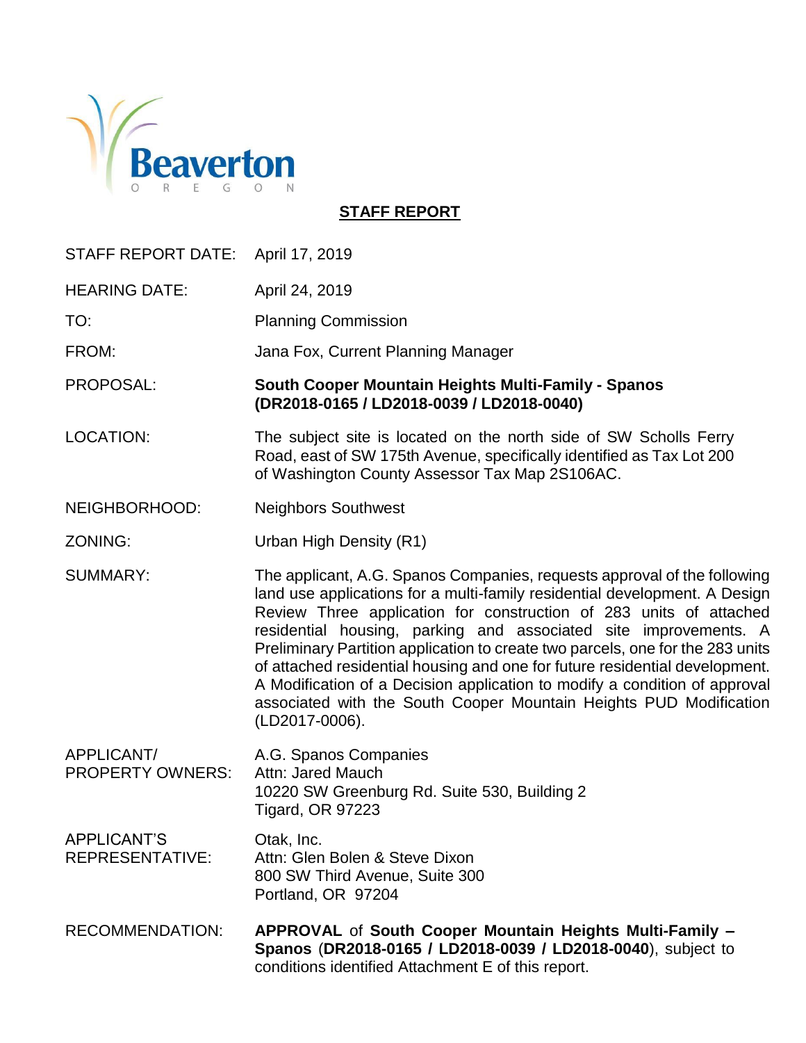Beaverton
O R E G O N

# STAFF REPORT

| | |
|---|---|
| STAFF REPORT DATE: | April 17, 2019 |
| HEARING DATE: | April 24, 2019 |
| TO: | Planning Commission |
| FROM: | Jana Fox, Current Planning Manager |
| PROPOSAL: | **South Cooper Mountain Heights Multi-Family - Spanos (DR2018-0165 / LD2018-0039 / LD2018-0040)** |
| LOCATION: | The subject site is located on the north side of SW Scholls Ferry Road, east of SW 175th Avenue, specifically identified as Tax Lot 200 of Washington County Assessor Tax Map 2S106AC. |
| NEIGHBORHOOD: | Neighbors Southwest |
| ZONING: | Urban High Density (R1) |
| SUMMARY: | The applicant, A.G. Spanos Companies, requests approval of the following land use applications for a multi-family residential development. A Design Review Three application for construction of 283 units of attached residential housing, parking and associated site improvements. A Preliminary Partition application to create two parcels, one for the 283 units of attached residential housing and one for future residential development. A Modification of a Decision application to modify a condition of approval associated with the South Cooper Mountain Heights PUD Modification (LD2017-0006). |
| APPLICANT/ PROPERTY OWNERS: | A.G. Spanos Companies<br>Attn: Jared Mauch<br>10220 SW Greenburg Rd. Suite 530, Building 2<br>Tigard, OR 97223 |
| APPLICANT'S REPRESENTATIVE: | Otak, Inc.<br>Attn: Glen Bolen & Steve Dixon<br>800 SW Third Avenue, Suite 300<br>Portland, OR 97204 |
| RECOMMENDATION: | **APPROVAL** of **South Cooper Mountain Heights Multi-Family – Spanos** (**DR2018-0165 / LD2018-0039 / LD2018-0040**), subject to conditions identified Attachment E of this report. |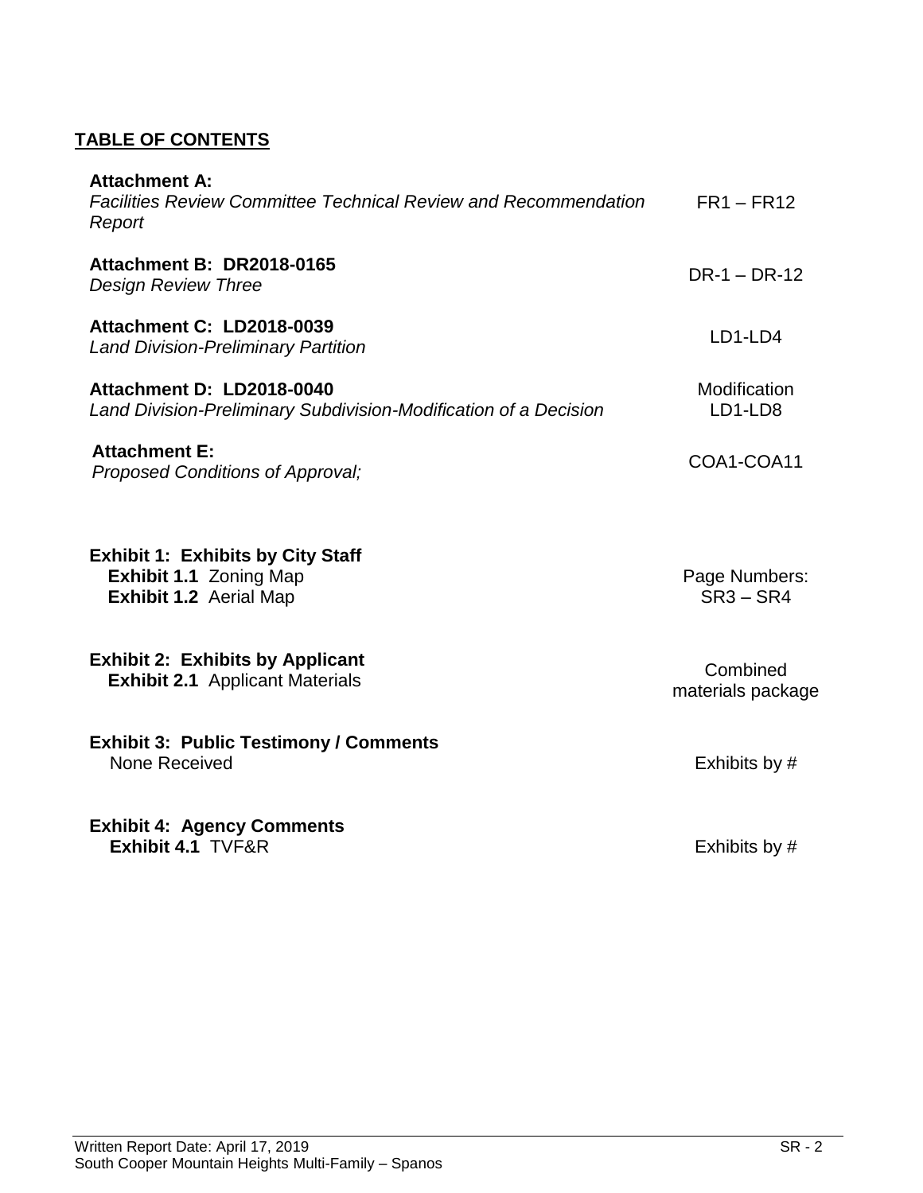## TABLE OF CONTENTS

| | |
|---|---|
| **Attachment A:**<br>*Facilities Review Committee Technical Review and Recommendation Report* | FR1 – FR12 |
| **Attachment B: DR2018-0165**<br>*Design Review Three* | DR-1 – DR-12 |
| **Attachment C: LD2018-0039**<br>*Land Division-Preliminary Partition* | LD1-LD4 |
| **Attachment D: LD2018-0040**<br>*Land Division-Preliminary Subdivision-Modification of a Decision* | Modification LD1-LD8 |
| **Attachment E:**<br>*Proposed Conditions of Approval;* | COA1-COA11 |

| | |
|---|---|
| **Exhibit 1: Exhibits by City Staff**<br>**Exhibit 1.1** Zoning Map<br>**Exhibit 1.2** Aerial Map | Page Numbers:<br>SR3 – SR4 |
| **Exhibit 2: Exhibits by Applicant**<br>**Exhibit 2.1** Applicant Materials | Combined materials package |
| **Exhibit 3: Public Testimony / Comments**<br>None Received | Exhibits by # |
| **Exhibit 4: Agency Comments**<br>**Exhibit 4.1** TVF&R | Exhibits by # |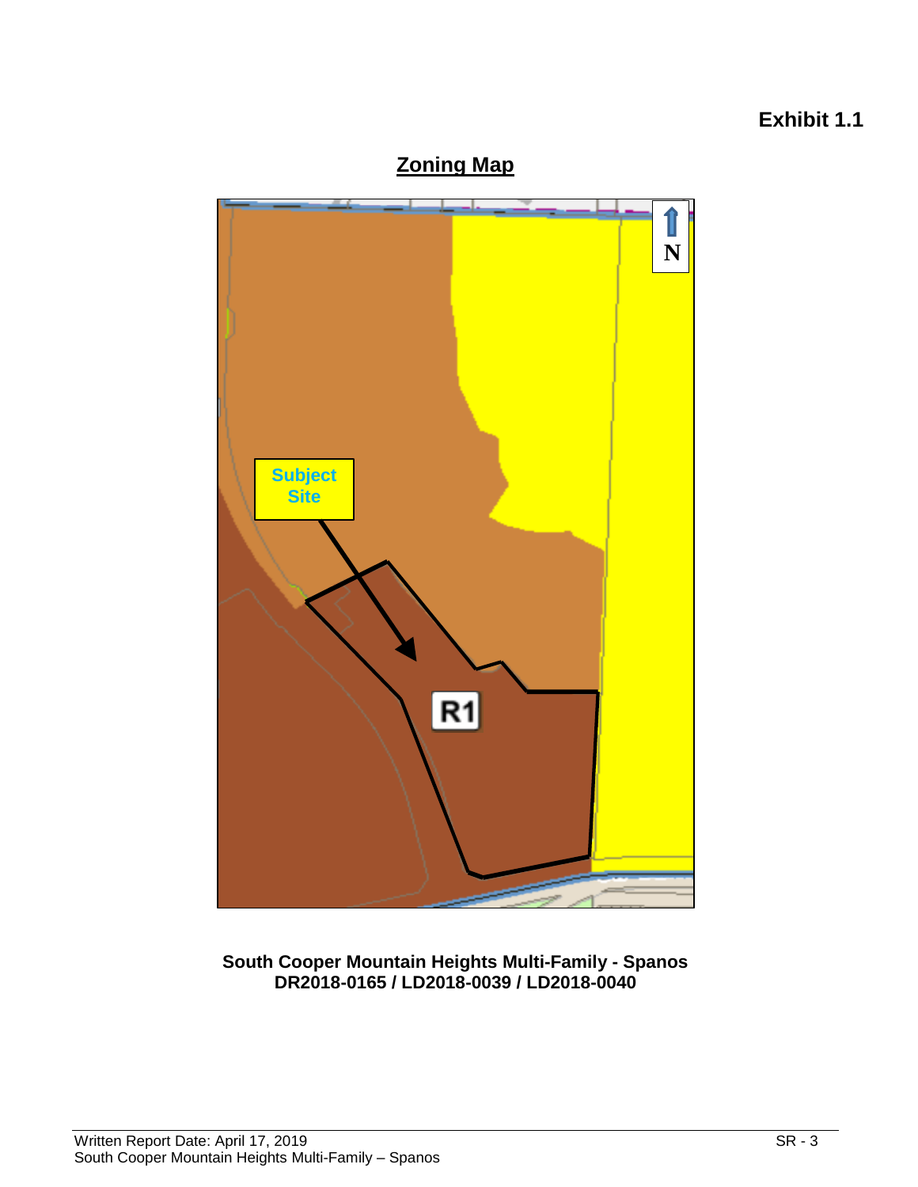**Exhibit 1.1**

## Zoning Map

Subject Site

R1

N

**South Cooper Mountain Heights Multi-Family - Spanos**
**DR2018-0165 / LD2018-0039 / LD2018-0040**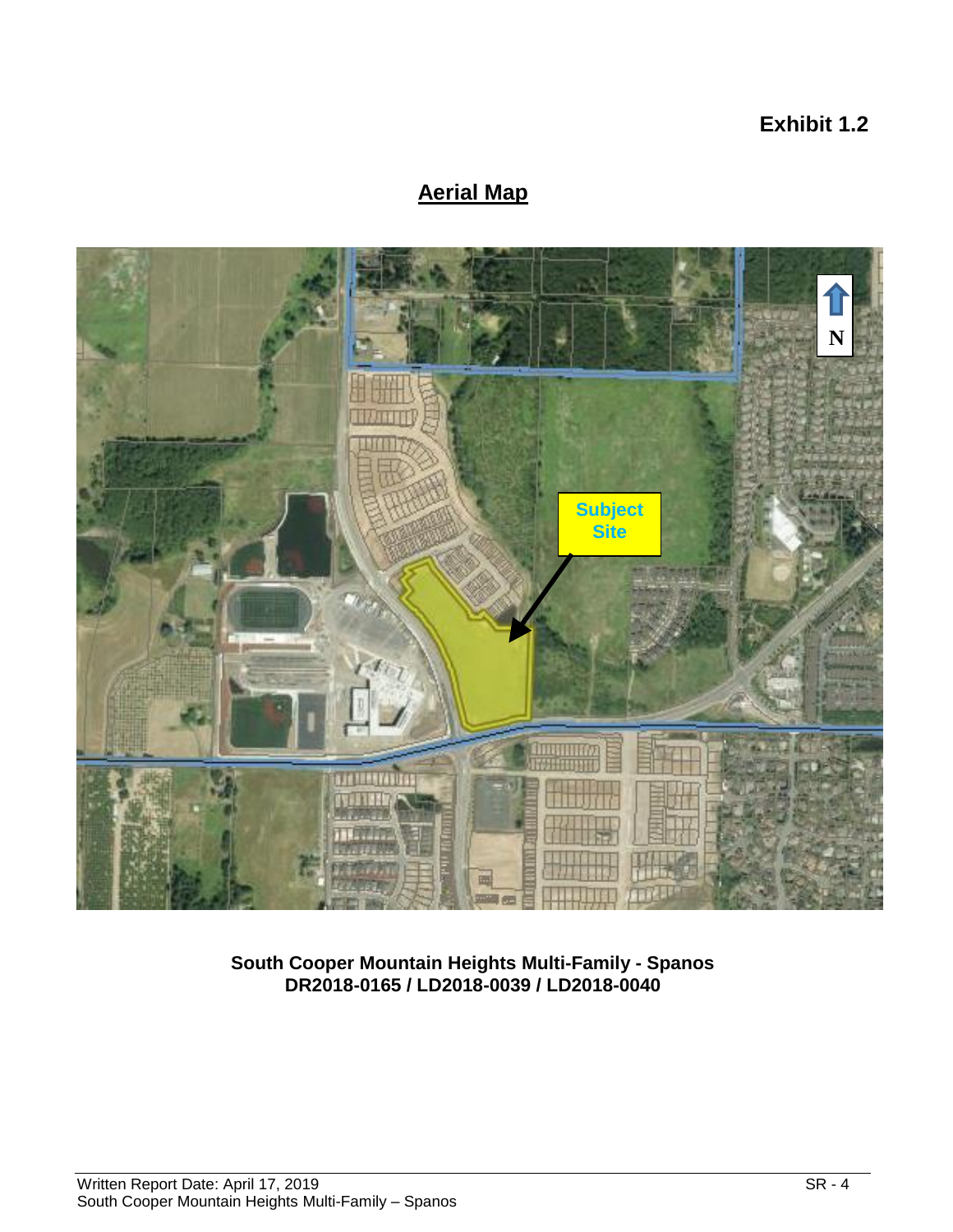**Exhibit 1.2**

## Aerial Map

Subject Site

N

**South Cooper Mountain Heights Multi-Family - Spanos**
**DR2018-0165 / LD2018-0039 / LD2018-0040**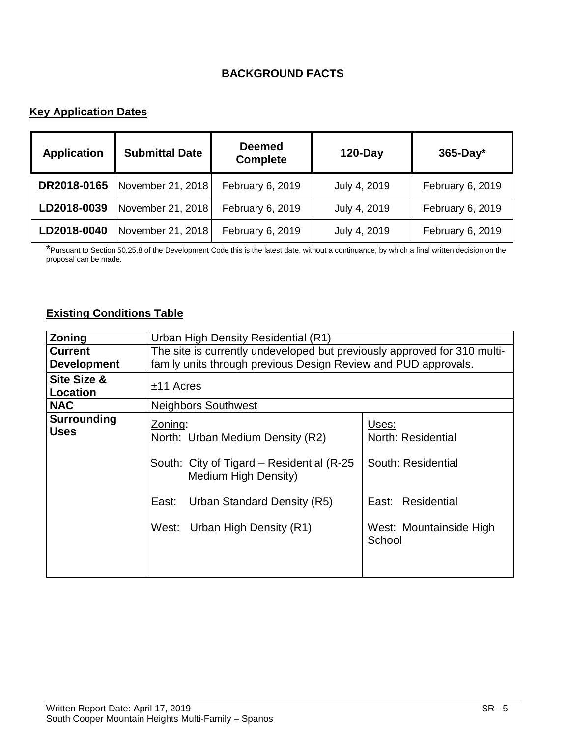## BACKGROUND FACTS

### Key Application Dates

| Application | Submittal Date | Deemed Complete | 120-Day | 365-Day* |
|---|---|---|---|---|
| DR2018-0165 | November 21, 2018 | February 6, 2019 | July 4, 2019 | February 6, 2019 |
| LD2018-0039 | November 21, 2018 | February 6, 2019 | July 4, 2019 | February 6, 2019 |
| LD2018-0040 | November 21, 2018 | February 6, 2019 | July 4, 2019 | February 6, 2019 |

*Pursuant to Section 50.25.8 of the Development Code this is the latest date, without a continuance, by which a final written decision on the proposal can be made.

### Existing Conditions Table

| | | |
|---|---|---|
| **Zoning** | Urban High Density Residential (R1) | |
| **Current Development** | The site is currently undeveloped but previously approved for 310 multi-family units through previous Design Review and PUD approvals. | |
| **Site Size & Location** | ±11 Acres | |
| **NAC** | Neighbors Southwest | |
| **Surrounding Uses** | Zoning:<br>North: Urban Medium Density (R2)<br>South: City of Tigard – Residential (R-25 Medium High Density)<br>East: Urban Standard Density (R5)<br>West: Urban High Density (R1) | Uses:<br>North: Residential<br>South: Residential<br>East: Residential<br>West: Mountainside High School |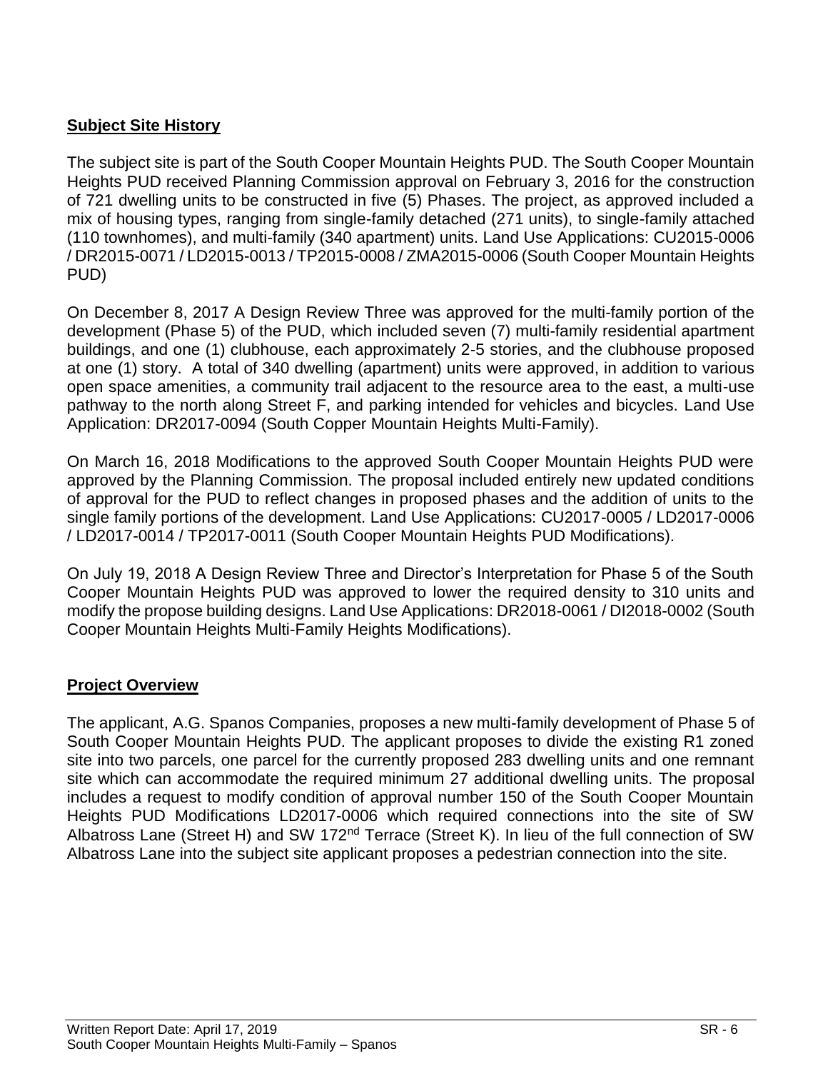## Subject Site History

The subject site is part of the South Cooper Mountain Heights PUD. The South Cooper Mountain Heights PUD received Planning Commission approval on February 3, 2016 for the construction of 721 dwelling units to be constructed in five (5) Phases. The project, as approved included a mix of housing types, ranging from single-family detached (271 units), to single-family attached (110 townhomes), and multi-family (340 apartment) units. Land Use Applications: CU2015-0006 / DR2015-0071 / LD2015-0013 / TP2015-0008 / ZMA2015-0006 (South Cooper Mountain Heights PUD)

On December 8, 2017 A Design Review Three was approved for the multi-family portion of the development (Phase 5) of the PUD, which included seven (7) multi-family residential apartment buildings, and one (1) clubhouse, each approximately 2-5 stories, and the clubhouse proposed at one (1) story. A total of 340 dwelling (apartment) units were approved, in addition to various open space amenities, a community trail adjacent to the resource area to the east, a multi-use pathway to the north along Street F, and parking intended for vehicles and bicycles. Land Use Application: DR2017-0094 (South Copper Mountain Heights Multi-Family).

On March 16, 2018 Modifications to the approved South Cooper Mountain Heights PUD were approved by the Planning Commission. The proposal included entirely new updated conditions of approval for the PUD to reflect changes in proposed phases and the addition of units to the single family portions of the development. Land Use Applications: CU2017-0005 / LD2017-0006 / LD2017-0014 / TP2017-0011 (South Cooper Mountain Heights PUD Modifications).

On July 19, 2018 A Design Review Three and Director's Interpretation for Phase 5 of the South Cooper Mountain Heights PUD was approved to lower the required density to 310 units and modify the propose building designs. Land Use Applications: DR2018-0061 / DI2018-0002 (South Cooper Mountain Heights Multi-Family Heights Modifications).

## Project Overview

The applicant, A.G. Spanos Companies, proposes a new multi-family development of Phase 5 of South Cooper Mountain Heights PUD. The applicant proposes to divide the existing R1 zoned site into two parcels, one parcel for the currently proposed 283 dwelling units and one remnant site which can accommodate the required minimum 27 additional dwelling units. The proposal includes a request to modify condition of approval number 150 of the South Cooper Mountain Heights PUD Modifications LD2017-0006 which required connections into the site of SW Albatross Lane (Street H) and SW 172nd Terrace (Street K). In lieu of the full connection of SW Albatross Lane into the subject site applicant proposes a pedestrian connection into the site.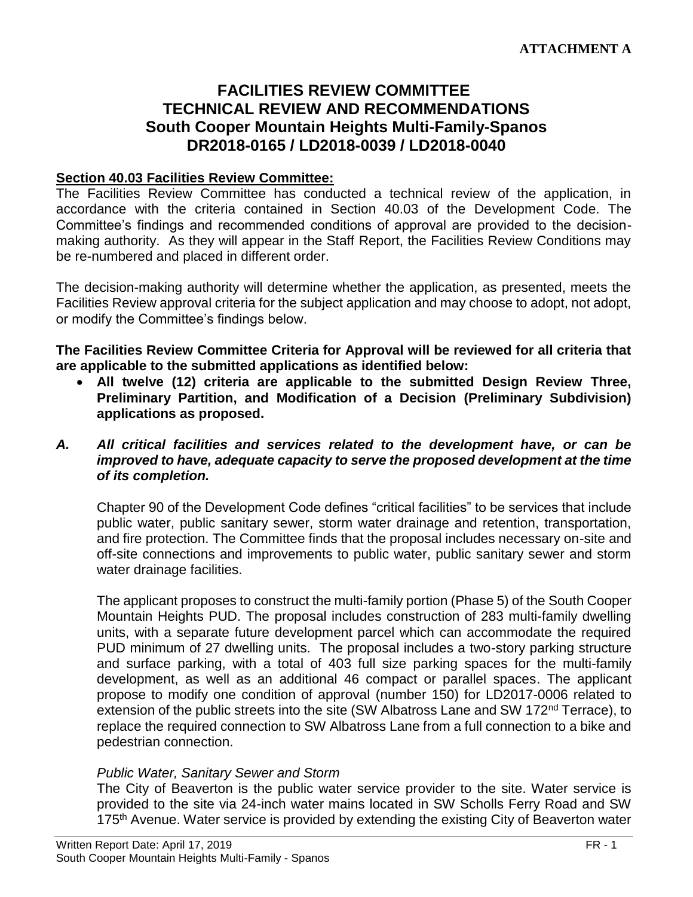**ATTACHMENT A**

# FACILITIES REVIEW COMMITTEE
# TECHNICAL REVIEW AND RECOMMENDATIONS
# South Cooper Mountain Heights Multi-Family-Spanos
# DR2018-0165 / LD2018-0039 / LD2018-0040

**Section 40.03 Facilities Review Committee:**

The Facilities Review Committee has conducted a technical review of the application, in accordance with the criteria contained in Section 40.03 of the Development Code. The Committee's findings and recommended conditions of approval are provided to the decision-making authority. As they will appear in the Staff Report, the Facilities Review Conditions may be re-numbered and placed in different order.

The decision-making authority will determine whether the application, as presented, meets the Facilities Review approval criteria for the subject application and may choose to adopt, not adopt, or modify the Committee's findings below.

**The Facilities Review Committee Criteria for Approval will be reviewed for all criteria that are applicable to the submitted applications as identified below:**

- **All twelve (12) criteria are applicable to the submitted Design Review Three, Preliminary Partition, and Modification of a Decision (Preliminary Subdivision) applications as proposed.**

***A. All critical facilities and services related to the development have, or can be improved to have, adequate capacity to serve the proposed development at the time of its completion.***

Chapter 90 of the Development Code defines "critical facilities" to be services that include public water, public sanitary sewer, storm water drainage and retention, transportation, and fire protection. The Committee finds that the proposal includes necessary on-site and off-site connections and improvements to public water, public sanitary sewer and storm water drainage facilities.

The applicant proposes to construct the multi-family portion (Phase 5) of the South Cooper Mountain Heights PUD. The proposal includes construction of 283 multi-family dwelling units, with a separate future development parcel which can accommodate the required PUD minimum of 27 dwelling units. The proposal includes a two-story parking structure and surface parking, with a total of 403 full size parking spaces for the multi-family development, as well as an additional 46 compact or parallel spaces. The applicant propose to modify one condition of approval (number 150) for LD2017-0006 related to extension of the public streets into the site (SW Albatross Lane and SW 172nd Terrace), to replace the required connection to SW Albatross Lane from a full connection to a bike and pedestrian connection.

*Public Water, Sanitary Sewer and Storm*

The City of Beaverton is the public water service provider to the site. Water service is provided to the site via 24-inch water mains located in SW Scholls Ferry Road and SW 175th Avenue. Water service is provided by extending the existing City of Beaverton water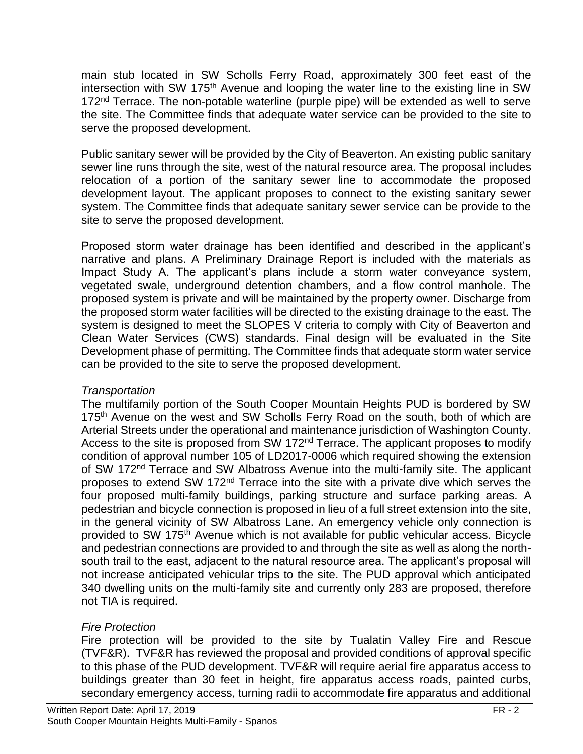main stub located in SW Scholls Ferry Road, approximately 300 feet east of the intersection with SW 175th Avenue and looping the water line to the existing line in SW 172nd Terrace. The non-potable waterline (purple pipe) will be extended as well to serve the site. The Committee finds that adequate water service can be provided to the site to serve the proposed development.

Public sanitary sewer will be provided by the City of Beaverton. An existing public sanitary sewer line runs through the site, west of the natural resource area. The proposal includes relocation of a portion of the sanitary sewer line to accommodate the proposed development layout. The applicant proposes to connect to the existing sanitary sewer system. The Committee finds that adequate sanitary sewer service can be provide to the site to serve the proposed development.

Proposed storm water drainage has been identified and described in the applicant's narrative and plans. A Preliminary Drainage Report is included with the materials as Impact Study A. The applicant's plans include a storm water conveyance system, vegetated swale, underground detention chambers, and a flow control manhole. The proposed system is private and will be maintained by the property owner. Discharge from the proposed storm water facilities will be directed to the existing drainage to the east. The system is designed to meet the SLOPES V criteria to comply with City of Beaverton and Clean Water Services (CWS) standards. Final design will be evaluated in the Site Development phase of permitting. The Committee finds that adequate storm water service can be provided to the site to serve the proposed development.

*Transportation*

The multifamily portion of the South Cooper Mountain Heights PUD is bordered by SW 175th Avenue on the west and SW Scholls Ferry Road on the south, both of which are Arterial Streets under the operational and maintenance jurisdiction of Washington County. Access to the site is proposed from SW 172nd Terrace. The applicant proposes to modify condition of approval number 105 of LD2017-0006 which required showing the extension of SW 172nd Terrace and SW Albatross Avenue into the multi-family site. The applicant proposes to extend SW 172nd Terrace into the site with a private dive which serves the four proposed multi-family buildings, parking structure and surface parking areas. A pedestrian and bicycle connection is proposed in lieu of a full street extension into the site, in the general vicinity of SW Albatross Lane. An emergency vehicle only connection is provided to SW 175th Avenue which is not available for public vehicular access. Bicycle and pedestrian connections are provided to and through the site as well as along the north-south trail to the east, adjacent to the natural resource area. The applicant's proposal will not increase anticipated vehicular trips to the site. The PUD approval which anticipated 340 dwelling units on the multi-family site and currently only 283 are proposed, therefore not TIA is required.

*Fire Protection*

Fire protection will be provided to the site by Tualatin Valley Fire and Rescue (TVF&R). TVF&R has reviewed the proposal and provided conditions of approval specific to this phase of the PUD development. TVF&R will require aerial fire apparatus access to buildings greater than 30 feet in height, fire apparatus access roads, painted curbs, secondary emergency access, turning radii to accommodate fire apparatus and additional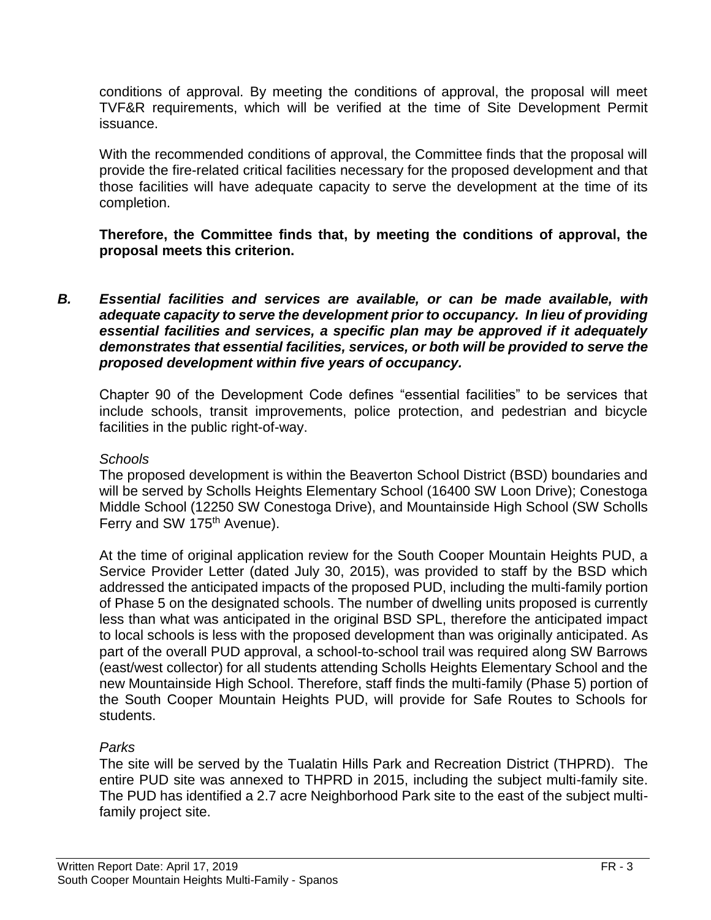conditions of approval. By meeting the conditions of approval, the proposal will meet TVF&R requirements, which will be verified at the time of Site Development Permit issuance.

With the recommended conditions of approval, the Committee finds that the proposal will provide the fire-related critical facilities necessary for the proposed development and that those facilities will have adequate capacity to serve the development at the time of its completion.

**Therefore, the Committee finds that, by meeting the conditions of approval, the proposal meets this criterion.**

***B. Essential facilities and services are available, or can be made available, with adequate capacity to serve the development prior to occupancy. In lieu of providing essential facilities and services, a specific plan may be approved if it adequately demonstrates that essential facilities, services, or both will be provided to serve the proposed development within five years of occupancy.***

Chapter 90 of the Development Code defines "essential facilities" to be services that include schools, transit improvements, police protection, and pedestrian and bicycle facilities in the public right-of-way.

*Schools*

The proposed development is within the Beaverton School District (BSD) boundaries and will be served by Scholls Heights Elementary School (16400 SW Loon Drive); Conestoga Middle School (12250 SW Conestoga Drive), and Mountainside High School (SW Scholls Ferry and SW 175th Avenue).

At the time of original application review for the South Cooper Mountain Heights PUD, a Service Provider Letter (dated July 30, 2015), was provided to staff by the BSD which addressed the anticipated impacts of the proposed PUD, including the multi-family portion of Phase 5 on the designated schools. The number of dwelling units proposed is currently less than what was anticipated in the original BSD SPL, therefore the anticipated impact to local schools is less with the proposed development than was originally anticipated. As part of the overall PUD approval, a school-to-school trail was required along SW Barrows (east/west collector) for all students attending Scholls Heights Elementary School and the new Mountainside High School. Therefore, staff finds the multi-family (Phase 5) portion of the South Cooper Mountain Heights PUD, will provide for Safe Routes to Schools for students.

*Parks*

The site will be served by the Tualatin Hills Park and Recreation District (THPRD). The entire PUD site was annexed to THPRD in 2015, including the subject multi-family site. The PUD has identified a 2.7 acre Neighborhood Park site to the east of the subject multi-family project site.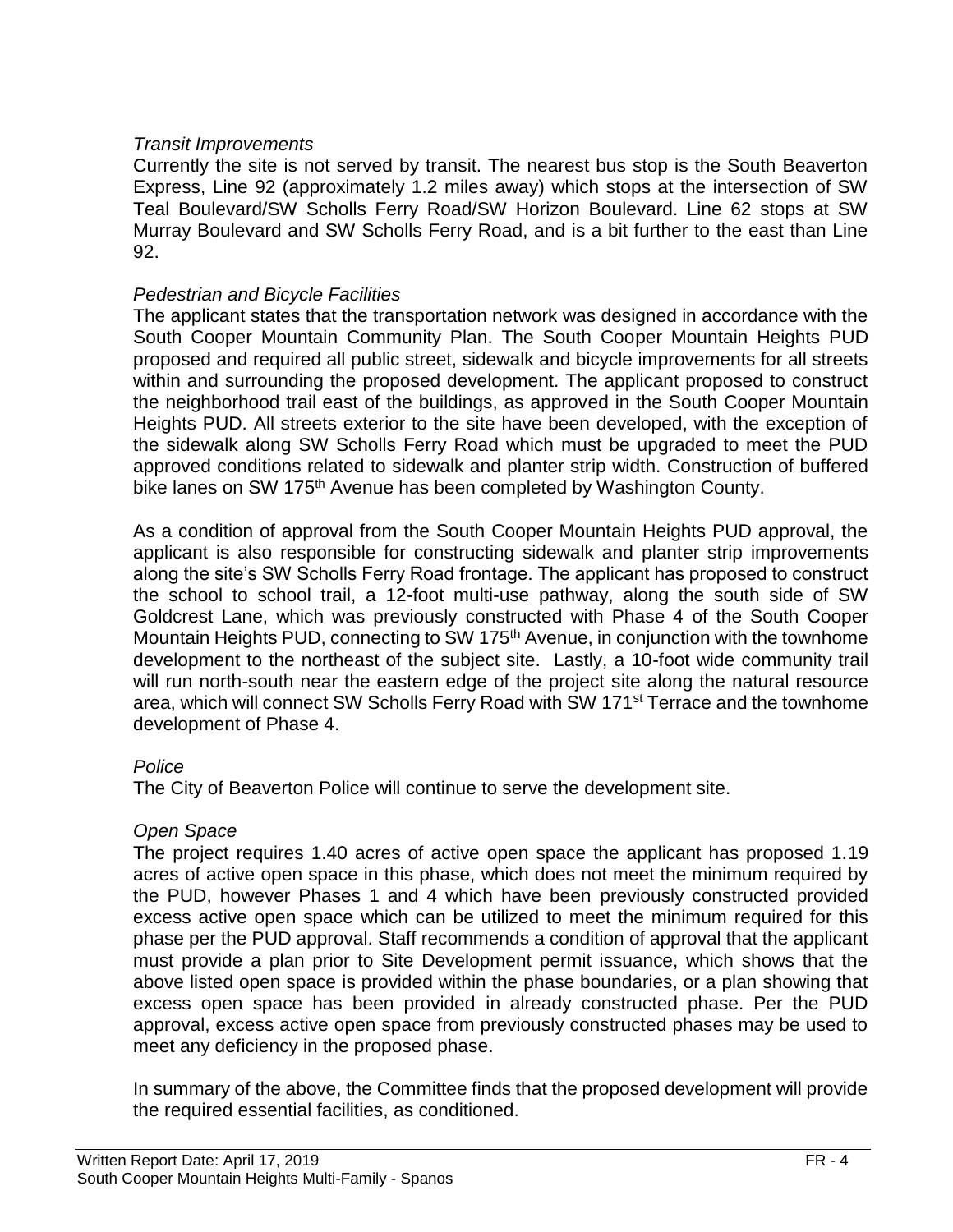*Transit Improvements*

Currently the site is not served by transit. The nearest bus stop is the South Beaverton Express, Line 92 (approximately 1.2 miles away) which stops at the intersection of SW Teal Boulevard/SW Scholls Ferry Road/SW Horizon Boulevard. Line 62 stops at SW Murray Boulevard and SW Scholls Ferry Road, and is a bit further to the east than Line 92.

*Pedestrian and Bicycle Facilities*

The applicant states that the transportation network was designed in accordance with the South Cooper Mountain Community Plan. The South Cooper Mountain Heights PUD proposed and required all public street, sidewalk and bicycle improvements for all streets within and surrounding the proposed development. The applicant proposed to construct the neighborhood trail east of the buildings, as approved in the South Cooper Mountain Heights PUD. All streets exterior to the site have been developed, with the exception of the sidewalk along SW Scholls Ferry Road which must be upgraded to meet the PUD approved conditions related to sidewalk and planter strip width. Construction of buffered bike lanes on SW 175th Avenue has been completed by Washington County.

As a condition of approval from the South Cooper Mountain Heights PUD approval, the applicant is also responsible for constructing sidewalk and planter strip improvements along the site's SW Scholls Ferry Road frontage. The applicant has proposed to construct the school to school trail, a 12-foot multi-use pathway, along the south side of SW Goldcrest Lane, which was previously constructed with Phase 4 of the South Cooper Mountain Heights PUD, connecting to SW 175th Avenue, in conjunction with the townhome development to the northeast of the subject site. Lastly, a 10-foot wide community trail will run north-south near the eastern edge of the project site along the natural resource area, which will connect SW Scholls Ferry Road with SW 171st Terrace and the townhome development of Phase 4.

*Police*

The City of Beaverton Police will continue to serve the development site.

*Open Space*

The project requires 1.40 acres of active open space the applicant has proposed 1.19 acres of active open space in this phase, which does not meet the minimum required by the PUD, however Phases 1 and 4 which have been previously constructed provided excess active open space which can be utilized to meet the minimum required for this phase per the PUD approval. Staff recommends a condition of approval that the applicant must provide a plan prior to Site Development permit issuance, which shows that the above listed open space is provided within the phase boundaries, or a plan showing that excess open space has been provided in already constructed phase. Per the PUD approval, excess active open space from previously constructed phases may be used to meet any deficiency in the proposed phase.

In summary of the above, the Committee finds that the proposed development will provide the required essential facilities, as conditioned.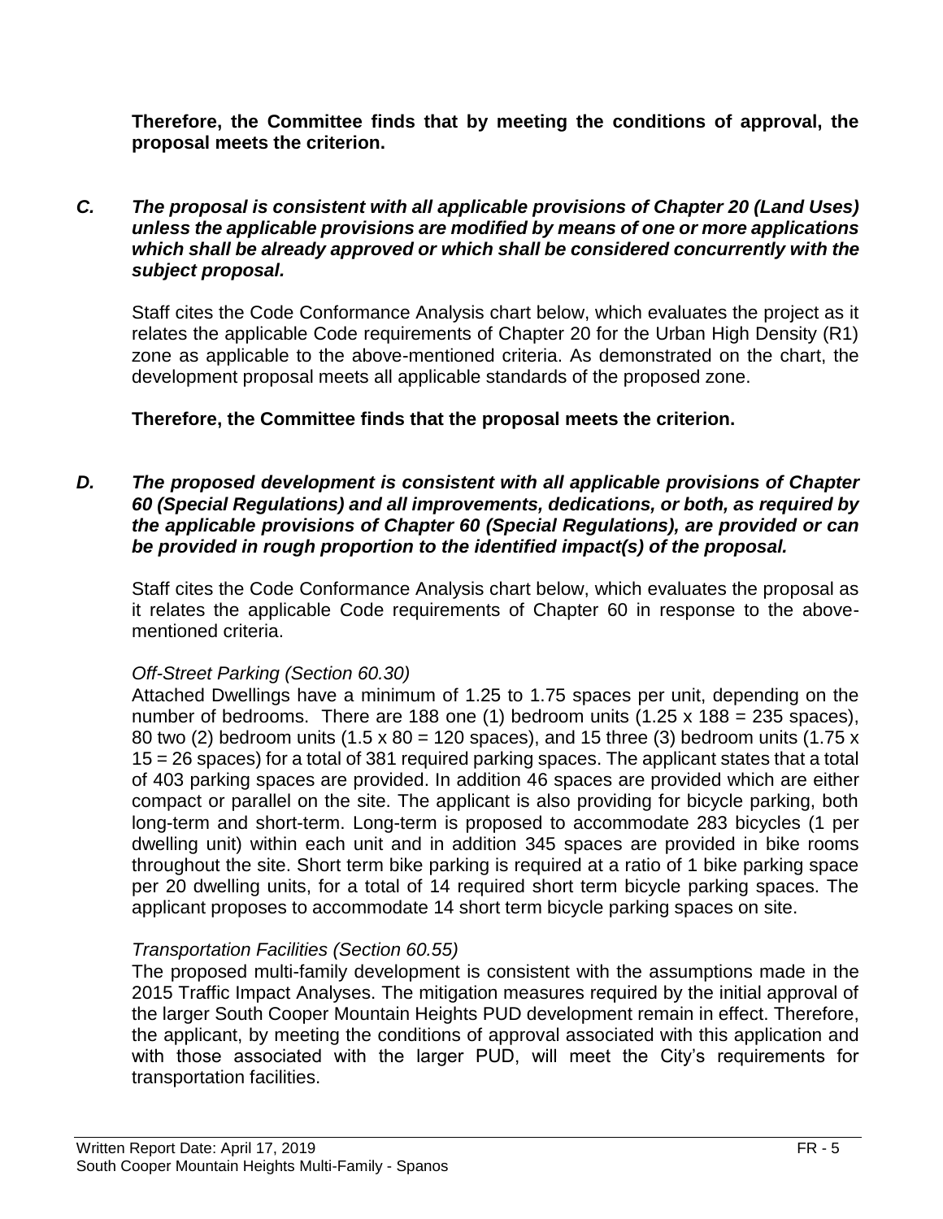**Therefore, the Committee finds that by meeting the conditions of approval, the proposal meets the criterion.**

***C. The proposal is consistent with all applicable provisions of Chapter 20 (Land Uses) unless the applicable provisions are modified by means of one or more applications which shall be already approved or which shall be considered concurrently with the subject proposal.***

Staff cites the Code Conformance Analysis chart below, which evaluates the project as it relates the applicable Code requirements of Chapter 20 for the Urban High Density (R1) zone as applicable to the above-mentioned criteria. As demonstrated on the chart, the development proposal meets all applicable standards of the proposed zone.

**Therefore, the Committee finds that the proposal meets the criterion.**

***D. The proposed development is consistent with all applicable provisions of Chapter 60 (Special Regulations) and all improvements, dedications, or both, as required by the applicable provisions of Chapter 60 (Special Regulations), are provided or can be provided in rough proportion to the identified impact(s) of the proposal.***

Staff cites the Code Conformance Analysis chart below, which evaluates the proposal as it relates the applicable Code requirements of Chapter 60 in response to the above-mentioned criteria.

*Off-Street Parking (Section 60.30)*

Attached Dwellings have a minimum of 1.25 to 1.75 spaces per unit, depending on the number of bedrooms. There are 188 one (1) bedroom units (1.25 x 188 = 235 spaces), 80 two (2) bedroom units (1.5 x 80 = 120 spaces), and 15 three (3) bedroom units (1.75 x 15 = 26 spaces) for a total of 381 required parking spaces. The applicant states that a total of 403 parking spaces are provided. In addition 46 spaces are provided which are either compact or parallel on the site. The applicant is also providing for bicycle parking, both long-term and short-term. Long-term is proposed to accommodate 283 bicycles (1 per dwelling unit) within each unit and in addition 345 spaces are provided in bike rooms throughout the site. Short term bike parking is required at a ratio of 1 bike parking space per 20 dwelling units, for a total of 14 required short term bicycle parking spaces. The applicant proposes to accommodate 14 short term bicycle parking spaces on site.

*Transportation Facilities (Section 60.55)*

The proposed multi-family development is consistent with the assumptions made in the 2015 Traffic Impact Analyses. The mitigation measures required by the initial approval of the larger South Cooper Mountain Heights PUD development remain in effect. Therefore, the applicant, by meeting the conditions of approval associated with this application and with those associated with the larger PUD, will meet the City's requirements for transportation facilities.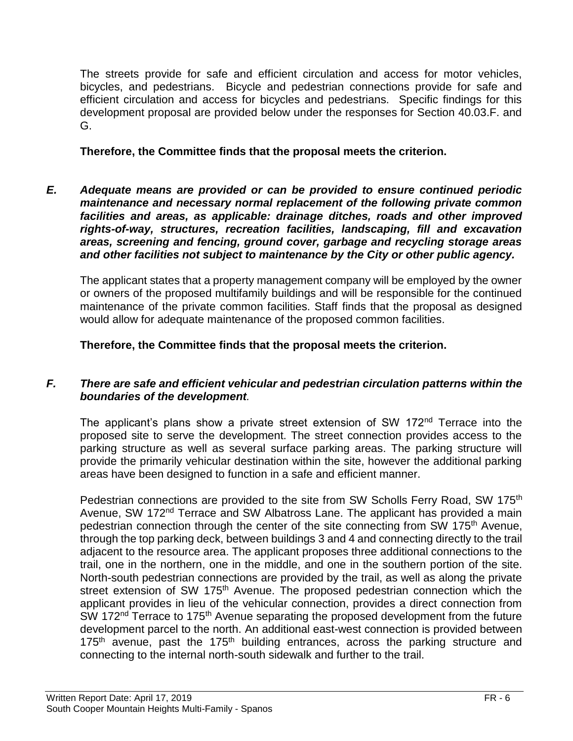The streets provide for safe and efficient circulation and access for motor vehicles, bicycles, and pedestrians. Bicycle and pedestrian connections provide for safe and efficient circulation and access for bicycles and pedestrians. Specific findings for this development proposal are provided below under the responses for Section 40.03.F. and G.

**Therefore, the Committee finds that the proposal meets the criterion.**

***E. Adequate means are provided or can be provided to ensure continued periodic maintenance and necessary normal replacement of the following private common facilities and areas, as applicable: drainage ditches, roads and other improved rights-of-way, structures, recreation facilities, landscaping, fill and excavation areas, screening and fencing, ground cover, garbage and recycling storage areas and other facilities not subject to maintenance by the City or other public agency.***

The applicant states that a property management company will be employed by the owner or owners of the proposed multifamily buildings and will be responsible for the continued maintenance of the private common facilities. Staff finds that the proposal as designed would allow for adequate maintenance of the proposed common facilities.

**Therefore, the Committee finds that the proposal meets the criterion.**

***F. There are safe and efficient vehicular and pedestrian circulation patterns within the boundaries of the development.***

The applicant's plans show a private street extension of SW 172nd Terrace into the proposed site to serve the development. The street connection provides access to the parking structure as well as several surface parking areas. The parking structure will provide the primarily vehicular destination within the site, however the additional parking areas have been designed to function in a safe and efficient manner.

Pedestrian connections are provided to the site from SW Scholls Ferry Road, SW 175th Avenue, SW 172nd Terrace and SW Albatross Lane. The applicant has provided a main pedestrian connection through the center of the site connecting from SW 175th Avenue, through the top parking deck, between buildings 3 and 4 and connecting directly to the trail adjacent to the resource area. The applicant proposes three additional connections to the trail, one in the northern, one in the middle, and one in the southern portion of the site. North-south pedestrian connections are provided by the trail, as well as along the private street extension of SW 175th Avenue. The proposed pedestrian connection which the applicant provides in lieu of the vehicular connection, provides a direct connection from SW 172nd Terrace to 175th Avenue separating the proposed development from the future development parcel to the north. An additional east-west connection is provided between 175th avenue, past the 175th building entrances, across the parking structure and connecting to the internal north-south sidewalk and further to the trail.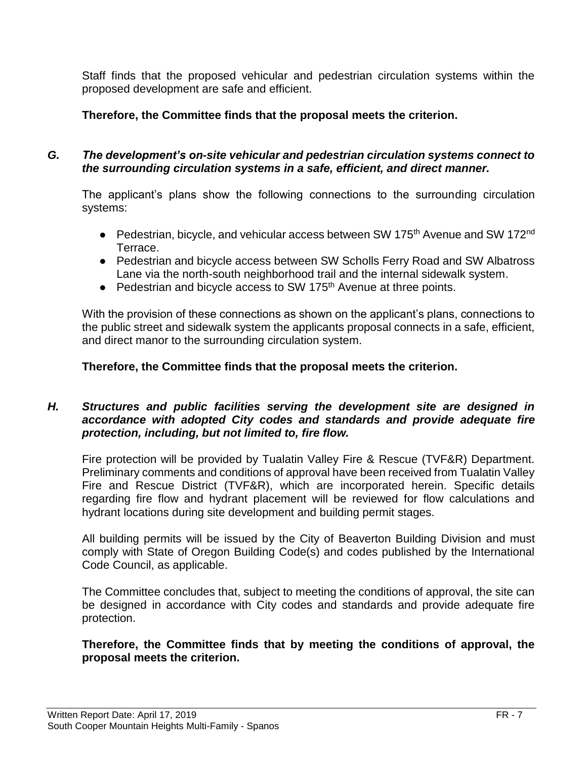Staff finds that the proposed vehicular and pedestrian circulation systems within the proposed development are safe and efficient.

**Therefore, the Committee finds that the proposal meets the criterion.**

***G. The development's on-site vehicular and pedestrian circulation systems connect to the surrounding circulation systems in a safe, efficient, and direct manner.***

The applicant's plans show the following connections to the surrounding circulation systems:

- Pedestrian, bicycle, and vehicular access between SW 175th Avenue and SW 172nd Terrace.
- Pedestrian and bicycle access between SW Scholls Ferry Road and SW Albatross Lane via the north-south neighborhood trail and the internal sidewalk system.
- Pedestrian and bicycle access to SW 175th Avenue at three points.

With the provision of these connections as shown on the applicant's plans, connections to the public street and sidewalk system the applicants proposal connects in a safe, efficient, and direct manor to the surrounding circulation system.

**Therefore, the Committee finds that the proposal meets the criterion.**

***H. Structures and public facilities serving the development site are designed in accordance with adopted City codes and standards and provide adequate fire protection, including, but not limited to, fire flow.***

Fire protection will be provided by Tualatin Valley Fire & Rescue (TVF&R) Department. Preliminary comments and conditions of approval have been received from Tualatin Valley Fire and Rescue District (TVF&R), which are incorporated herein. Specific details regarding fire flow and hydrant placement will be reviewed for flow calculations and hydrant locations during site development and building permit stages.

All building permits will be issued by the City of Beaverton Building Division and must comply with State of Oregon Building Code(s) and codes published by the International Code Council, as applicable.

The Committee concludes that, subject to meeting the conditions of approval, the site can be designed in accordance with City codes and standards and provide adequate fire protection.

**Therefore, the Committee finds that by meeting the conditions of approval, the proposal meets the criterion.**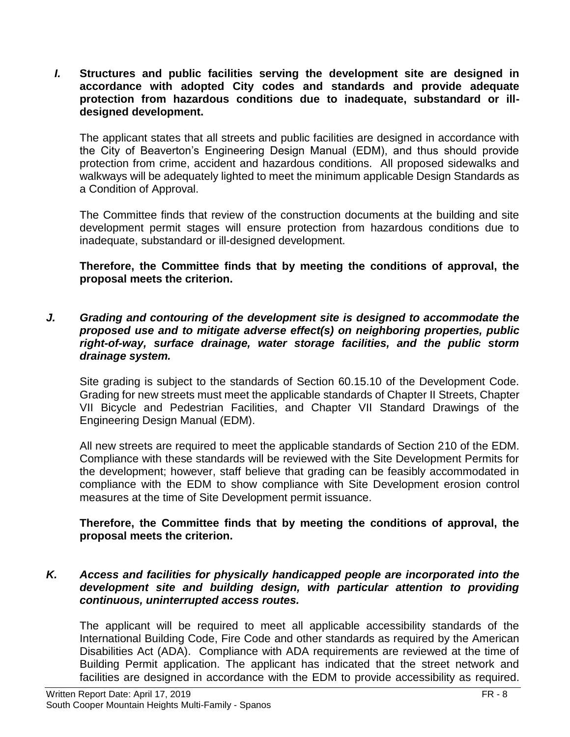***I.*** **Structures and public facilities serving the development site are designed in accordance with adopted City codes and standards and provide adequate protection from hazardous conditions due to inadequate, substandard or ill-designed development.**

The applicant states that all streets and public facilities are designed in accordance with the City of Beaverton's Engineering Design Manual (EDM), and thus should provide protection from crime, accident and hazardous conditions. All proposed sidewalks and walkways will be adequately lighted to meet the minimum applicable Design Standards as a Condition of Approval.

The Committee finds that review of the construction documents at the building and site development permit stages will ensure protection from hazardous conditions due to inadequate, substandard or ill-designed development.

**Therefore, the Committee finds that by meeting the conditions of approval, the proposal meets the criterion.**

***J. Grading and contouring of the development site is designed to accommodate the proposed use and to mitigate adverse effect(s) on neighboring properties, public right-of-way, surface drainage, water storage facilities, and the public storm drainage system.***

Site grading is subject to the standards of Section 60.15.10 of the Development Code. Grading for new streets must meet the applicable standards of Chapter II Streets, Chapter VII Bicycle and Pedestrian Facilities, and Chapter VII Standard Drawings of the Engineering Design Manual (EDM).

All new streets are required to meet the applicable standards of Section 210 of the EDM. Compliance with these standards will be reviewed with the Site Development Permits for the development; however, staff believe that grading can be feasibly accommodated in compliance with the EDM to show compliance with Site Development erosion control measures at the time of Site Development permit issuance.

**Therefore, the Committee finds that by meeting the conditions of approval, the proposal meets the criterion.**

***K. Access and facilities for physically handicapped people are incorporated into the development site and building design, with particular attention to providing continuous, uninterrupted access routes.***

The applicant will be required to meet all applicable accessibility standards of the International Building Code, Fire Code and other standards as required by the American Disabilities Act (ADA). Compliance with ADA requirements are reviewed at the time of Building Permit application. The applicant has indicated that the street network and facilities are designed in accordance with the EDM to provide accessibility as required.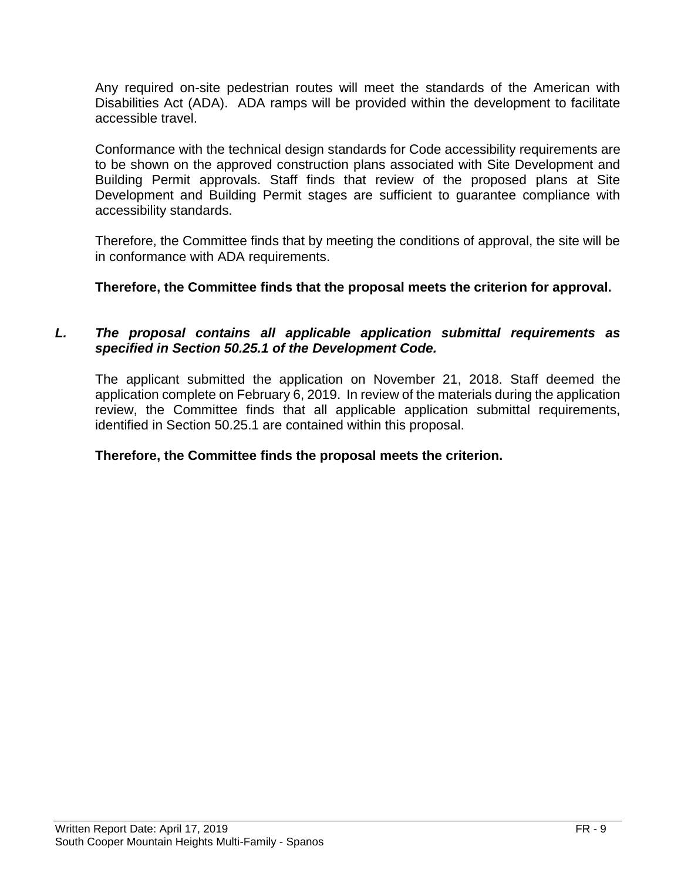Any required on-site pedestrian routes will meet the standards of the American with Disabilities Act (ADA). ADA ramps will be provided within the development to facilitate accessible travel.

Conformance with the technical design standards for Code accessibility requirements are to be shown on the approved construction plans associated with Site Development and Building Permit approvals. Staff finds that review of the proposed plans at Site Development and Building Permit stages are sufficient to guarantee compliance with accessibility standards.

Therefore, the Committee finds that by meeting the conditions of approval, the site will be in conformance with ADA requirements.

**Therefore, the Committee finds that the proposal meets the criterion for approval.**

***L. The proposal contains all applicable application submittal requirements as specified in Section 50.25.1 of the Development Code.***

The applicant submitted the application on November 21, 2018. Staff deemed the application complete on February 6, 2019. In review of the materials during the application review, the Committee finds that all applicable application submittal requirements, identified in Section 50.25.1 are contained within this proposal.

**Therefore, the Committee finds the proposal meets the criterion.**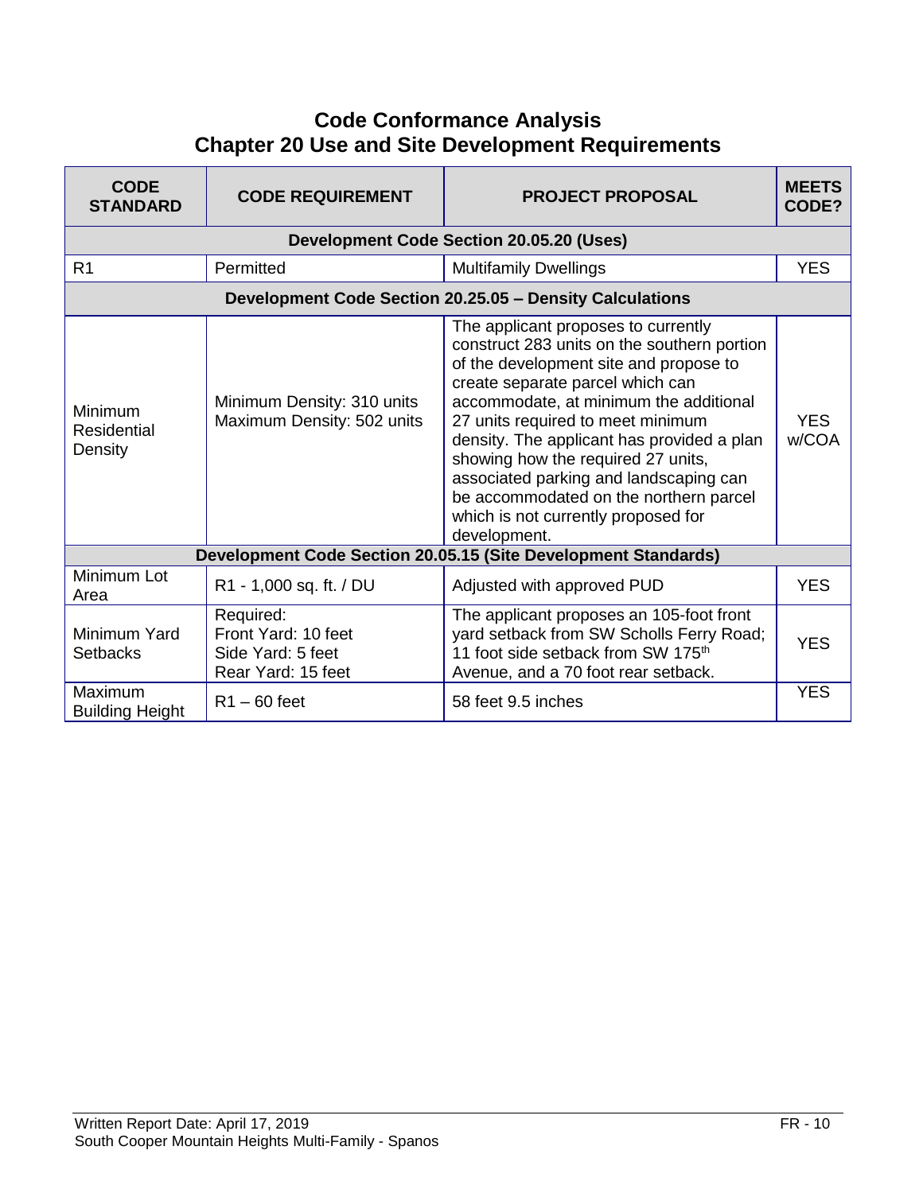# Code Conformance Analysis
## Chapter 20 Use and Site Development Requirements

| CODE STANDARD | CODE REQUIREMENT | PROJECT PROPOSAL | MEETS CODE? |
|---|---|---|---|
| **Development Code Section 20.05.20 (Uses)** | | | |
| R1 | Permitted | Multifamily Dwellings | YES |
| **Development Code Section 20.25.05 – Density Calculations** | | | |
| Minimum Residential Density | Minimum Density: 310 units<br>Maximum Density: 502 units | The applicant proposes to currently construct 283 units on the southern portion of the development site and propose to create separate parcel which can accommodate, at minimum the additional 27 units required to meet minimum density. The applicant has provided a plan showing how the required 27 units, associated parking and landscaping can be accommodated on the northern parcel which is not currently proposed for development. | YES w/COA |
| **Development Code Section 20.05.15 (Site Development Standards)** | | | |
| Minimum Lot Area | R1 - 1,000 sq. ft. / DU | Adjusted with approved PUD | YES |
| Minimum Yard Setbacks | Required:<br>Front Yard: 10 feet<br>Side Yard: 5 feet<br>Rear Yard: 15 feet | The applicant proposes an 105-foot front yard setback from SW Scholls Ferry Road; 11 foot side setback from SW 175th Avenue, and a 70 foot rear setback. | YES |
| Maximum Building Height | R1 – 60 feet | 58 feet 9.5 inches | YES |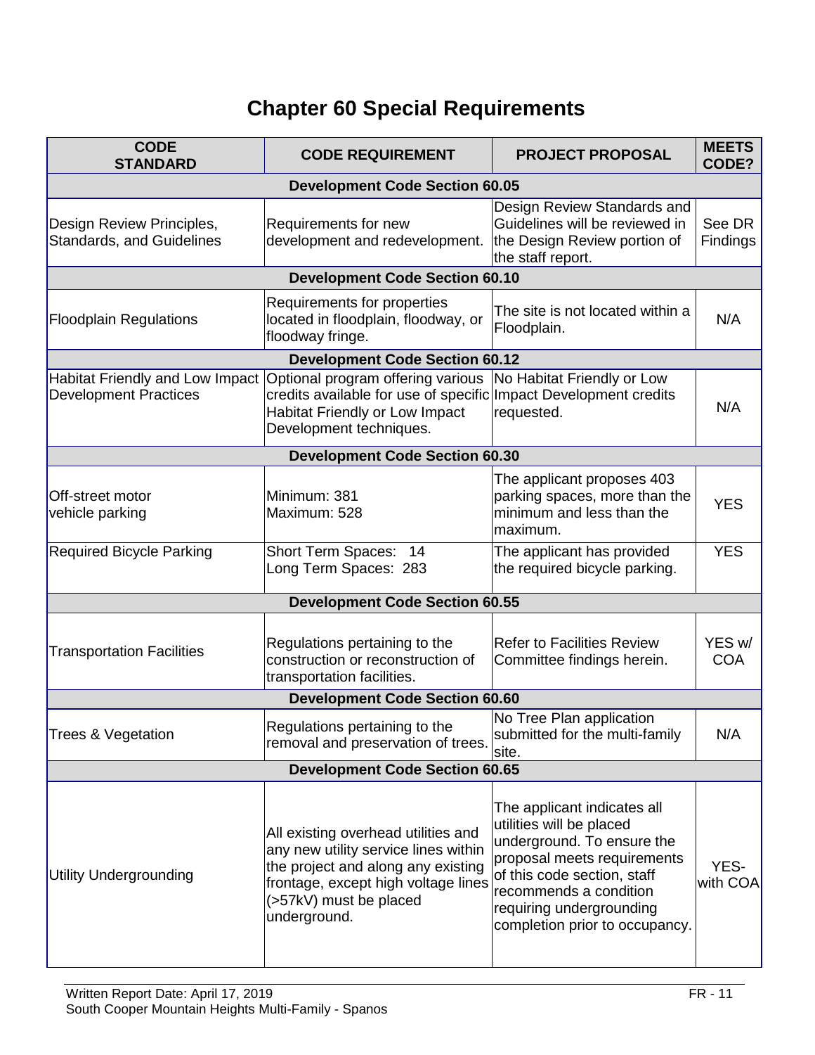# Chapter 60 Special Requirements

| CODE STANDARD | CODE REQUIREMENT | PROJECT PROPOSAL | MEETS CODE? |
|---|---|---|---|
| **Development Code Section 60.05** | | | |
| Design Review Principles, Standards, and Guidelines | Requirements for new development and redevelopment. | Design Review Standards and Guidelines will be reviewed in the Design Review portion of the staff report. | See DR Findings |
| **Development Code Section 60.10** | | | |
| Floodplain Regulations | Requirements for properties located in floodplain, floodway, or floodway fringe. | The site is not located within a Floodplain. | N/A |
| **Development Code Section 60.12** | | | |
| Habitat Friendly and Low Impact Development Practices | Optional program offering various credits available for use of specific Habitat Friendly or Low Impact Development techniques. | No Habitat Friendly or Low Impact Development credits requested. | N/A |
| **Development Code Section 60.30** | | | |
| Off-street motor vehicle parking | Minimum: 381<br>Maximum: 528 | The applicant proposes 403 parking spaces, more than the minimum and less than the maximum. | YES |
| Required Bicycle Parking | Short Term Spaces: 14<br>Long Term Spaces: 283 | The applicant has provided the required bicycle parking. | YES |
| **Development Code Section 60.55** | | | |
| Transportation Facilities | Regulations pertaining to the construction or reconstruction of transportation facilities. | Refer to Facilities Review Committee findings herein. | YES w/ COA |
| **Development Code Section 60.60** | | | |
| Trees & Vegetation | Regulations pertaining to the removal and preservation of trees. | No Tree Plan application submitted for the multi-family site. | N/A |
| **Development Code Section 60.65** | | | |
| Utility Undergrounding | All existing overhead utilities and any new utility service lines within the project and along any existing frontage, except high voltage lines (>57kV) must be placed underground. | The applicant indicates all utilities will be placed underground. To ensure the proposal meets requirements of this code section, staff recommends a condition requiring undergrounding completion prior to occupancy. | YES-with COA |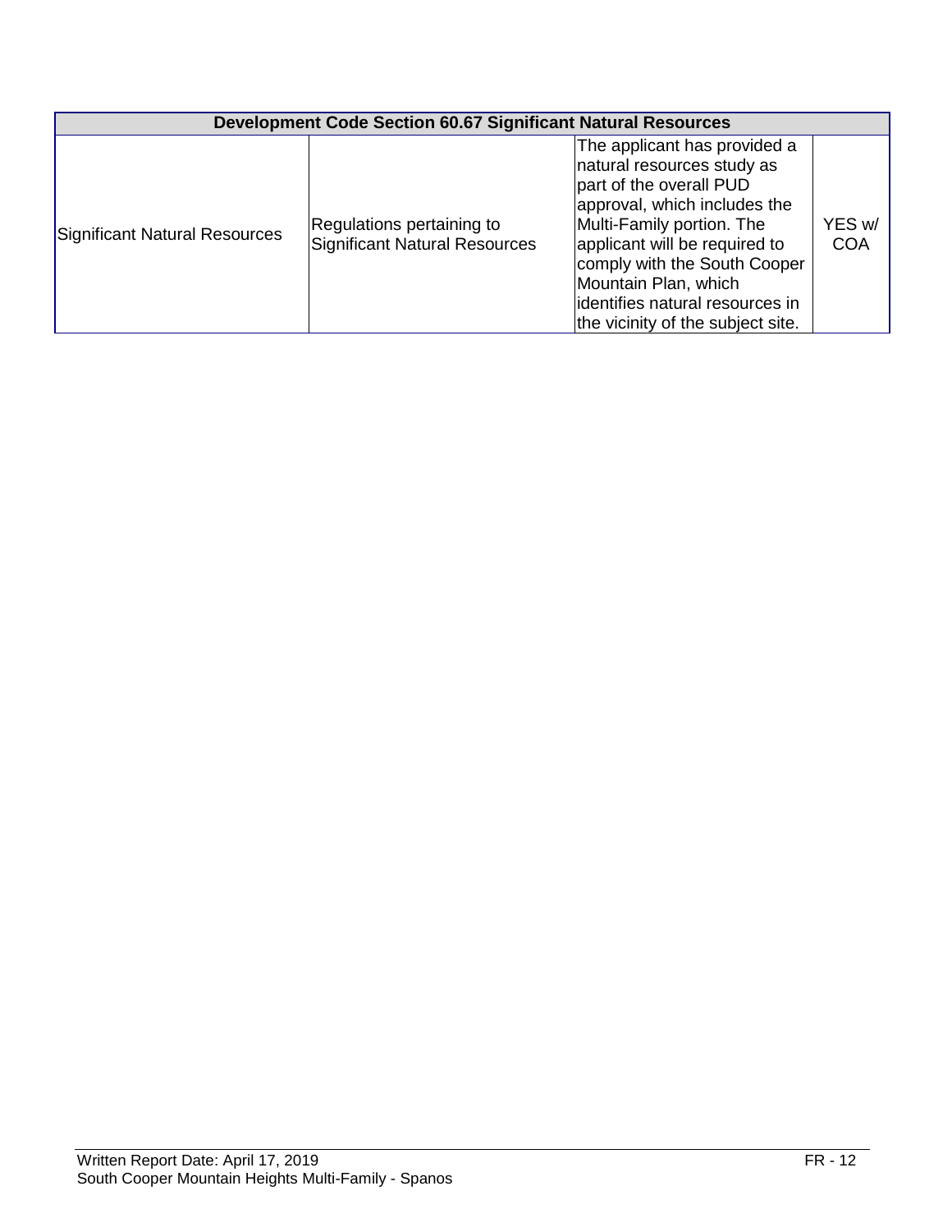| Development Code Section 60.67 Significant Natural Resources | | | |
|---|---|---|---|
| Significant Natural Resources | Regulations pertaining to Significant Natural Resources | The applicant has provided a natural resources study as part of the overall PUD approval, which includes the Multi-Family portion. The applicant will be required to comply with the South Cooper Mountain Plan, which identifies natural resources in the vicinity of the subject site. | YES w/ COA |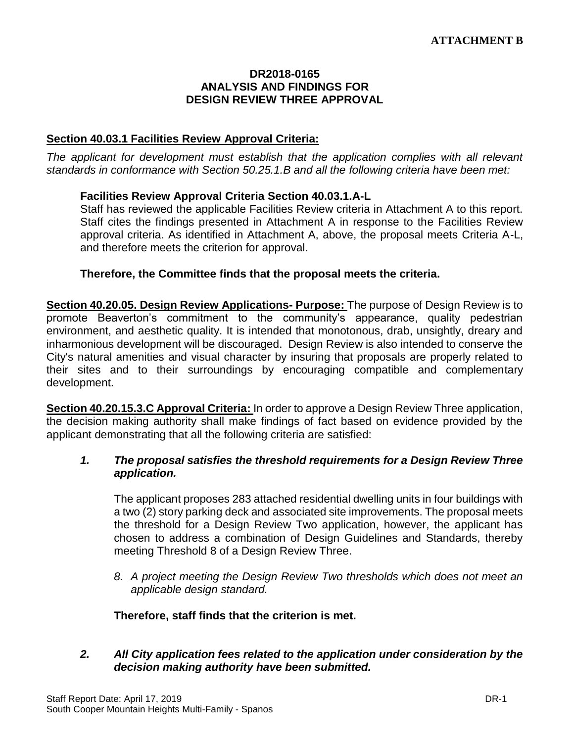**ATTACHMENT B**

**DR2018-0165**
**ANALYSIS AND FINDINGS FOR**
**DESIGN REVIEW THREE APPROVAL**

**Section 40.03.1 Facilities Review Approval Criteria:**

*The applicant for development must establish that the application complies with all relevant standards in conformance with Section 50.25.1.B and all the following criteria have been met:*

**Facilities Review Approval Criteria Section 40.03.1.A-L**

Staff has reviewed the applicable Facilities Review criteria in Attachment A to this report. Staff cites the findings presented in Attachment A in response to the Facilities Review approval criteria. As identified in Attachment A, above, the proposal meets Criteria A-L, and therefore meets the criterion for approval.

**Therefore, the Committee finds that the proposal meets the criteria.**

**Section 40.20.05. Design Review Applications- Purpose:** The purpose of Design Review is to promote Beaverton's commitment to the community's appearance, quality pedestrian environment, and aesthetic quality. It is intended that monotonous, drab, unsightly, dreary and inharmonious development will be discouraged. Design Review is also intended to conserve the City's natural amenities and visual character by insuring that proposals are properly related to their sites and to their surroundings by encouraging compatible and complementary development.

**Section 40.20.15.3.C Approval Criteria:** In order to approve a Design Review Three application, the decision making authority shall make findings of fact based on evidence provided by the applicant demonstrating that all the following criteria are satisfied:

1. ***The proposal satisfies the threshold requirements for a Design Review Three application.***

   The applicant proposes 283 attached residential dwelling units in four buildings with a two (2) story parking deck and associated site improvements. The proposal meets the threshold for a Design Review Two application, however, the applicant has chosen to address a combination of Design Guidelines and Standards, thereby meeting Threshold 8 of a Design Review Three.

   8. *A project meeting the Design Review Two thresholds which does not meet an applicable design standard.*

   **Therefore, staff finds that the criterion is met.**

2. ***All City application fees related to the application under consideration by the decision making authority have been submitted.***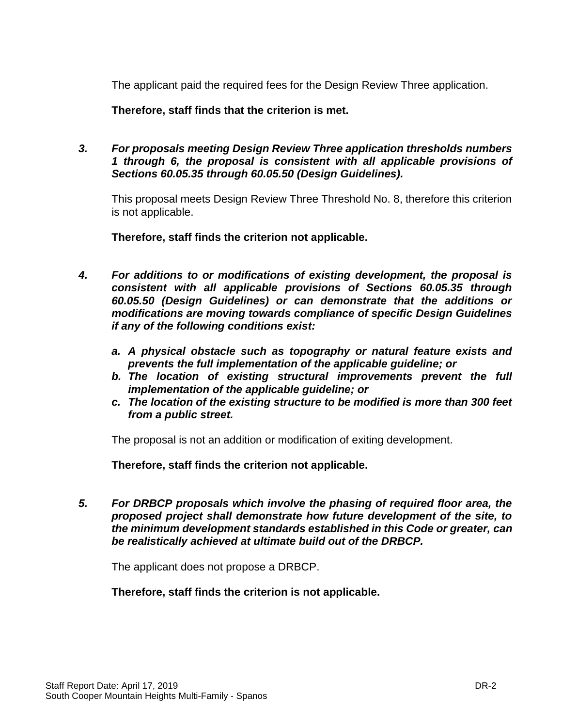The applicant paid the required fees for the Design Review Three application.

**Therefore, staff finds that the criterion is met.**

3. ***For proposals meeting Design Review Three application thresholds numbers 1 through 6, the proposal is consistent with all applicable provisions of Sections 60.05.35 through 60.05.50 (Design Guidelines).***

   This proposal meets Design Review Three Threshold No. 8, therefore this criterion is not applicable.

   **Therefore, staff finds the criterion not applicable.**

4. ***For additions to or modifications of existing development, the proposal is consistent with all applicable provisions of Sections 60.05.35 through 60.05.50 (Design Guidelines) or can demonstrate that the additions or modifications are moving towards compliance of specific Design Guidelines if any of the following conditions exist:***

   a. ***A physical obstacle such as topography or natural feature exists and prevents the full implementation of the applicable guideline; or***
   b. ***The location of existing structural improvements prevent the full implementation of the applicable guideline; or***
   c. ***The location of the existing structure to be modified is more than 300 feet from a public street.***

   The proposal is not an addition or modification of exiting development.

   **Therefore, staff finds the criterion not applicable.**

5. ***For DRBCP proposals which involve the phasing of required floor area, the proposed project shall demonstrate how future development of the site, to the minimum development standards established in this Code or greater, can be realistically achieved at ultimate build out of the DRBCP.***

   The applicant does not propose a DRBCP.

   **Therefore, staff finds the criterion is not applicable.**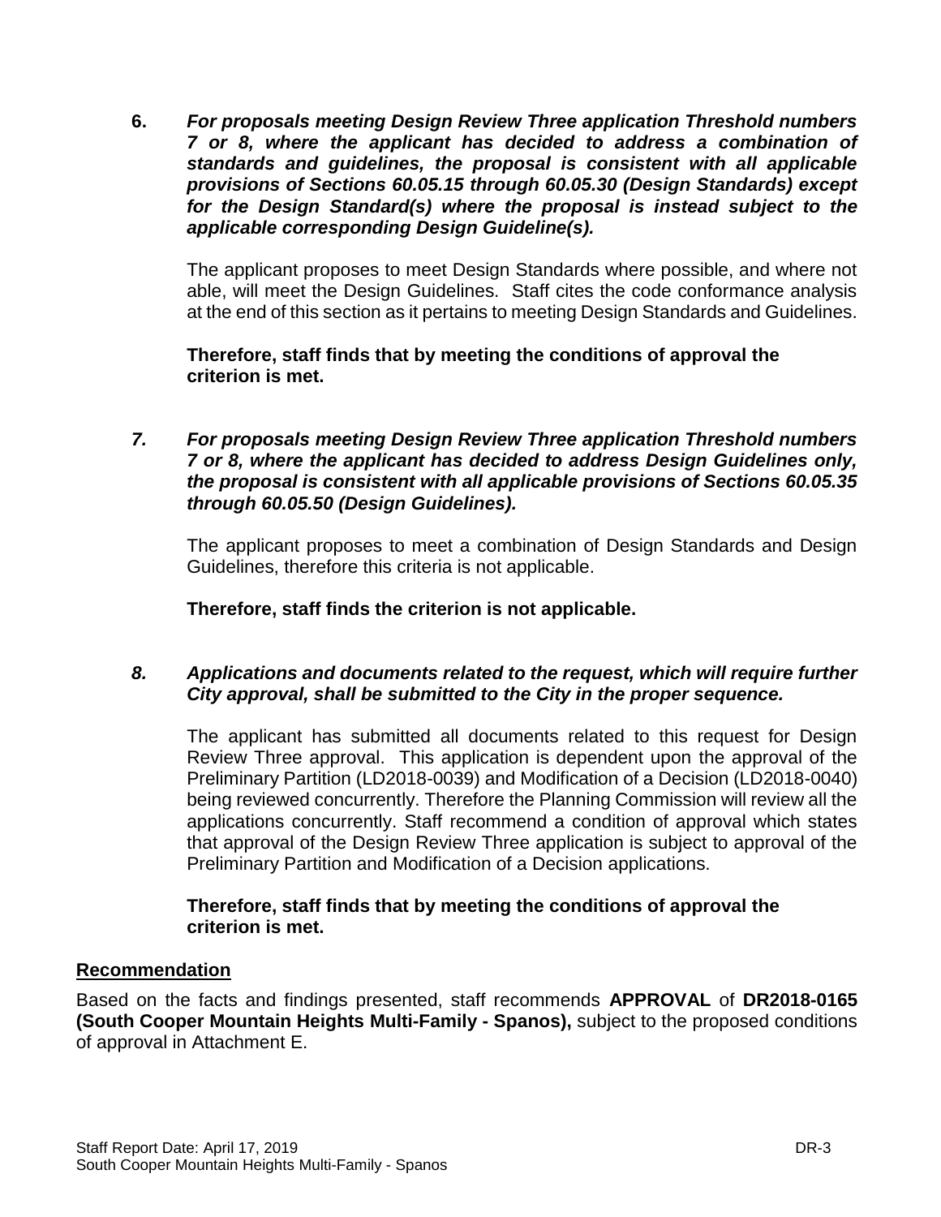6. ***For proposals meeting Design Review Three application Threshold numbers 7 or 8, where the applicant has decided to address a combination of standards and guidelines, the proposal is consistent with all applicable provisions of Sections 60.05.15 through 60.05.30 (Design Standards) except for the Design Standard(s) where the proposal is instead subject to the applicable corresponding Design Guideline(s).***

   The applicant proposes to meet Design Standards where possible, and where not able, will meet the Design Guidelines. Staff cites the code conformance analysis at the end of this section as it pertains to meeting Design Standards and Guidelines.

   **Therefore, staff finds that by meeting the conditions of approval the criterion is met.**

7. ***For proposals meeting Design Review Three application Threshold numbers 7 or 8, where the applicant has decided to address Design Guidelines only, the proposal is consistent with all applicable provisions of Sections 60.05.35 through 60.05.50 (Design Guidelines).***

   The applicant proposes to meet a combination of Design Standards and Design Guidelines, therefore this criteria is not applicable.

   **Therefore, staff finds the criterion is not applicable.**

8. ***Applications and documents related to the request, which will require further City approval, shall be submitted to the City in the proper sequence.***

   The applicant has submitted all documents related to this request for Design Review Three approval. This application is dependent upon the approval of the Preliminary Partition (LD2018-0039) and Modification of a Decision (LD2018-0040) being reviewed concurrently. Therefore the Planning Commission will review all the applications concurrently. Staff recommend a condition of approval which states that approval of the Design Review Three application is subject to approval of the Preliminary Partition and Modification of a Decision applications.

   **Therefore, staff finds that by meeting the conditions of approval the criterion is met.**

## Recommendation

Based on the facts and findings presented, staff recommends **APPROVAL** of **DR2018-0165 (South Cooper Mountain Heights Multi-Family - Spanos),** subject to the proposed conditions of approval in Attachment E.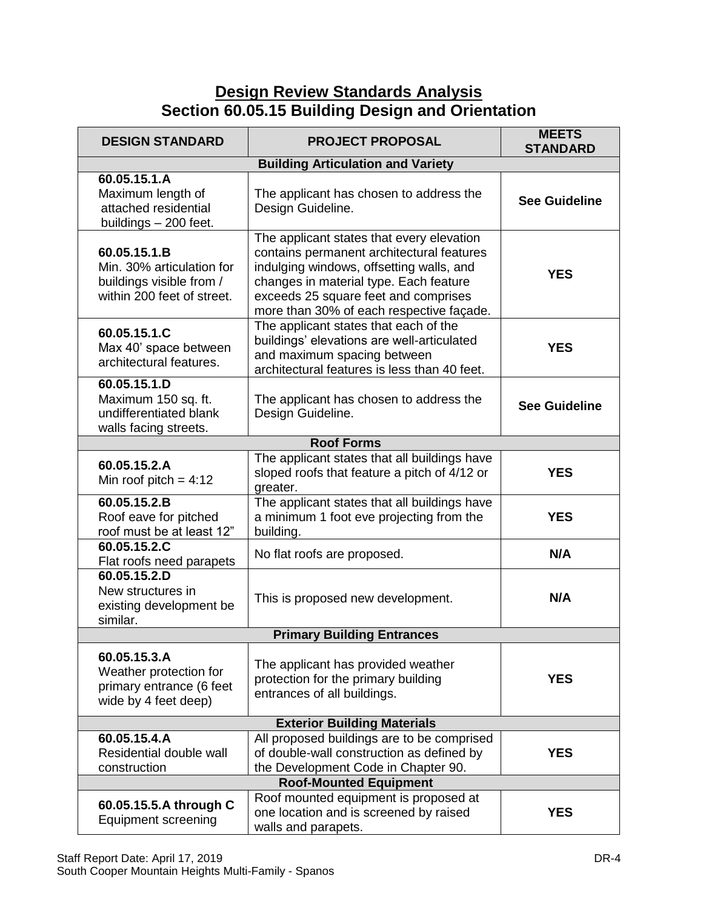# Design Review Standards Analysis
## Section 60.05.15 Building Design and Orientation

| DESIGN STANDARD | PROJECT PROPOSAL | MEETS STANDARD |
|---|---|---|
| **Building Articulation and Variety** | | |
| **60.05.15.1.A** Maximum length of attached residential buildings – 200 feet. | The applicant has chosen to address the Design Guideline. | **See Guideline** |
| **60.05.15.1.B** Min. 30% articulation for buildings visible from / within 200 feet of street. | The applicant states that every elevation contains permanent architectural features indulging windows, offsetting walls, and changes in material type. Each feature exceeds 25 square feet and comprises more than 30% of each respective façade. | **YES** |
| **60.05.15.1.C** Max 40' space between architectural features. | The applicant states that each of the buildings' elevations are well-articulated and maximum spacing between architectural features is less than 40 feet. | **YES** |
| **60.05.15.1.D** Maximum 150 sq. ft. undifferentiated blank walls facing streets. | The applicant has chosen to address the Design Guideline. | **See Guideline** |
| **Roof Forms** | | |
| **60.05.15.2.A** Min roof pitch = 4:12 | The applicant states that all buildings have sloped roofs that feature a pitch of 4/12 or greater. | **YES** |
| **60.05.15.2.B** Roof eave for pitched roof must be at least 12" | The applicant states that all buildings have a minimum 1 foot eve projecting from the building. | **YES** |
| **60.05.15.2.C** Flat roofs need parapets | No flat roofs are proposed. | **N/A** |
| **60.05.15.2.D** New structures in existing development be similar. | This is proposed new development. | **N/A** |
| **Primary Building Entrances** | | |
| **60.05.15.3.A** Weather protection for primary entrance (6 feet wide by 4 feet deep) | The applicant has provided weather protection for the primary building entrances of all buildings. | **YES** |
| **Exterior Building Materials** | | |
| **60.05.15.4.A** Residential double wall construction | All proposed buildings are to be comprised of double-wall construction as defined by the Development Code in Chapter 90. | **YES** |
| **Roof-Mounted Equipment** | | |
| **60.05.15.5.A through C** Equipment screening | Roof mounted equipment is proposed at one location and is screened by raised walls and parapets. | **YES** |

Staff Report Date: April 17, 2019
South Cooper Mountain Heights Multi-Family - Spanos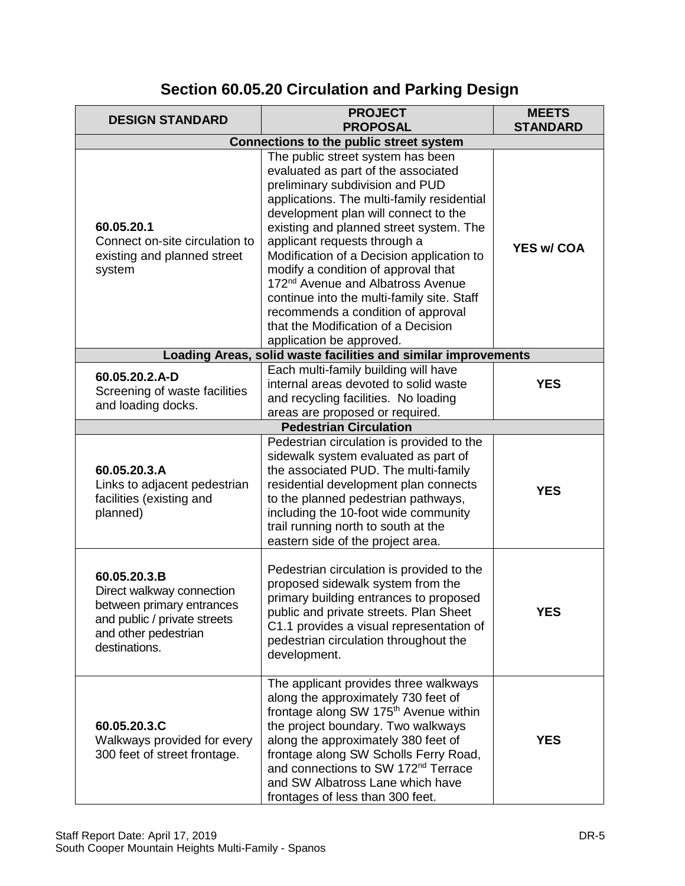## Section 60.05.20 Circulation and Parking Design

| DESIGN STANDARD | PROJECT PROPOSAL | MEETS STANDARD |
|---|---|---|
| **Connections to the public street system** | | |
| **60.05.20.1** Connect on-site circulation to existing and planned street system | The public street system has been evaluated as part of the associated preliminary subdivision and PUD applications. The multi-family residential development plan will connect to the existing and planned street system. The applicant requests through a Modification of a Decision application to modify a condition of approval that 172nd Avenue and Albatross Avenue continue into the multi-family site. Staff recommends a condition of approval that the Modification of a Decision application be approved. | **YES w/ COA** |
| **Loading Areas, solid waste facilities and similar improvements** | | |
| **60.05.20.2.A-D** Screening of waste facilities and loading docks. | Each multi-family building will have internal areas devoted to solid waste and recycling facilities. No loading areas are proposed or required. | **YES** |
| **Pedestrian Circulation** | | |
| **60.05.20.3.A** Links to adjacent pedestrian facilities (existing and planned) | Pedestrian circulation is provided to the sidewalk system evaluated as part of the associated PUD. The multi-family residential development plan connects to the planned pedestrian pathways, including the 10-foot wide community trail running north to south at the eastern side of the project area. | **YES** |
| **60.05.20.3.B** Direct walkway connection between primary entrances and public / private streets and other pedestrian destinations. | Pedestrian circulation is provided to the proposed sidewalk system from the primary building entrances to proposed public and private streets. Plan Sheet C1.1 provides a visual representation of pedestrian circulation throughout the development. | **YES** |
| **60.05.20.3.C** Walkways provided for every 300 feet of street frontage. | The applicant provides three walkways along the approximately 730 feet of frontage along SW 175th Avenue within the project boundary. Two walkways along the approximately 380 feet of frontage along SW Scholls Ferry Road, and connections to SW 172nd Terrace and SW Albatross Lane which have frontages of less than 300 feet. | **YES** |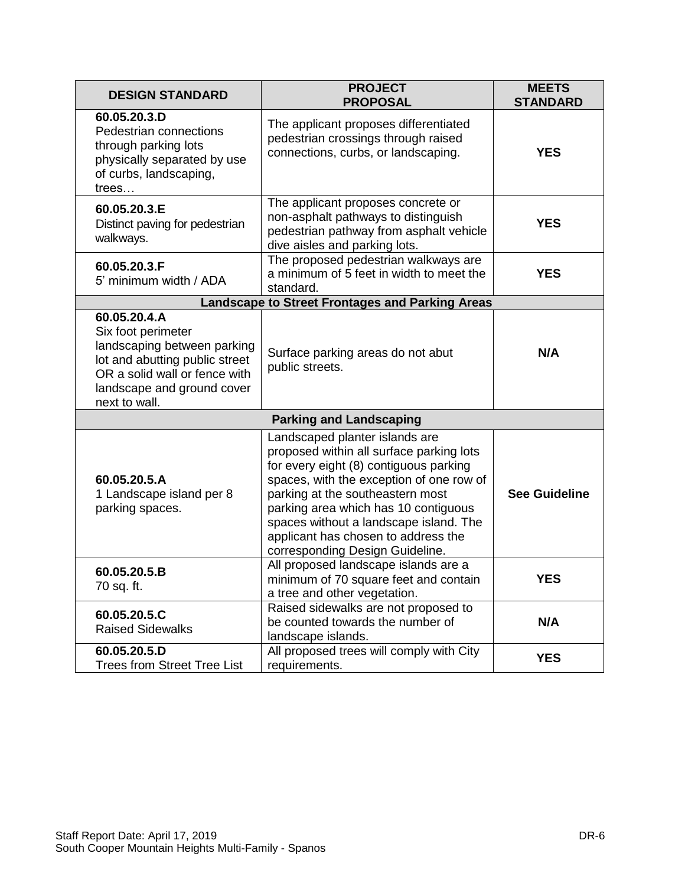| DESIGN STANDARD | PROJECT PROPOSAL | MEETS STANDARD |
|---|---|---|
| **60.05.20.3.D** Pedestrian connections through parking lots physically separated by use of curbs, landscaping, trees… | The applicant proposes differentiated pedestrian crossings through raised connections, curbs, or landscaping. | **YES** |
| **60.05.20.3.E** Distinct paving for pedestrian walkways. | The applicant proposes concrete or non-asphalt pathways to distinguish pedestrian pathway from asphalt vehicle dive aisles and parking lots. | **YES** |
| **60.05.20.3.F** 5' minimum width / ADA | The proposed pedestrian walkways are a minimum of 5 feet in width to meet the standard. | **YES** |
| **Landscape to Street Frontages and Parking Areas** | | |
| **60.05.20.4.A** Six foot perimeter landscaping between parking lot and abutting public street OR a solid wall or fence with landscape and ground cover next to wall. | Surface parking areas do not abut public streets. | **N/A** |
| **Parking and Landscaping** | | |
| **60.05.20.5.A** 1 Landscape island per 8 parking spaces. | Landscaped planter islands are proposed within all surface parking lots for every eight (8) contiguous parking spaces, with the exception of one row of parking at the southeastern most parking area which has 10 contiguous spaces without a landscape island. The applicant has chosen to address the corresponding Design Guideline. | **See Guideline** |
| **60.05.20.5.B** 70 sq. ft. | All proposed landscape islands are a minimum of 70 square feet and contain a tree and other vegetation. | **YES** |
| **60.05.20.5.C** Raised Sidewalks | Raised sidewalks are not proposed to be counted towards the number of landscape islands. | **N/A** |
| **60.05.20.5.D** Trees from Street Tree List | All proposed trees will comply with City requirements. | **YES** |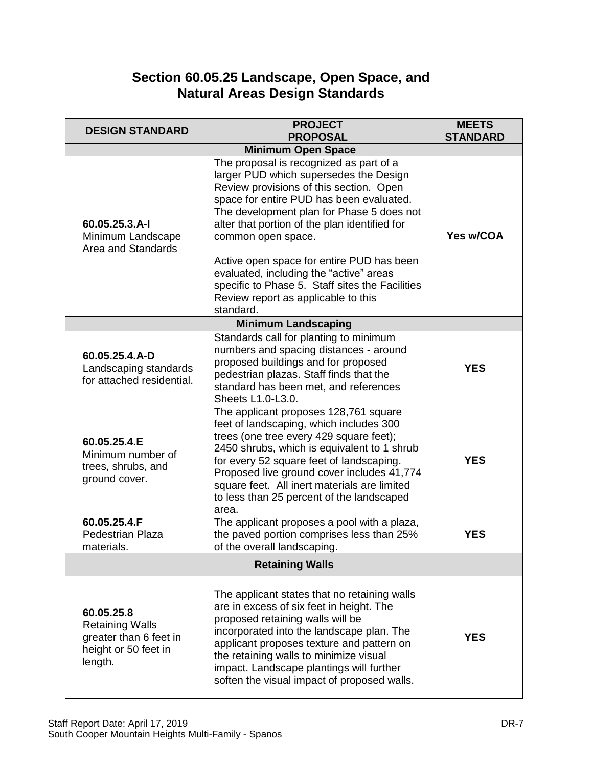## Section 60.05.25 Landscape, Open Space, and Natural Areas Design Standards

| DESIGN STANDARD | PROJECT PROPOSAL | MEETS STANDARD |
|---|---|---|
| **Minimum Open Space** | | |
| **60.05.25.3.A-I** Minimum Landscape Area and Standards | The proposal is recognized as part of a larger PUD which supersedes the Design Review provisions of this section. Open space for entire PUD has been evaluated. The development plan for Phase 5 does not alter that portion of the plan identified for common open space.<br><br>Active open space for entire PUD has been evaluated, including the "active" areas specific to Phase 5. Staff sites the Facilities Review report as applicable to this standard. | **Yes w/COA** |
| **Minimum Landscaping** | | |
| **60.05.25.4.A-D** Landscaping standards for attached residential. | Standards call for planting to minimum numbers and spacing distances - around proposed buildings and for proposed pedestrian plazas. Staff finds that the standard has been met, and references Sheets L1.0-L3.0. | **YES** |
| **60.05.25.4.E** Minimum number of trees, shrubs, and ground cover. | The applicant proposes 128,761 square feet of landscaping, which includes 300 trees (one tree every 429 square feet); 2450 shrubs, which is equivalent to 1 shrub for every 52 square feet of landscaping. Proposed live ground cover includes 41,774 square feet. All inert materials are limited to less than 25 percent of the landscaped area. | **YES** |
| **60.05.25.4.F** Pedestrian Plaza materials. | The applicant proposes a pool with a plaza, the paved portion comprises less than 25% of the overall landscaping. | **YES** |
| **Retaining Walls** | | |
| **60.05.25.8** Retaining Walls greater than 6 feet in height or 50 feet in length. | The applicant states that no retaining walls are in excess of six feet in height. The proposed retaining walls will be incorporated into the landscape plan. The applicant proposes texture and pattern on the retaining walls to minimize visual impact. Landscape plantings will further soften the visual impact of proposed walls. | **YES** |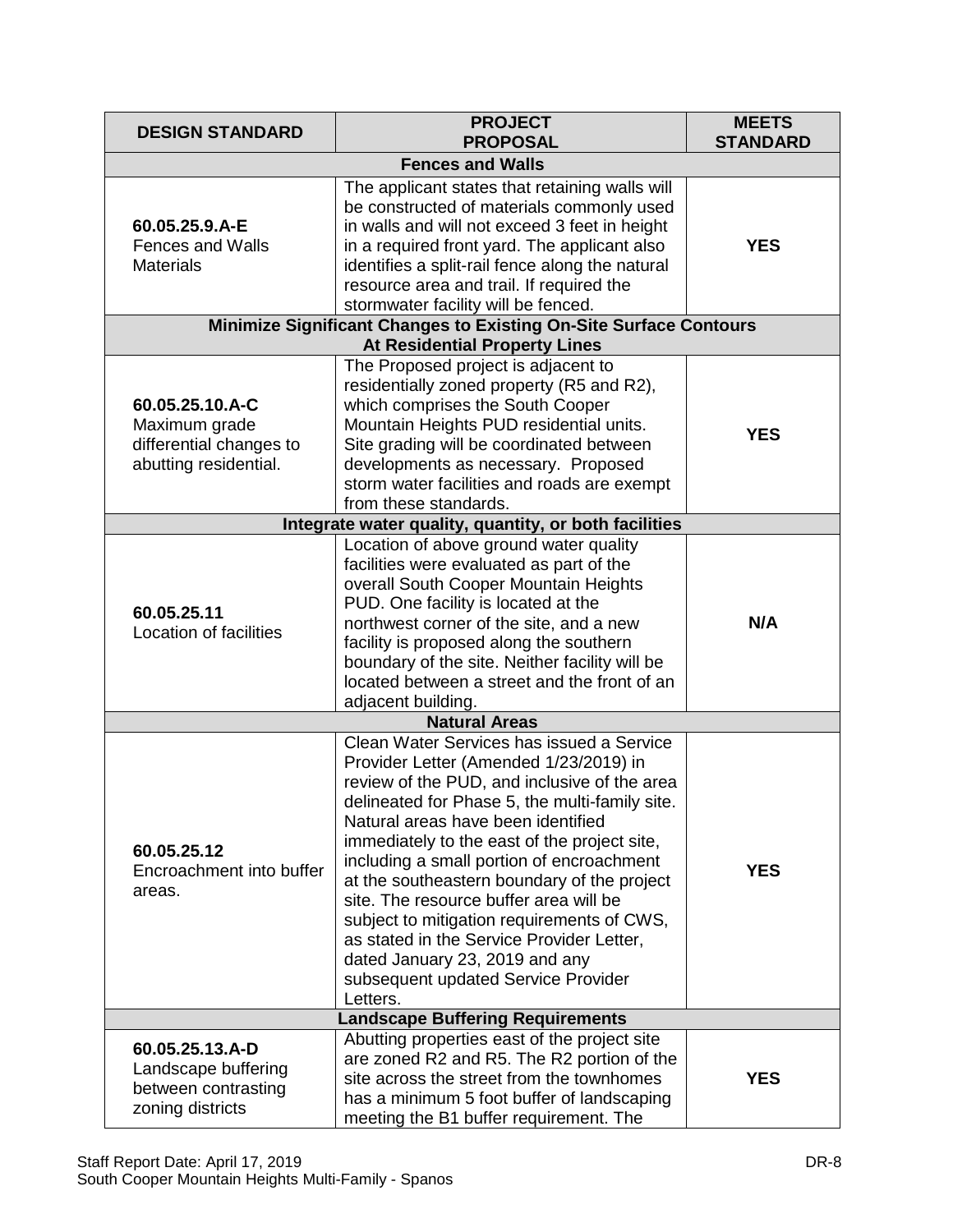| DESIGN STANDARD | PROJECT PROPOSAL | MEETS STANDARD |
|---|---|---|
| **Fences and Walls** | | |
| **60.05.25.9.A-E** Fences and Walls Materials | The applicant states that retaining walls will be constructed of materials commonly used in walls and will not exceed 3 feet in height in a required front yard. The applicant also identifies a split-rail fence along the natural resource area and trail. If required the stormwater facility will be fenced. | **YES** |
| **Minimize Significant Changes to Existing On-Site Surface Contours At Residential Property Lines** | | |
| **60.05.25.10.A-C** Maximum grade differential changes to abutting residential. | The Proposed project is adjacent to residentially zoned property (R5 and R2), which comprises the South Cooper Mountain Heights PUD residential units. Site grading will be coordinated between developments as necessary. Proposed storm water facilities and roads are exempt from these standards. | **YES** |
| **Integrate water quality, quantity, or both facilities** | | |
| **60.05.25.11** Location of facilities | Location of above ground water quality facilities were evaluated as part of the overall South Cooper Mountain Heights PUD. One facility is located at the northwest corner of the site, and a new facility is proposed along the southern boundary of the site. Neither facility will be located between a street and the front of an adjacent building. | **N/A** |
| **Natural Areas** | | |
| **60.05.25.12** Encroachment into buffer areas. | Clean Water Services has issued a Service Provider Letter (Amended 1/23/2019) in review of the PUD, and inclusive of the area delineated for Phase 5, the multi-family site. Natural areas have been identified immediately to the east of the project site, including a small portion of encroachment at the southeastern boundary of the project site. The resource buffer area will be subject to mitigation requirements of CWS, as stated in the Service Provider Letter, dated January 23, 2019 and any subsequent updated Service Provider Letters. | **YES** |
| **Landscape Buffering Requirements** | | |
| **60.05.25.13.A-D** Landscape buffering between contrasting zoning districts | Abutting properties east of the project site are zoned R2 and R5. The R2 portion of the site across the street from the townhomes has a minimum 5 foot buffer of landscaping meeting the B1 buffer requirement. The | **YES** |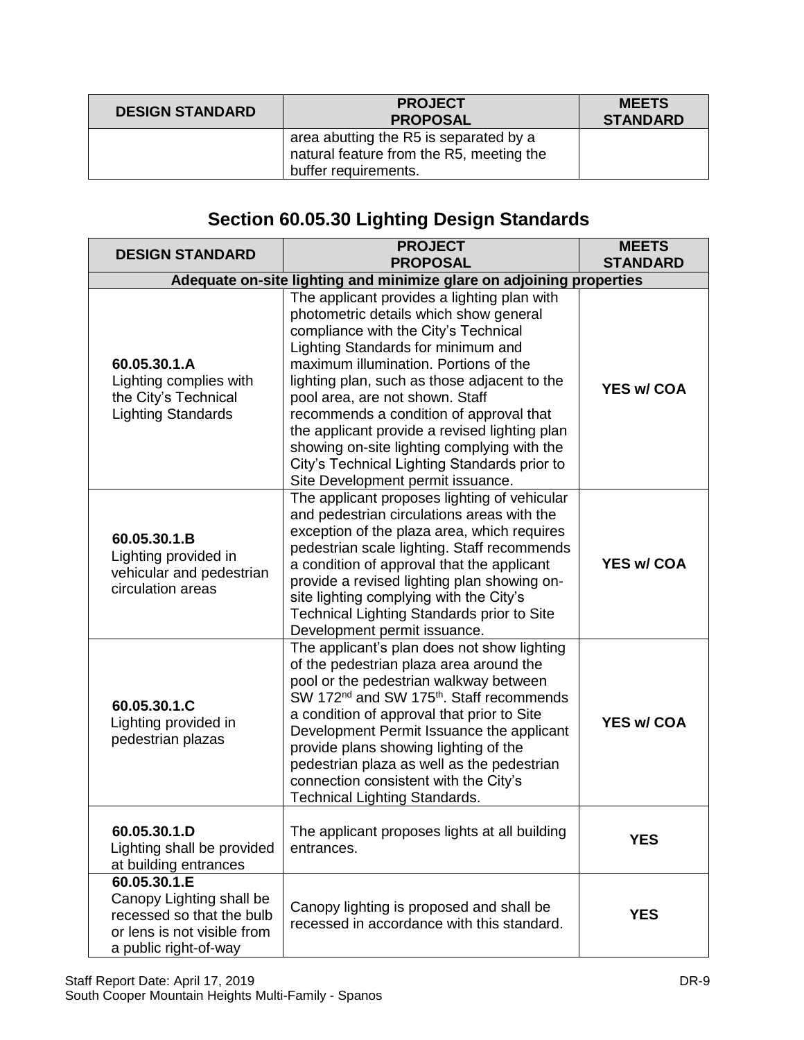| DESIGN STANDARD | PROJECT PROPOSAL | MEETS STANDARD |
|---|---|---|
| | area abutting the R5 is separated by a natural feature from the R5, meeting the buffer requirements. | |

## Section 60.05.30 Lighting Design Standards

| DESIGN STANDARD | PROJECT PROPOSAL | MEETS STANDARD |
|---|---|---|
| **Adequate on-site lighting and minimize glare on adjoining properties** | | |
| **60.05.30.1.A** Lighting complies with the City's Technical Lighting Standards | The applicant provides a lighting plan with photometric details which show general compliance with the City's Technical Lighting Standards for minimum and maximum illumination. Portions of the lighting plan, such as those adjacent to the pool area, are not shown. Staff recommends a condition of approval that the applicant provide a revised lighting plan showing on-site lighting complying with the City's Technical Lighting Standards prior to Site Development permit issuance. | **YES w/ COA** |
| **60.05.30.1.B** Lighting provided in vehicular and pedestrian circulation areas | The applicant proposes lighting of vehicular and pedestrian circulations areas with the exception of the plaza area, which requires pedestrian scale lighting. Staff recommends a condition of approval that the applicant provide a revised lighting plan showing on-site lighting complying with the City's Technical Lighting Standards prior to Site Development permit issuance. | **YES w/ COA** |
| **60.05.30.1.C** Lighting provided in pedestrian plazas | The applicant's plan does not show lighting of the pedestrian plaza area around the pool or the pedestrian walkway between SW 172nd and SW 175th. Staff recommends a condition of approval that prior to Site Development Permit Issuance the applicant provide plans showing lighting of the pedestrian plaza as well as the pedestrian connection consistent with the City's Technical Lighting Standards. | **YES w/ COA** |
| **60.05.30.1.D** Lighting shall be provided at building entrances | The applicant proposes lights at all building entrances. | **YES** |
| **60.05.30.1.E** Canopy Lighting shall be recessed so that the bulb or lens is not visible from a public right-of-way | Canopy lighting is proposed and shall be recessed in accordance with this standard. | **YES** |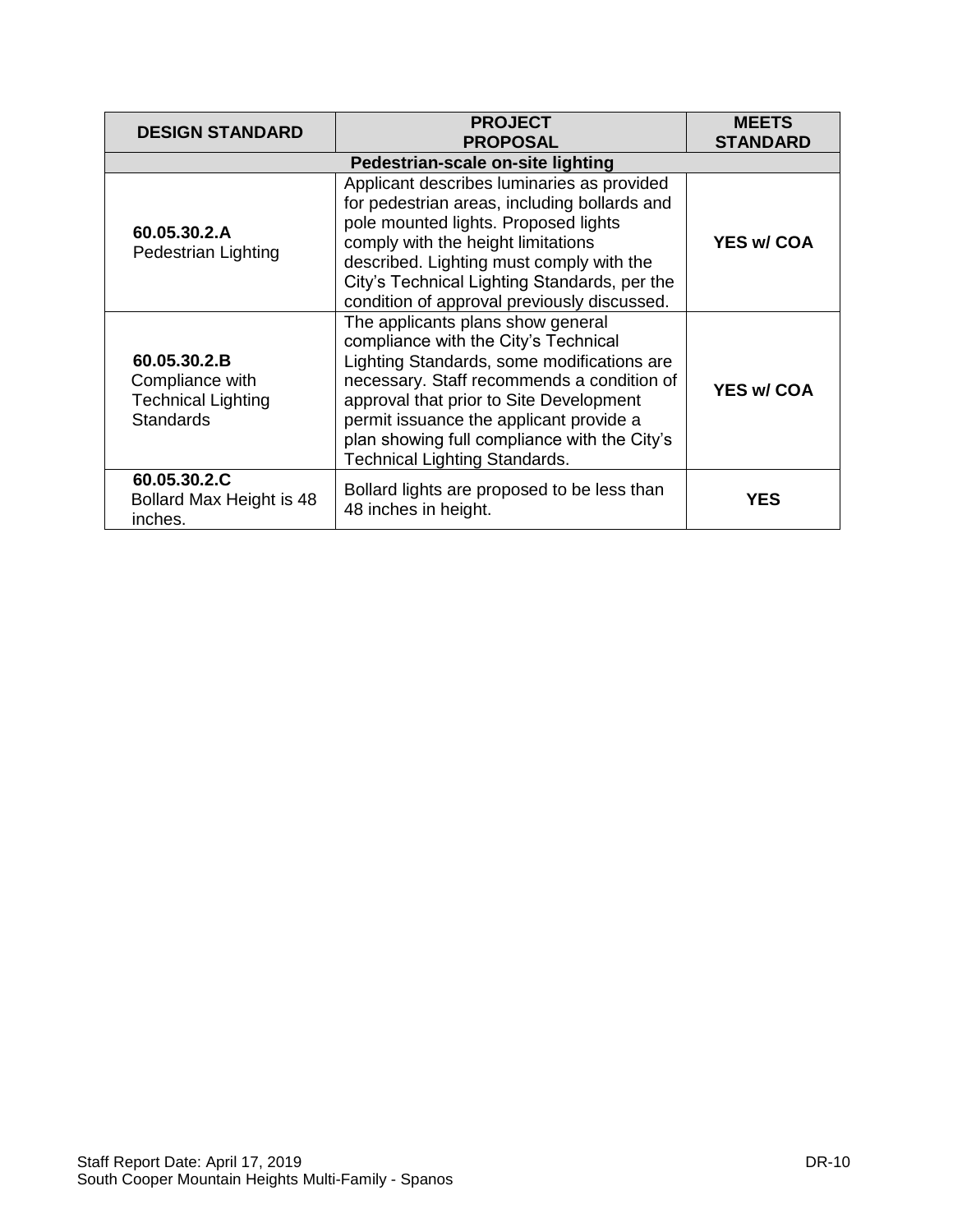| DESIGN STANDARD | PROJECT PROPOSAL | MEETS STANDARD |
|---|---|---|
| **Pedestrian-scale on-site lighting** | | |
| **60.05.30.2.A** Pedestrian Lighting | Applicant describes luminaries as provided for pedestrian areas, including bollards and pole mounted lights. Proposed lights comply with the height limitations described. Lighting must comply with the City's Technical Lighting Standards, per the condition of approval previously discussed. | **YES w/ COA** |
| **60.05.30.2.B** Compliance with Technical Lighting Standards | The applicants plans show general compliance with the City's Technical Lighting Standards, some modifications are necessary. Staff recommends a condition of approval that prior to Site Development permit issuance the applicant provide a plan showing full compliance with the City's Technical Lighting Standards. | **YES w/ COA** |
| **60.05.30.2.C** Bollard Max Height is 48 inches. | Bollard lights are proposed to be less than 48 inches in height. | **YES** |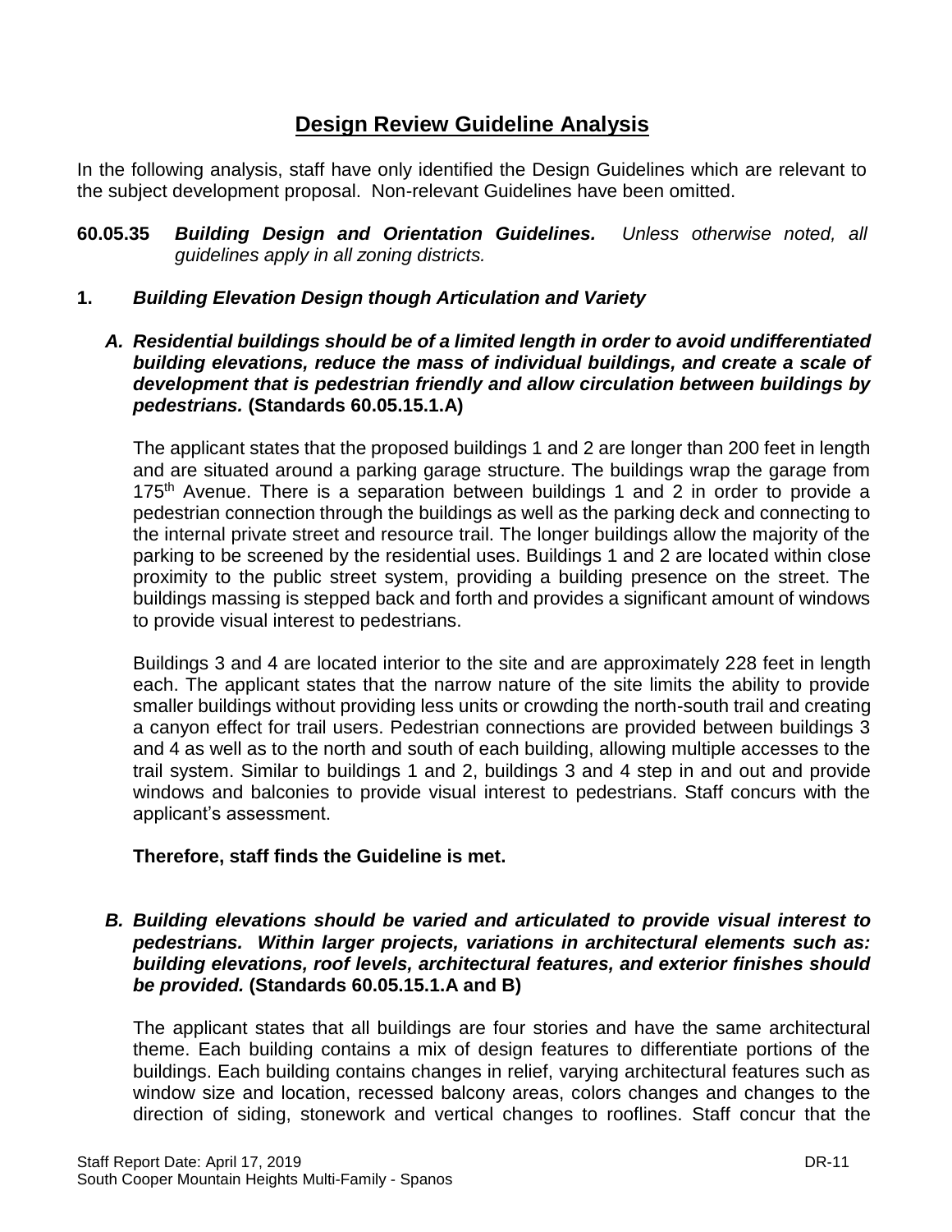# Design Review Guideline Analysis

In the following analysis, staff have only identified the Design Guidelines which are relevant to the subject development proposal. Non-relevant Guidelines have been omitted.

**60.05.35** ***Building Design and Orientation Guidelines.*** *Unless otherwise noted, all guidelines apply in all zoning districts.*

**1.** ***Building Elevation Design though Articulation and Variety***

***A. Residential buildings should be of a limited length in order to avoid undifferentiated building elevations, reduce the mass of individual buildings, and create a scale of development that is pedestrian friendly and allow circulation between buildings by pedestrians.*** **(Standards 60.05.15.1.A)**

The applicant states that the proposed buildings 1 and 2 are longer than 200 feet in length and are situated around a parking garage structure. The buildings wrap the garage from 175th Avenue. There is a separation between buildings 1 and 2 in order to provide a pedestrian connection through the buildings as well as the parking deck and connecting to the internal private street and resource trail. The longer buildings allow the majority of the parking to be screened by the residential uses. Buildings 1 and 2 are located within close proximity to the public street system, providing a building presence on the street. The buildings massing is stepped back and forth and provides a significant amount of windows to provide visual interest to pedestrians.

Buildings 3 and 4 are located interior to the site and are approximately 228 feet in length each. The applicant states that the narrow nature of the site limits the ability to provide smaller buildings without providing less units or crowding the north-south trail and creating a canyon effect for trail users. Pedestrian connections are provided between buildings 3 and 4 as well as to the north and south of each building, allowing multiple accesses to the trail system. Similar to buildings 1 and 2, buildings 3 and 4 step in and out and provide windows and balconies to provide visual interest to pedestrians. Staff concurs with the applicant's assessment.

**Therefore, staff finds the Guideline is met.**

***B. Building elevations should be varied and articulated to provide visual interest to pedestrians. Within larger projects, variations in architectural elements such as: building elevations, roof levels, architectural features, and exterior finishes should be provided.*** **(Standards 60.05.15.1.A and B)**

The applicant states that all buildings are four stories and have the same architectural theme. Each building contains a mix of design features to differentiate portions of the buildings. Each building contains changes in relief, varying architectural features such as window size and location, recessed balcony areas, colors changes and changes to the direction of siding, stonework and vertical changes to rooflines. Staff concur that the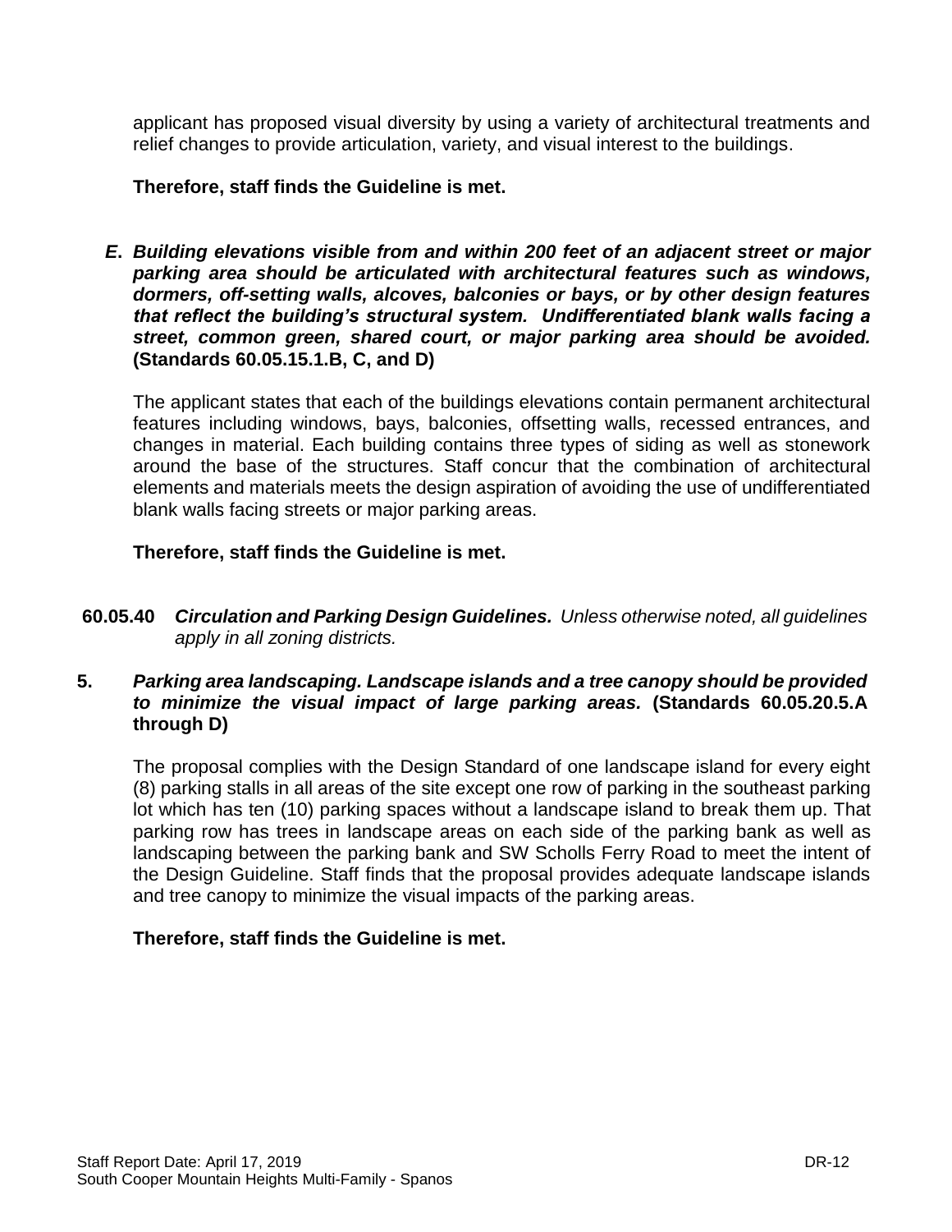applicant has proposed visual diversity by using a variety of architectural treatments and relief changes to provide articulation, variety, and visual interest to the buildings.

**Therefore, staff finds the Guideline is met.**

***E. Building elevations visible from and within 200 feet of an adjacent street or major parking area should be articulated with architectural features such as windows, dormers, off-setting walls, alcoves, balconies or bays, or by other design features that reflect the building's structural system. Undifferentiated blank walls facing a street, common green, shared court, or major parking area should be avoided.*** **(Standards 60.05.15.1.B, C, and D)**

The applicant states that each of the buildings elevations contain permanent architectural features including windows, bays, balconies, offsetting walls, recessed entrances, and changes in material. Each building contains three types of siding as well as stonework around the base of the structures. Staff concur that the combination of architectural elements and materials meets the design aspiration of avoiding the use of undifferentiated blank walls facing streets or major parking areas.

**Therefore, staff finds the Guideline is met.**

**60.05.40** ***Circulation and Parking Design Guidelines.*** *Unless otherwise noted, all guidelines apply in all zoning districts.*

**5.** ***Parking area landscaping. Landscape islands and a tree canopy should be provided to minimize the visual impact of large parking areas.*** **(Standards 60.05.20.5.A through D)**

The proposal complies with the Design Standard of one landscape island for every eight (8) parking stalls in all areas of the site except one row of parking in the southeast parking lot which has ten (10) parking spaces without a landscape island to break them up. That parking row has trees in landscape areas on each side of the parking bank as well as landscaping between the parking bank and SW Scholls Ferry Road to meet the intent of the Design Guideline. Staff finds that the proposal provides adequate landscape islands and tree canopy to minimize the visual impacts of the parking areas.

**Therefore, staff finds the Guideline is met.**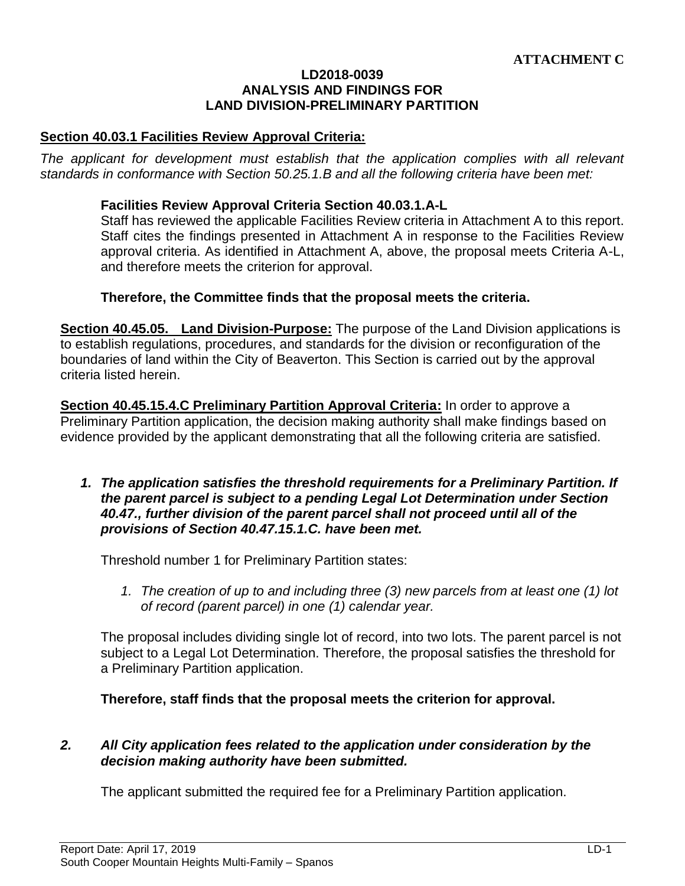**ATTACHMENT C**

**LD2018-0039**
**ANALYSIS AND FINDINGS FOR**
**LAND DIVISION-PRELIMINARY PARTITION**

**Section 40.03.1 Facilities Review Approval Criteria:**

*The applicant for development must establish that the application complies with all relevant standards in conformance with Section 50.25.1.B and all the following criteria have been met:*

**Facilities Review Approval Criteria Section 40.03.1.A-L**

Staff has reviewed the applicable Facilities Review criteria in Attachment A to this report. Staff cites the findings presented in Attachment A in response to the Facilities Review approval criteria. As identified in Attachment A, above, the proposal meets Criteria A-L, and therefore meets the criterion for approval.

**Therefore, the Committee finds that the proposal meets the criteria.**

**Section 40.45.05. Land Division-Purpose:** The purpose of the Land Division applications is to establish regulations, procedures, and standards for the division or reconfiguration of the boundaries of land within the City of Beaverton. This Section is carried out by the approval criteria listed herein.

**Section 40.45.15.4.C Preliminary Partition Approval Criteria:** In order to approve a Preliminary Partition application, the decision making authority shall make findings based on evidence provided by the applicant demonstrating that all the following criteria are satisfied.

***1. The application satisfies the threshold requirements for a Preliminary Partition. If the parent parcel is subject to a pending Legal Lot Determination under Section 40.47., further division of the parent parcel shall not proceed until all of the provisions of Section 40.47.15.1.C. have been met.***

Threshold number 1 for Preliminary Partition states:

*1. The creation of up to and including three (3) new parcels from at least one (1) lot of record (parent parcel) in one (1) calendar year.*

The proposal includes dividing single lot of record, into two lots. The parent parcel is not subject to a Legal Lot Determination. Therefore, the proposal satisfies the threshold for a Preliminary Partition application.

**Therefore, staff finds that the proposal meets the criterion for approval.**

***2. All City application fees related to the application under consideration by the decision making authority have been submitted.***

The applicant submitted the required fee for a Preliminary Partition application.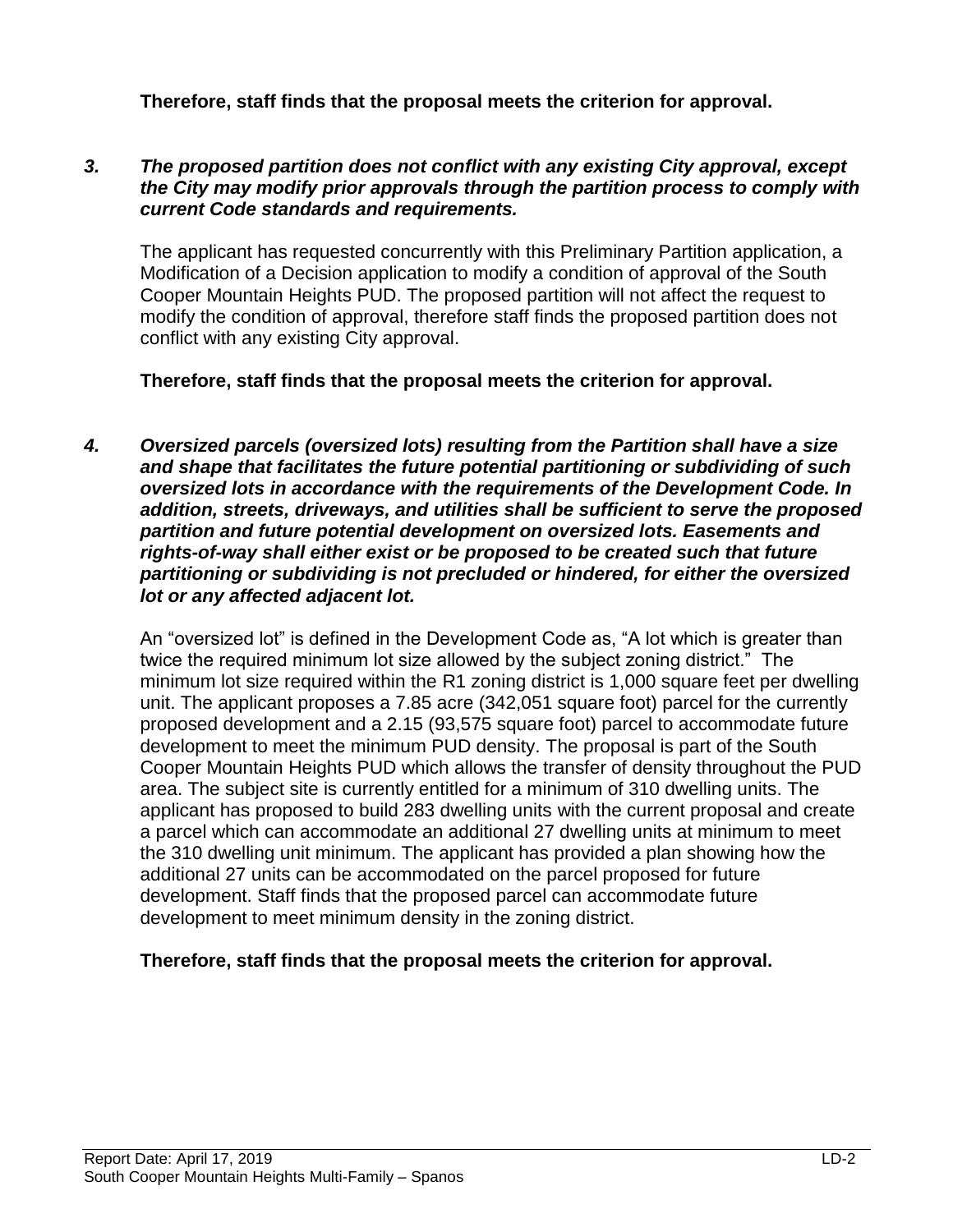**Therefore, staff finds that the proposal meets the criterion for approval.**

***3. The proposed partition does not conflict with any existing City approval, except the City may modify prior approvals through the partition process to comply with current Code standards and requirements.***

The applicant has requested concurrently with this Preliminary Partition application, a Modification of a Decision application to modify a condition of approval of the South Cooper Mountain Heights PUD. The proposed partition will not affect the request to modify the condition of approval, therefore staff finds the proposed partition does not conflict with any existing City approval.

**Therefore, staff finds that the proposal meets the criterion for approval.**

***4. Oversized parcels (oversized lots) resulting from the Partition shall have a size and shape that facilitates the future potential partitioning or subdividing of such oversized lots in accordance with the requirements of the Development Code. In addition, streets, driveways, and utilities shall be sufficient to serve the proposed partition and future potential development on oversized lots. Easements and rights-of-way shall either exist or be proposed to be created such that future partitioning or subdividing is not precluded or hindered, for either the oversized lot or any affected adjacent lot.***

An "oversized lot" is defined in the Development Code as, "A lot which is greater than twice the required minimum lot size allowed by the subject zoning district." The minimum lot size required within the R1 zoning district is 1,000 square feet per dwelling unit. The applicant proposes a 7.85 acre (342,051 square foot) parcel for the currently proposed development and a 2.15 (93,575 square foot) parcel to accommodate future development to meet the minimum PUD density. The proposal is part of the South Cooper Mountain Heights PUD which allows the transfer of density throughout the PUD area. The subject site is currently entitled for a minimum of 310 dwelling units. The applicant has proposed to build 283 dwelling units with the current proposal and create a parcel which can accommodate an additional 27 dwelling units at minimum to meet the 310 dwelling unit minimum. The applicant has provided a plan showing how the additional 27 units can be accommodated on the parcel proposed for future development. Staff finds that the proposed parcel can accommodate future development to meet minimum density in the zoning district.

**Therefore, staff finds that the proposal meets the criterion for approval.**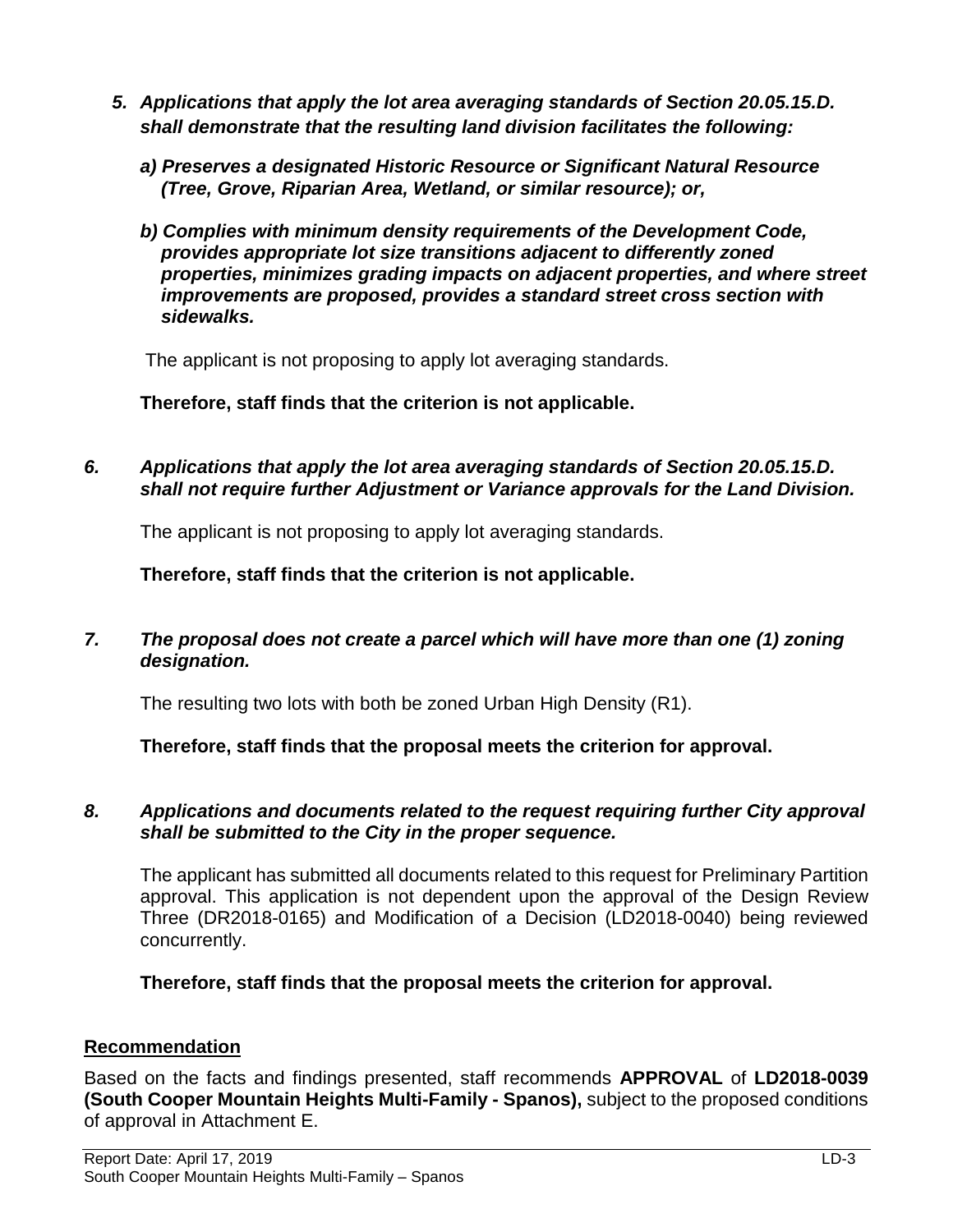5. ***Applications that apply the lot area averaging standards of Section 20.05.15.D. shall demonstrate that the resulting land division facilitates the following:***

   ***a) Preserves a designated Historic Resource or Significant Natural Resource (Tree, Grove, Riparian Area, Wetland, or similar resource); or,***

   ***b) Complies with minimum density requirements of the Development Code, provides appropriate lot size transitions adjacent to differently zoned properties, minimizes grading impacts on adjacent properties, and where street improvements are proposed, provides a standard street cross section with sidewalks.***

   The applicant is not proposing to apply lot averaging standards.

   **Therefore, staff finds that the criterion is not applicable.**

6. ***Applications that apply the lot area averaging standards of Section 20.05.15.D. shall not require further Adjustment or Variance approvals for the Land Division.***

   The applicant is not proposing to apply lot averaging standards.

   **Therefore, staff finds that the criterion is not applicable.**

7. ***The proposal does not create a parcel which will have more than one (1) zoning designation.***

   The resulting two lots with both be zoned Urban High Density (R1).

   **Therefore, staff finds that the proposal meets the criterion for approval.**

8. ***Applications and documents related to the request requiring further City approval shall be submitted to the City in the proper sequence.***

   The applicant has submitted all documents related to this request for Preliminary Partition approval. This application is not dependent upon the approval of the Design Review Three (DR2018-0165) and Modification of a Decision (LD2018-0040) being reviewed concurrently.

   **Therefore, staff finds that the proposal meets the criterion for approval.**

## Recommendation

Based on the facts and findings presented, staff recommends **APPROVAL** of **LD2018-0039 (South Cooper Mountain Heights Multi-Family - Spanos),** subject to the proposed conditions of approval in Attachment E.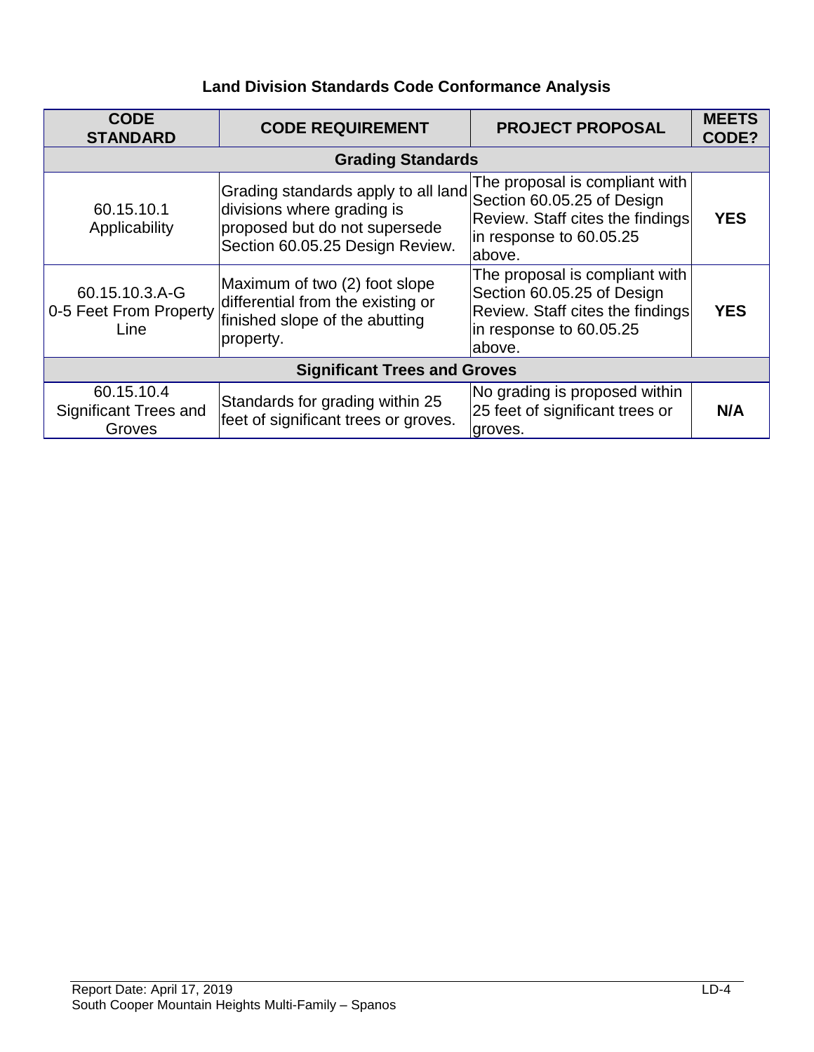## Land Division Standards Code Conformance Analysis

| CODE STANDARD | CODE REQUIREMENT | PROJECT PROPOSAL | MEETS CODE? |
|---|---|---|---|
| **Grading Standards** | | | |
| 60.15.10.1 Applicability | Grading standards apply to all land divisions where grading is proposed but do not supersede Section 60.05.25 Design Review. | The proposal is compliant with Section 60.05.25 of Design Review. Staff cites the findings in response to 60.05.25 above. | **YES** |
| 60.15.10.3.A-G 0-5 Feet From Property Line | Maximum of two (2) foot slope differential from the existing or finished slope of the abutting property. | The proposal is compliant with Section 60.05.25 of Design Review. Staff cites the findings in response to 60.05.25 above. | **YES** |
| **Significant Trees and Groves** | | | |
| 60.15.10.4 Significant Trees and Groves | Standards for grading within 25 feet of significant trees or groves. | No grading is proposed within 25 feet of significant trees or groves. | **N/A** |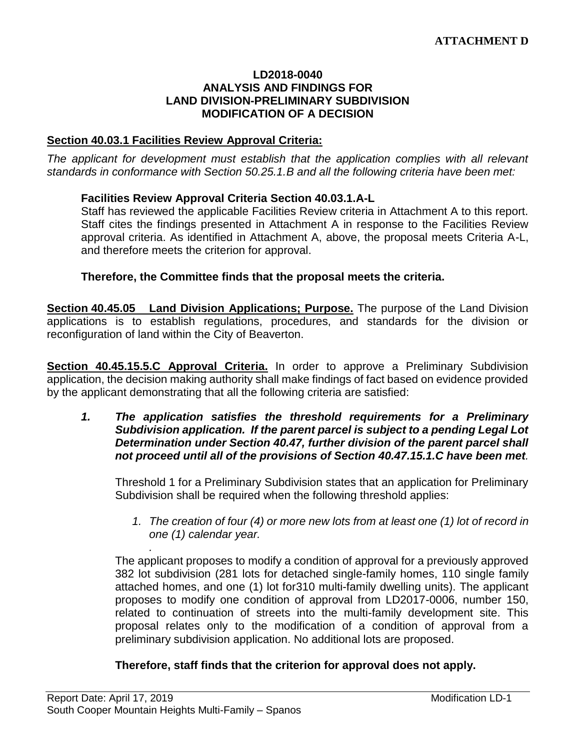**ATTACHMENT D**

**LD2018-0040**
**ANALYSIS AND FINDINGS FOR**
**LAND DIVISION-PRELIMINARY SUBDIVISION**
**MODIFICATION OF A DECISION**

**Section 40.03.1 Facilities Review Approval Criteria:**

*The applicant for development must establish that the application complies with all relevant standards in conformance with Section 50.25.1.B and all the following criteria have been met:*

**Facilities Review Approval Criteria Section 40.03.1.A-L**

Staff has reviewed the applicable Facilities Review criteria in Attachment A to this report. Staff cites the findings presented in Attachment A in response to the Facilities Review approval criteria. As identified in Attachment A, above, the proposal meets Criteria A-L, and therefore meets the criterion for approval.

**Therefore, the Committee finds that the proposal meets the criteria.**

**Section 40.45.05 Land Division Applications; Purpose.** The purpose of the Land Division applications is to establish regulations, procedures, and standards for the division or reconfiguration of land within the City of Beaverton.

**Section 40.45.15.5.C Approval Criteria.** In order to approve a Preliminary Subdivision application, the decision making authority shall make findings of fact based on evidence provided by the applicant demonstrating that all the following criteria are satisfied:

***1. The application satisfies the threshold requirements for a Preliminary Subdivision application. If the parent parcel is subject to a pending Legal Lot Determination under Section 40.47, further division of the parent parcel shall not proceed until all of the provisions of Section 40.47.15.1.C have been met.***

Threshold 1 for a Preliminary Subdivision states that an application for Preliminary Subdivision shall be required when the following threshold applies:

1. *The creation of four (4) or more new lots from at least one (1) lot of record in one (1) calendar year.*

.

The applicant proposes to modify a condition of approval for a previously approved 382 lot subdivision (281 lots for detached single-family homes, 110 single family attached homes, and one (1) lot for310 multi-family dwelling units). The applicant proposes to modify one condition of approval from LD2017-0006, number 150, related to continuation of streets into the multi-family development site. This proposal relates only to the modification of a condition of approval from a preliminary subdivision application. No additional lots are proposed.

**Therefore, staff finds that the criterion for approval does not apply.**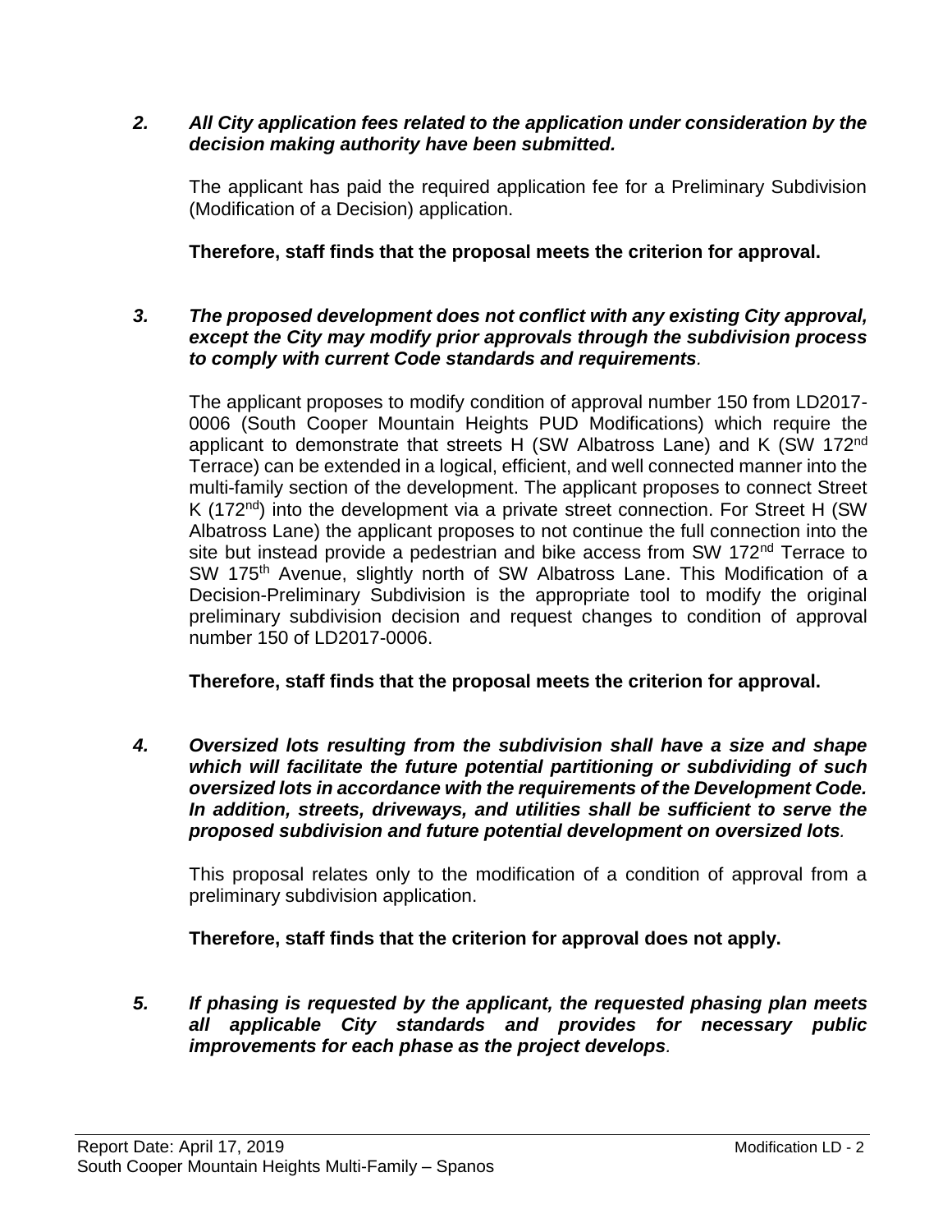*2. **All City application fees related to the application under consideration by the decision making authority have been submitted.***

The applicant has paid the required application fee for a Preliminary Subdivision (Modification of a Decision) application.

**Therefore, staff finds that the proposal meets the criterion for approval.**

*3. **The proposed development does not conflict with any existing City approval, except the City may modify prior approvals through the subdivision process to comply with current Code standards and requirements**.*

The applicant proposes to modify condition of approval number 150 from LD2017-0006 (South Cooper Mountain Heights PUD Modifications) which require the applicant to demonstrate that streets H (SW Albatross Lane) and K (SW 172nd Terrace) can be extended in a logical, efficient, and well connected manner into the multi-family section of the development. The applicant proposes to connect Street K (172nd) into the development via a private street connection. For Street H (SW Albatross Lane) the applicant proposes to not continue the full connection into the site but instead provide a pedestrian and bike access from SW 172nd Terrace to SW 175th Avenue, slightly north of SW Albatross Lane. This Modification of a Decision-Preliminary Subdivision is the appropriate tool to modify the original preliminary subdivision decision and request changes to condition of approval number 150 of LD2017-0006.

**Therefore, staff finds that the proposal meets the criterion for approval.**

*4. **Oversized lots resulting from the subdivision shall have a size and shape which will facilitate the future potential partitioning or subdividing of such oversized lots in accordance with the requirements of the Development Code. In addition, streets, driveways, and utilities shall be sufficient to serve the proposed subdivision and future potential development on oversized lots**.*

This proposal relates only to the modification of a condition of approval from a preliminary subdivision application.

**Therefore, staff finds that the criterion for approval does not apply.**

*5. **If phasing is requested by the applicant, the requested phasing plan meets all applicable City standards and provides for necessary public improvements for each phase as the project develops**.*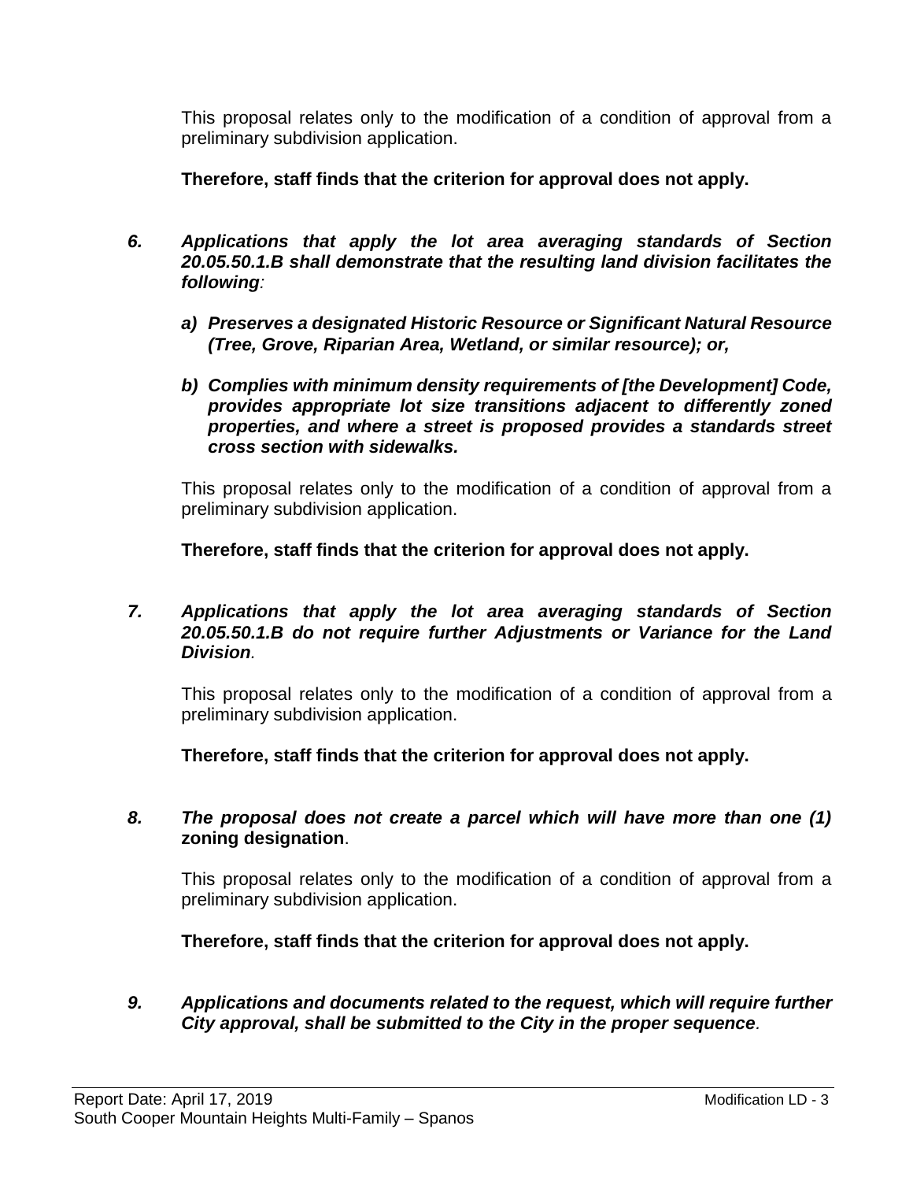This proposal relates only to the modification of a condition of approval from a preliminary subdivision application.

**Therefore, staff finds that the criterion for approval does not apply.**

6. ***Applications that apply the lot area averaging standards of Section 20.05.50.1.B shall demonstrate that the resulting land division facilitates the following:***

   a) ***Preserves a designated Historic Resource or Significant Natural Resource (Tree, Grove, Riparian Area, Wetland, or similar resource); or,***

   b) ***Complies with minimum density requirements of [the Development] Code, provides appropriate lot size transitions adjacent to differently zoned properties, and where a street is proposed provides a standards street cross section with sidewalks.***

   This proposal relates only to the modification of a condition of approval from a preliminary subdivision application.

   **Therefore, staff finds that the criterion for approval does not apply.**

7. ***Applications that apply the lot area averaging standards of Section 20.05.50.1.B do not require further Adjustments or Variance for the Land Division.***

   This proposal relates only to the modification of a condition of approval from a preliminary subdivision application.

   **Therefore, staff finds that the criterion for approval does not apply.**

8. ***The proposal does not create a parcel which will have more than one (1)* zoning designation**.

   This proposal relates only to the modification of a condition of approval from a preliminary subdivision application.

   **Therefore, staff finds that the criterion for approval does not apply.**

9. ***Applications and documents related to the request, which will require further City approval, shall be submitted to the City in the proper sequence.***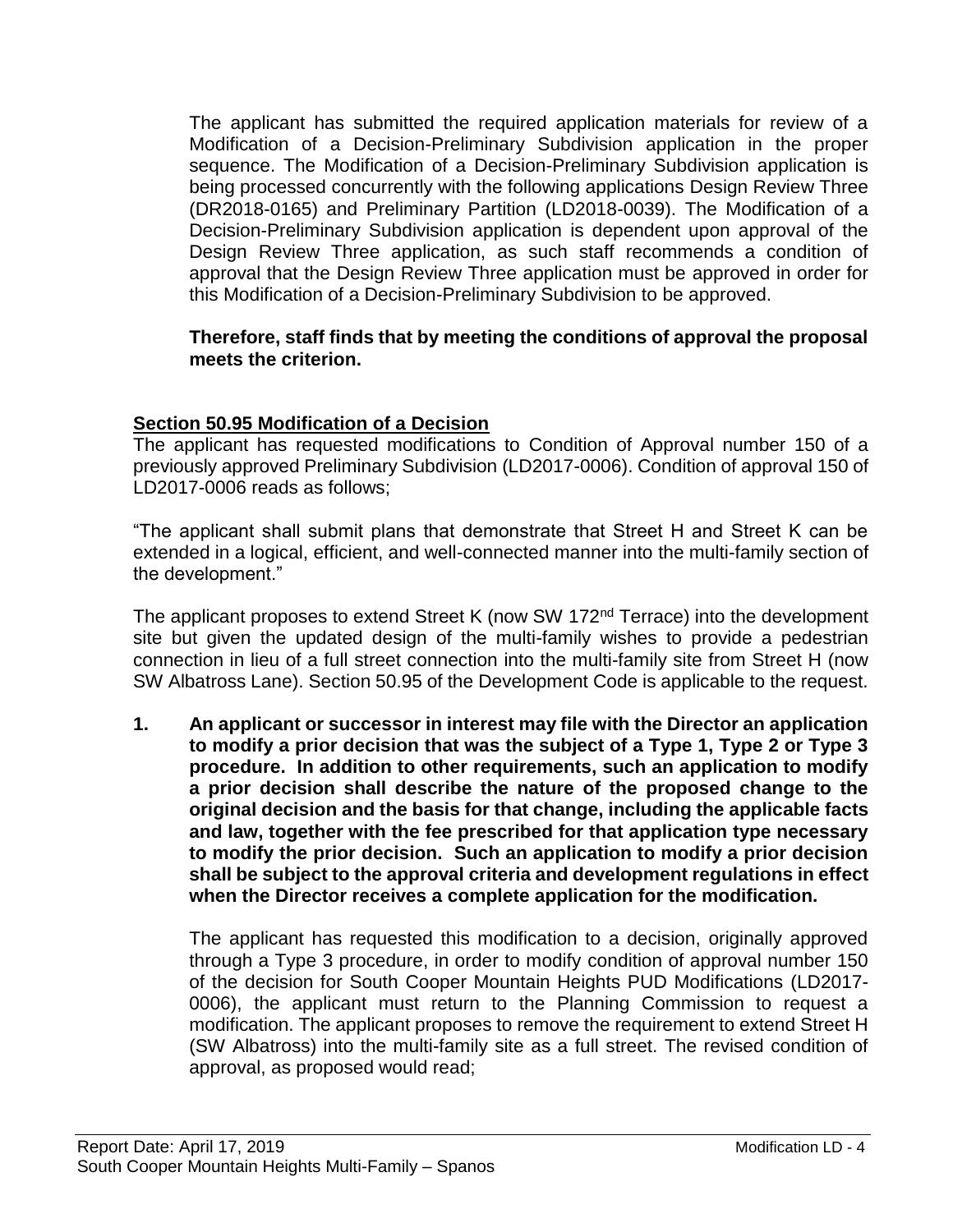The applicant has submitted the required application materials for review of a Modification of a Decision-Preliminary Subdivision application in the proper sequence. The Modification of a Decision-Preliminary Subdivision application is being processed concurrently with the following applications Design Review Three (DR2018-0165) and Preliminary Partition (LD2018-0039). The Modification of a Decision-Preliminary Subdivision application is dependent upon approval of the Design Review Three application, as such staff recommends a condition of approval that the Design Review Three application must be approved in order for this Modification of a Decision-Preliminary Subdivision to be approved.

**Therefore, staff finds that by meeting the conditions of approval the proposal meets the criterion.**

**Section 50.95 Modification of a Decision**

The applicant has requested modifications to Condition of Approval number 150 of a previously approved Preliminary Subdivision (LD2017-0006). Condition of approval 150 of LD2017-0006 reads as follows;

"The applicant shall submit plans that demonstrate that Street H and Street K can be extended in a logical, efficient, and well-connected manner into the multi-family section of the development."

The applicant proposes to extend Street K (now SW 172nd Terrace) into the development site but given the updated design of the multi-family wishes to provide a pedestrian connection in lieu of a full street connection into the multi-family site from Street H (now SW Albatross Lane). Section 50.95 of the Development Code is applicable to the request.

1. **An applicant or successor in interest may file with the Director an application to modify a prior decision that was the subject of a Type 1, Type 2 or Type 3 procedure. In addition to other requirements, such an application to modify a prior decision shall describe the nature of the proposed change to the original decision and the basis for that change, including the applicable facts and law, together with the fee prescribed for that application type necessary to modify the prior decision. Such an application to modify a prior decision shall be subject to the approval criteria and development regulations in effect when the Director receives a complete application for the modification.**

   The applicant has requested this modification to a decision, originally approved through a Type 3 procedure, in order to modify condition of approval number 150 of the decision for South Cooper Mountain Heights PUD Modifications (LD2017-0006), the applicant must return to the Planning Commission to request a modification. The applicant proposes to remove the requirement to extend Street H (SW Albatross) into the multi-family site as a full street. The revised condition of approval, as proposed would read;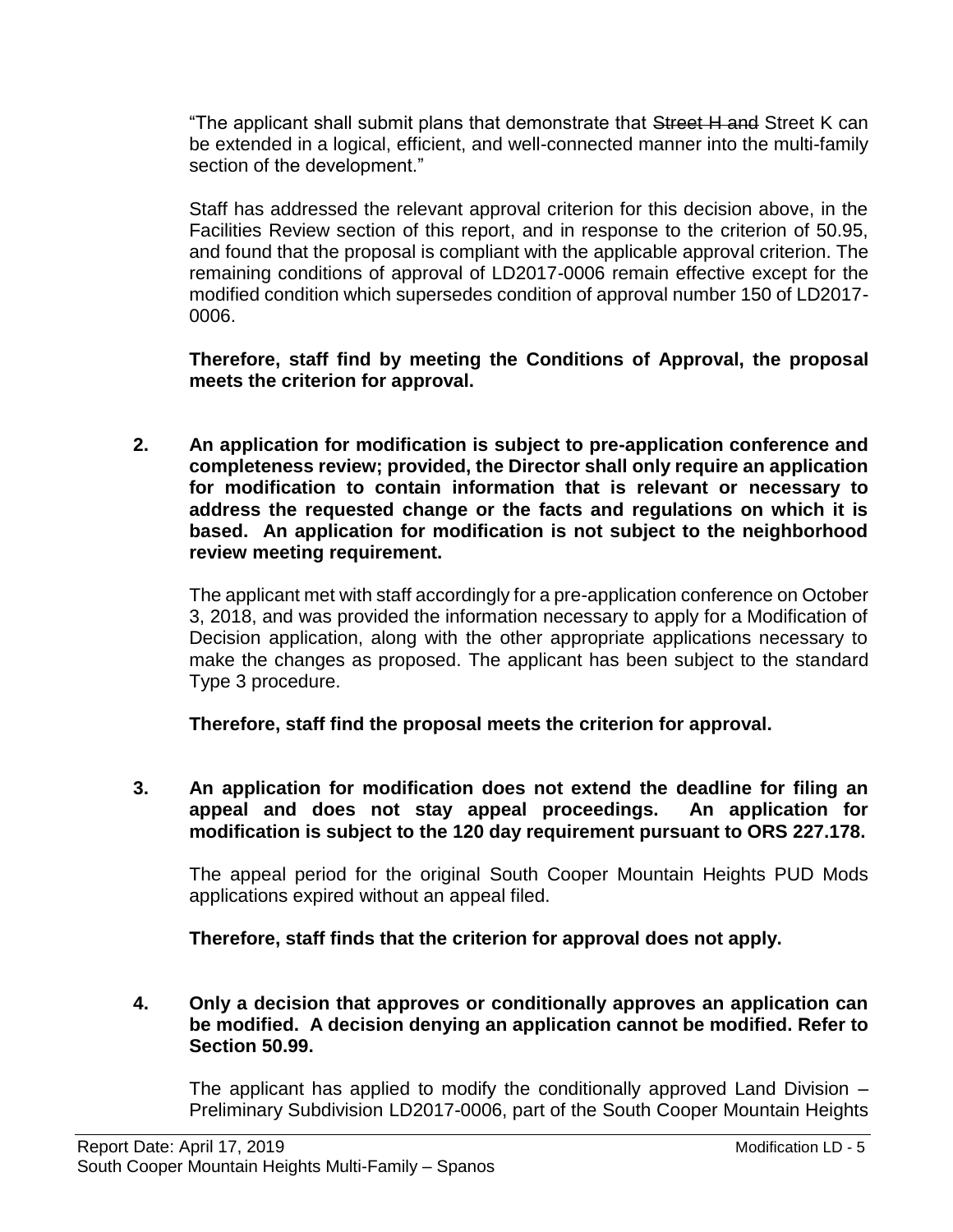"The applicant shall submit plans that demonstrate that ~~Street H and~~ Street K can be extended in a logical, efficient, and well-connected manner into the multi-family section of the development."

Staff has addressed the relevant approval criterion for this decision above, in the Facilities Review section of this report, and in response to the criterion of 50.95, and found that the proposal is compliant with the applicable approval criterion. The remaining conditions of approval of LD2017-0006 remain effective except for the modified condition which supersedes condition of approval number 150 of LD2017-0006.

**Therefore, staff find by meeting the Conditions of Approval, the proposal meets the criterion for approval.**

**2. An application for modification is subject to pre-application conference and completeness review; provided, the Director shall only require an application for modification to contain information that is relevant or necessary to address the requested change or the facts and regulations on which it is based. An application for modification is not subject to the neighborhood review meeting requirement.**

The applicant met with staff accordingly for a pre-application conference on October 3, 2018, and was provided the information necessary to apply for a Modification of Decision application, along with the other appropriate applications necessary to make the changes as proposed. The applicant has been subject to the standard Type 3 procedure.

**Therefore, staff find the proposal meets the criterion for approval.**

**3. An application for modification does not extend the deadline for filing an appeal and does not stay appeal proceedings. An application for modification is subject to the 120 day requirement pursuant to ORS 227.178.**

The appeal period for the original South Cooper Mountain Heights PUD Mods applications expired without an appeal filed.

**Therefore, staff finds that the criterion for approval does not apply.**

**4. Only a decision that approves or conditionally approves an application can be modified. A decision denying an application cannot be modified. Refer to Section 50.99.**

The applicant has applied to modify the conditionally approved Land Division – Preliminary Subdivision LD2017-0006, part of the South Cooper Mountain Heights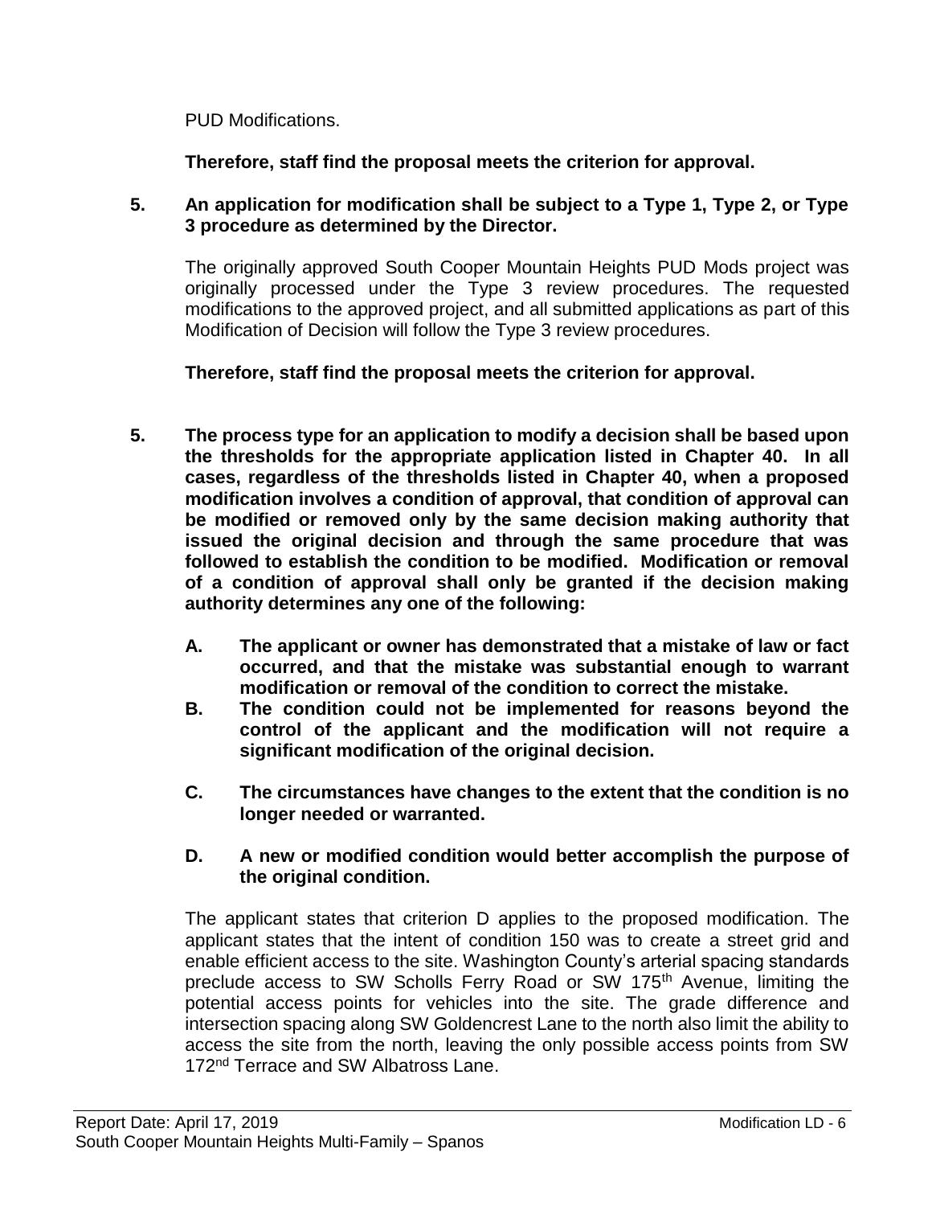PUD Modifications.

**Therefore, staff find the proposal meets the criterion for approval.**

**5. An application for modification shall be subject to a Type 1, Type 2, or Type 3 procedure as determined by the Director.**

The originally approved South Cooper Mountain Heights PUD Mods project was originally processed under the Type 3 review procedures. The requested modifications to the approved project, and all submitted applications as part of this Modification of Decision will follow the Type 3 review procedures.

**Therefore, staff find the proposal meets the criterion for approval.**

**5. The process type for an application to modify a decision shall be based upon the thresholds for the appropriate application listed in Chapter 40. In all cases, regardless of the thresholds listed in Chapter 40, when a proposed modification involves a condition of approval, that condition of approval can be modified or removed only by the same decision making authority that issued the original decision and through the same procedure that was followed to establish the condition to be modified. Modification or removal of a condition of approval shall only be granted if the decision making authority determines any one of the following:**

**A. The applicant or owner has demonstrated that a mistake of law or fact occurred, and that the mistake was substantial enough to warrant modification or removal of the condition to correct the mistake.**

**B. The condition could not be implemented for reasons beyond the control of the applicant and the modification will not require a significant modification of the original decision.**

**C. The circumstances have changes to the extent that the condition is no longer needed or warranted.**

**D. A new or modified condition would better accomplish the purpose of the original condition.**

The applicant states that criterion D applies to the proposed modification. The applicant states that the intent of condition 150 was to create a street grid and enable efficient access to the site. Washington County's arterial spacing standards preclude access to SW Scholls Ferry Road or SW 175th Avenue, limiting the potential access points for vehicles into the site. The grade difference and intersection spacing along SW Goldencrest Lane to the north also limit the ability to access the site from the north, leaving the only possible access points from SW 172nd Terrace and SW Albatross Lane.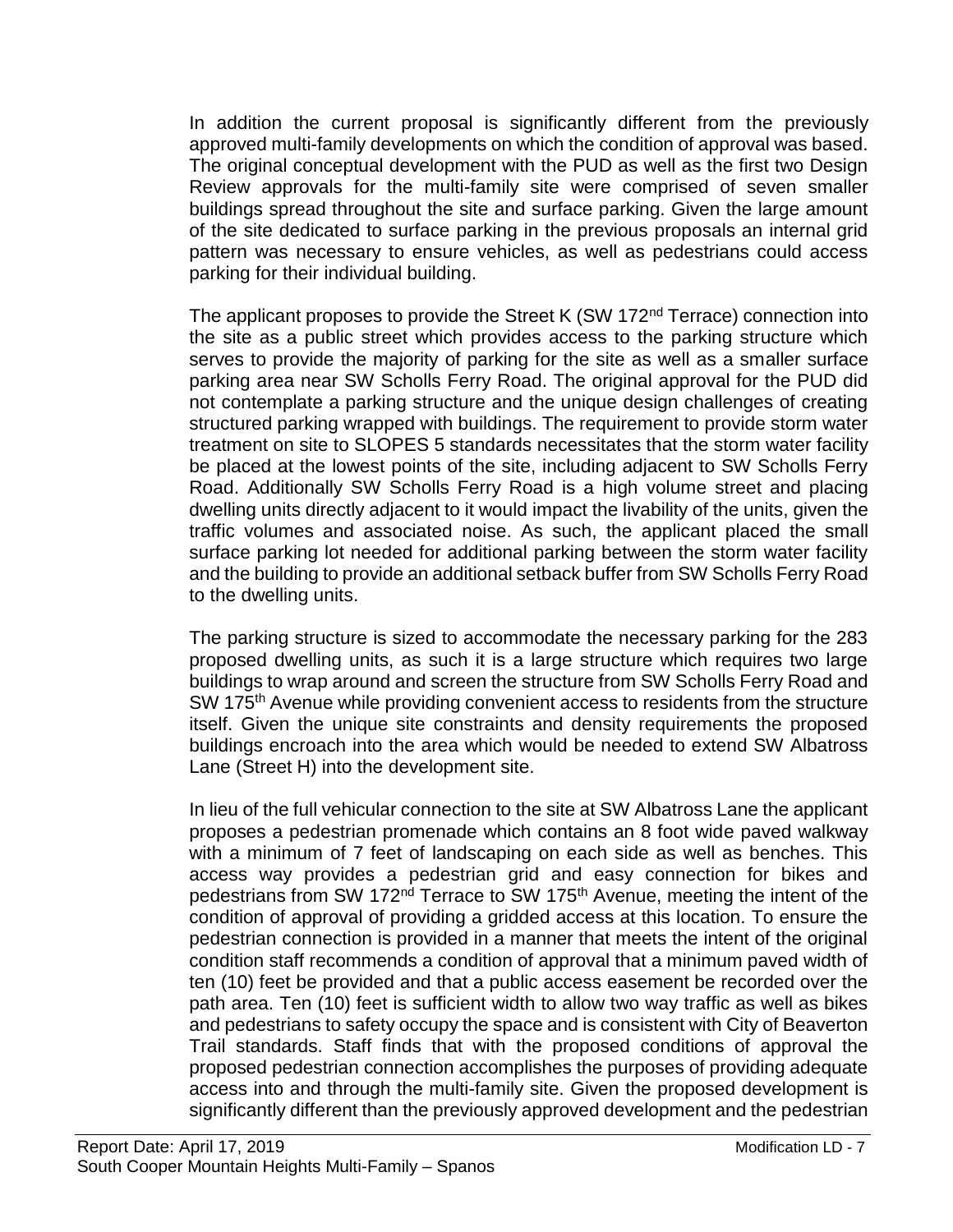In addition the current proposal is significantly different from the previously approved multi-family developments on which the condition of approval was based. The original conceptual development with the PUD as well as the first two Design Review approvals for the multi-family site were comprised of seven smaller buildings spread throughout the site and surface parking. Given the large amount of the site dedicated to surface parking in the previous proposals an internal grid pattern was necessary to ensure vehicles, as well as pedestrians could access parking for their individual building.

The applicant proposes to provide the Street K (SW 172nd Terrace) connection into the site as a public street which provides access to the parking structure which serves to provide the majority of parking for the site as well as a smaller surface parking area near SW Scholls Ferry Road. The original approval for the PUD did not contemplate a parking structure and the unique design challenges of creating structured parking wrapped with buildings. The requirement to provide storm water treatment on site to SLOPES 5 standards necessitates that the storm water facility be placed at the lowest points of the site, including adjacent to SW Scholls Ferry Road. Additionally SW Scholls Ferry Road is a high volume street and placing dwelling units directly adjacent to it would impact the livability of the units, given the traffic volumes and associated noise. As such, the applicant placed the small surface parking lot needed for additional parking between the storm water facility and the building to provide an additional setback buffer from SW Scholls Ferry Road to the dwelling units.

The parking structure is sized to accommodate the necessary parking for the 283 proposed dwelling units, as such it is a large structure which requires two large buildings to wrap around and screen the structure from SW Scholls Ferry Road and SW 175th Avenue while providing convenient access to residents from the structure itself. Given the unique site constraints and density requirements the proposed buildings encroach into the area which would be needed to extend SW Albatross Lane (Street H) into the development site.

In lieu of the full vehicular connection to the site at SW Albatross Lane the applicant proposes a pedestrian promenade which contains an 8 foot wide paved walkway with a minimum of 7 feet of landscaping on each side as well as benches. This access way provides a pedestrian grid and easy connection for bikes and pedestrians from SW 172nd Terrace to SW 175th Avenue, meeting the intent of the condition of approval of providing a gridded access at this location. To ensure the pedestrian connection is provided in a manner that meets the intent of the original condition staff recommends a condition of approval that a minimum paved width of ten (10) feet be provided and that a public access easement be recorded over the path area. Ten (10) feet is sufficient width to allow two way traffic as well as bikes and pedestrians to safety occupy the space and is consistent with City of Beaverton Trail standards. Staff finds that with the proposed conditions of approval the proposed pedestrian connection accomplishes the purposes of providing adequate access into and through the multi-family site. Given the proposed development is significantly different than the previously approved development and the pedestrian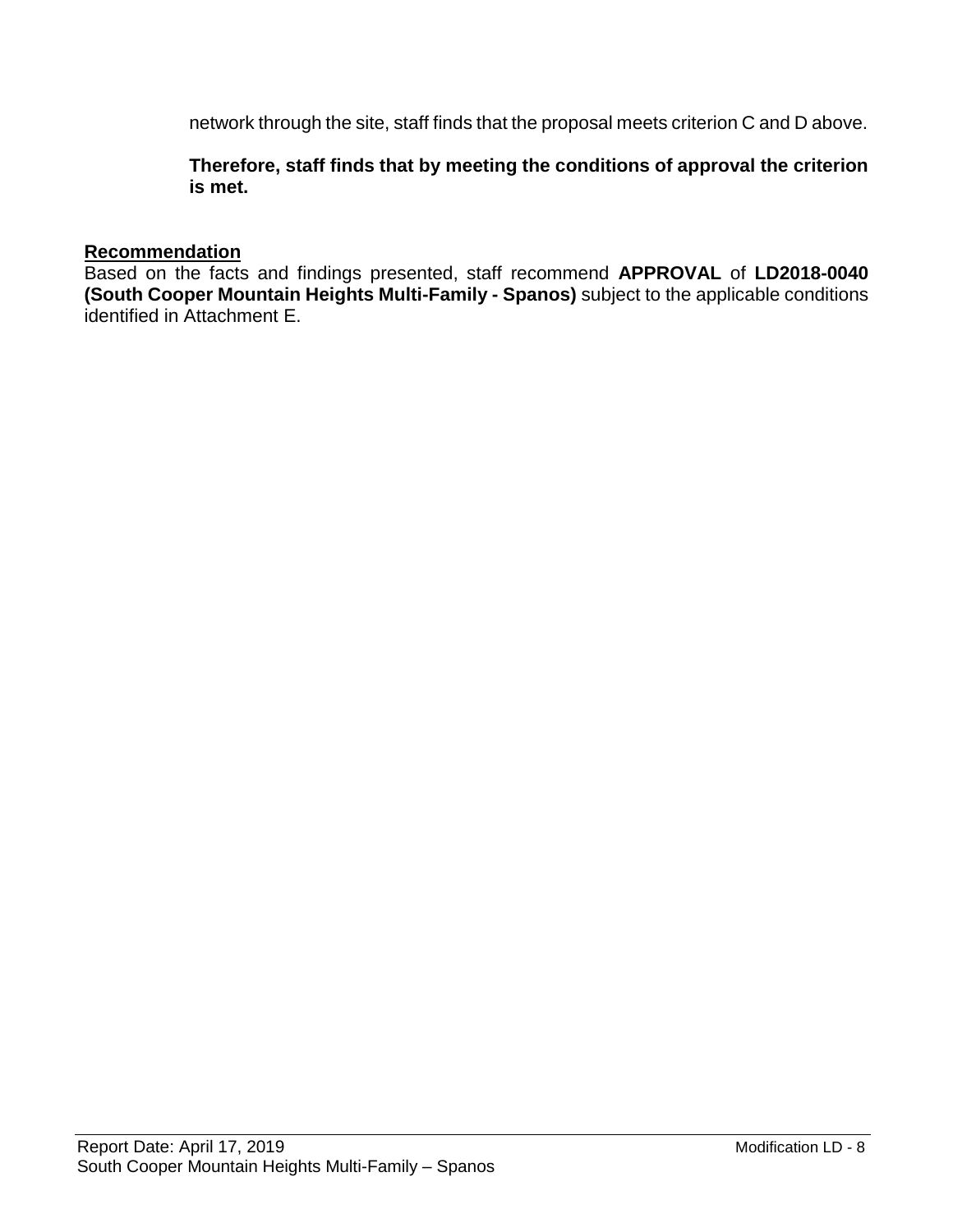network through the site, staff finds that the proposal meets criterion C and D above.

**Therefore, staff finds that by meeting the conditions of approval the criterion is met.**

**Recommendation**

Based on the facts and findings presented, staff recommend **APPROVAL** of **LD2018-0040 (South Cooper Mountain Heights Multi-Family - Spanos)** subject to the applicable conditions identified in Attachment E.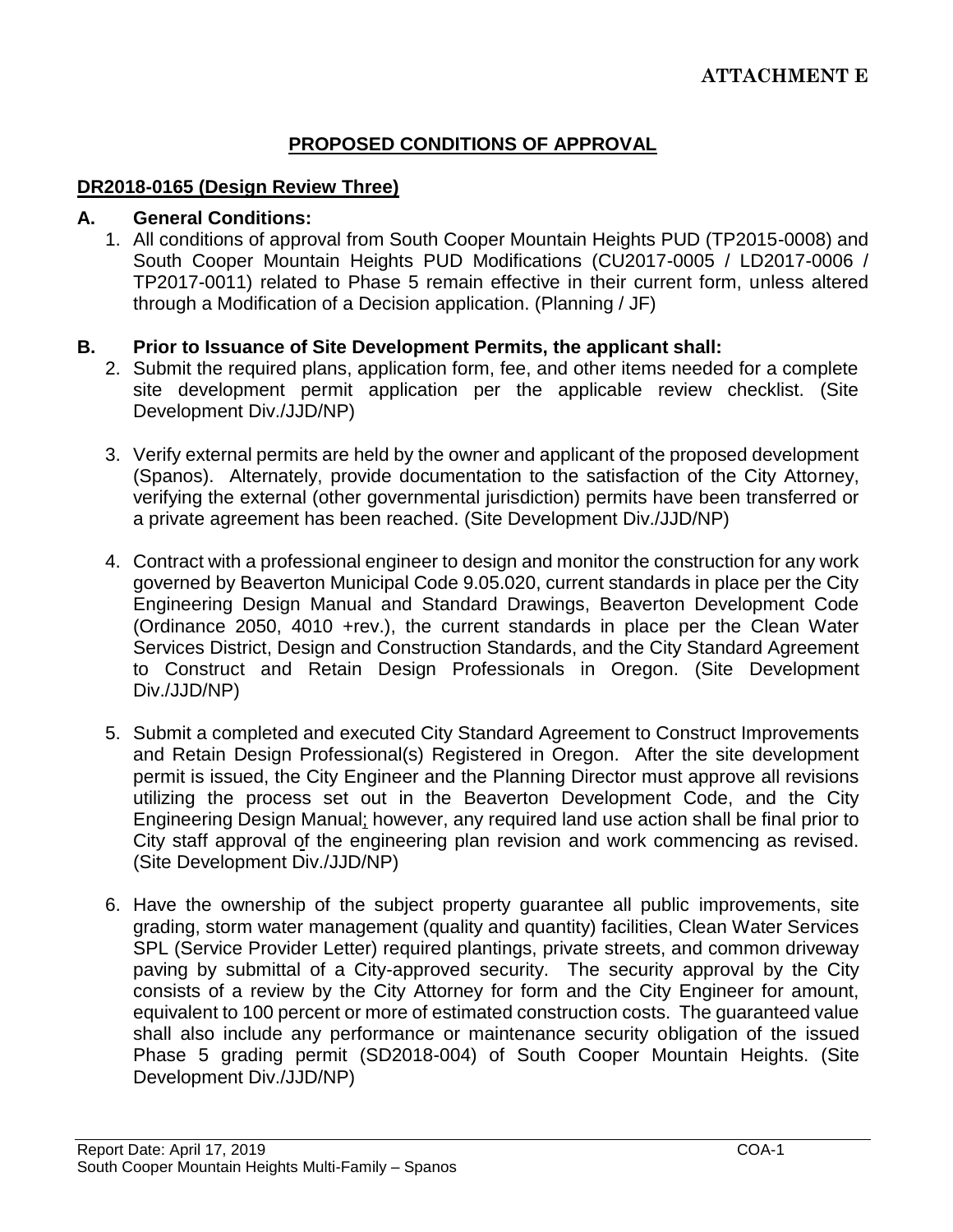**ATTACHMENT E**

# PROPOSED CONDITIONS OF APPROVAL

## DR2018-0165 (Design Review Three)

**A. General Conditions:**

1. All conditions of approval from South Cooper Mountain Heights PUD (TP2015-0008) and South Cooper Mountain Heights PUD Modifications (CU2017-0005 / LD2017-0006 / TP2017-0011) related to Phase 5 remain effective in their current form, unless altered through a Modification of a Decision application. (Planning / JF)

**B. Prior to Issuance of Site Development Permits, the applicant shall:**

2. Submit the required plans, application form, fee, and other items needed for a complete site development permit application per the applicable review checklist. (Site Development Div./JJD/NP)

3. Verify external permits are held by the owner and applicant of the proposed development (Spanos). Alternately, provide documentation to the satisfaction of the City Attorney, verifying the external (other governmental jurisdiction) permits have been transferred or a private agreement has been reached. (Site Development Div./JJD/NP)

4. Contract with a professional engineer to design and monitor the construction for any work governed by Beaverton Municipal Code 9.05.020, current standards in place per the City Engineering Design Manual and Standard Drawings, Beaverton Development Code (Ordinance 2050, 4010 +rev.), the current standards in place per the Clean Water Services District, Design and Construction Standards, and the City Standard Agreement to Construct and Retain Design Professionals in Oregon. (Site Development Div./JJD/NP)

5. Submit a completed and executed City Standard Agreement to Construct Improvements and Retain Design Professional(s) Registered in Oregon. After the site development permit is issued, the City Engineer and the Planning Director must approve all revisions utilizing the process set out in the Beaverton Development Code, and the City Engineering Design Manual; however, any required land use action shall be final prior to City staff approval of the engineering plan revision and work commencing as revised. (Site Development Div./JJD/NP)

6. Have the ownership of the subject property guarantee all public improvements, site grading, storm water management (quality and quantity) facilities, Clean Water Services SPL (Service Provider Letter) required plantings, private streets, and common driveway paving by submittal of a City-approved security. The security approval by the City consists of a review by the City Attorney for form and the City Engineer for amount, equivalent to 100 percent or more of estimated construction costs. The guaranteed value shall also include any performance or maintenance security obligation of the issued Phase 5 grading permit (SD2018-004) of South Cooper Mountain Heights. (Site Development Div./JJD/NP)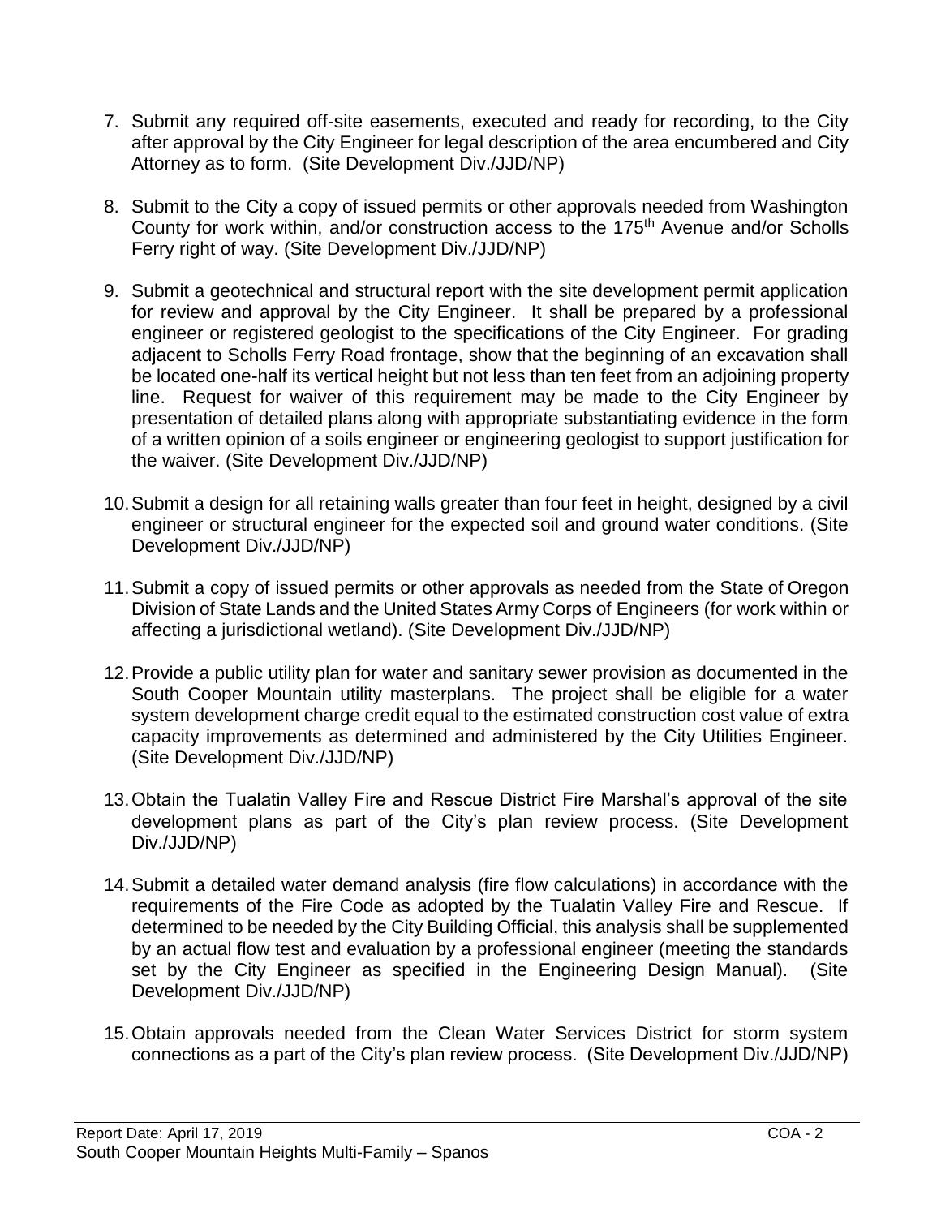7. Submit any required off-site easements, executed and ready for recording, to the City after approval by the City Engineer for legal description of the area encumbered and City Attorney as to form. (Site Development Div./JJD/NP)

8. Submit to the City a copy of issued permits or other approvals needed from Washington County for work within, and/or construction access to the 175th Avenue and/or Scholls Ferry right of way. (Site Development Div./JJD/NP)

9. Submit a geotechnical and structural report with the site development permit application for review and approval by the City Engineer. It shall be prepared by a professional engineer or registered geologist to the specifications of the City Engineer. For grading adjacent to Scholls Ferry Road frontage, show that the beginning of an excavation shall be located one-half its vertical height but not less than ten feet from an adjoining property line. Request for waiver of this requirement may be made to the City Engineer by presentation of detailed plans along with appropriate substantiating evidence in the form of a written opinion of a soils engineer or engineering geologist to support justification for the waiver. (Site Development Div./JJD/NP)

10. Submit a design for all retaining walls greater than four feet in height, designed by a civil engineer or structural engineer for the expected soil and ground water conditions. (Site Development Div./JJD/NP)

11. Submit a copy of issued permits or other approvals as needed from the State of Oregon Division of State Lands and the United States Army Corps of Engineers (for work within or affecting a jurisdictional wetland). (Site Development Div./JJD/NP)

12. Provide a public utility plan for water and sanitary sewer provision as documented in the South Cooper Mountain utility masterplans. The project shall be eligible for a water system development charge credit equal to the estimated construction cost value of extra capacity improvements as determined and administered by the City Utilities Engineer. (Site Development Div./JJD/NP)

13. Obtain the Tualatin Valley Fire and Rescue District Fire Marshal's approval of the site development plans as part of the City's plan review process. (Site Development Div./JJD/NP)

14. Submit a detailed water demand analysis (fire flow calculations) in accordance with the requirements of the Fire Code as adopted by the Tualatin Valley Fire and Rescue. If determined to be needed by the City Building Official, this analysis shall be supplemented by an actual flow test and evaluation by a professional engineer (meeting the standards set by the City Engineer as specified in the Engineering Design Manual). (Site Development Div./JJD/NP)

15. Obtain approvals needed from the Clean Water Services District for storm system connections as a part of the City's plan review process. (Site Development Div./JJD/NP)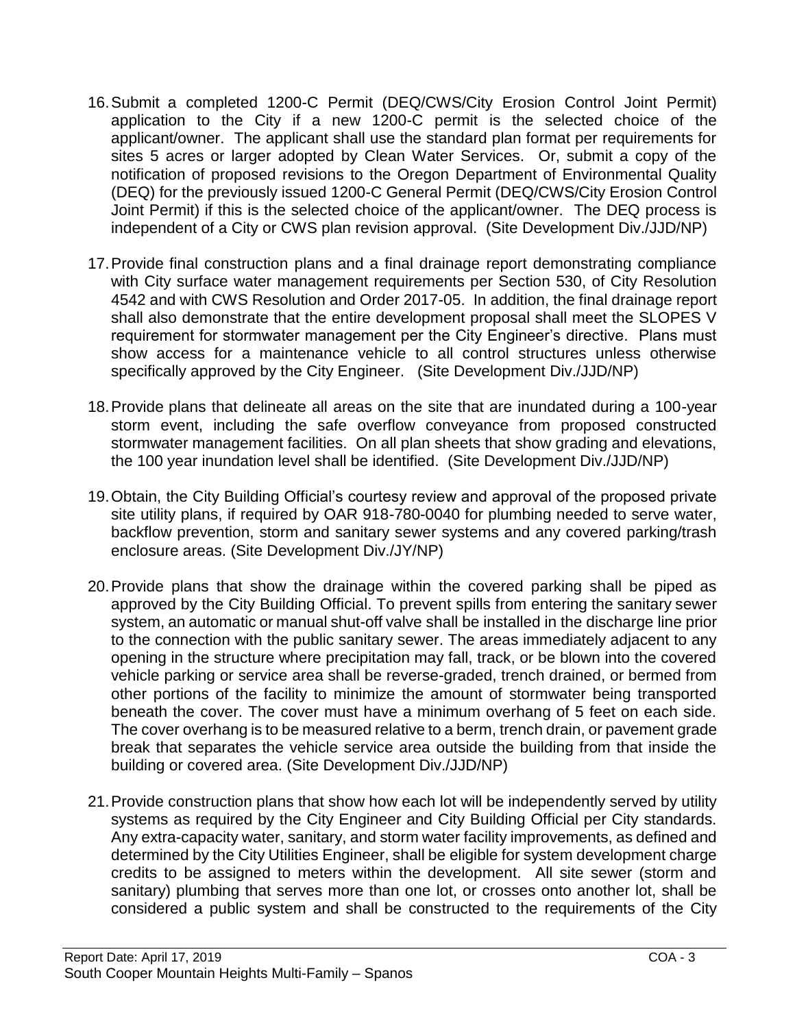16. Submit a completed 1200-C Permit (DEQ/CWS/City Erosion Control Joint Permit) application to the City if a new 1200-C permit is the selected choice of the applicant/owner. The applicant shall use the standard plan format per requirements for sites 5 acres or larger adopted by Clean Water Services. Or, submit a copy of the notification of proposed revisions to the Oregon Department of Environmental Quality (DEQ) for the previously issued 1200-C General Permit (DEQ/CWS/City Erosion Control Joint Permit) if this is the selected choice of the applicant/owner. The DEQ process is independent of a City or CWS plan revision approval. (Site Development Div./JJD/NP)

17. Provide final construction plans and a final drainage report demonstrating compliance with City surface water management requirements per Section 530, of City Resolution 4542 and with CWS Resolution and Order 2017-05. In addition, the final drainage report shall also demonstrate that the entire development proposal shall meet the SLOPES V requirement for stormwater management per the City Engineer's directive. Plans must show access for a maintenance vehicle to all control structures unless otherwise specifically approved by the City Engineer. (Site Development Div./JJD/NP)

18. Provide plans that delineate all areas on the site that are inundated during a 100-year storm event, including the safe overflow conveyance from proposed constructed stormwater management facilities. On all plan sheets that show grading and elevations, the 100 year inundation level shall be identified. (Site Development Div./JJD/NP)

19. Obtain, the City Building Official's courtesy review and approval of the proposed private site utility plans, if required by OAR 918-780-0040 for plumbing needed to serve water, backflow prevention, storm and sanitary sewer systems and any covered parking/trash enclosure areas. (Site Development Div./JY/NP)

20. Provide plans that show the drainage within the covered parking shall be piped as approved by the City Building Official. To prevent spills from entering the sanitary sewer system, an automatic or manual shut-off valve shall be installed in the discharge line prior to the connection with the public sanitary sewer. The areas immediately adjacent to any opening in the structure where precipitation may fall, track, or be blown into the covered vehicle parking or service area shall be reverse-graded, trench drained, or bermed from other portions of the facility to minimize the amount of stormwater being transported beneath the cover. The cover must have a minimum overhang of 5 feet on each side. The cover overhang is to be measured relative to a berm, trench drain, or pavement grade break that separates the vehicle service area outside the building from that inside the building or covered area. (Site Development Div./JJD/NP)

21. Provide construction plans that show how each lot will be independently served by utility systems as required by the City Engineer and City Building Official per City standards. Any extra-capacity water, sanitary, and storm water facility improvements, as defined and determined by the City Utilities Engineer, shall be eligible for system development charge credits to be assigned to meters within the development. All site sewer (storm and sanitary) plumbing that serves more than one lot, or crosses onto another lot, shall be considered a public system and shall be constructed to the requirements of the City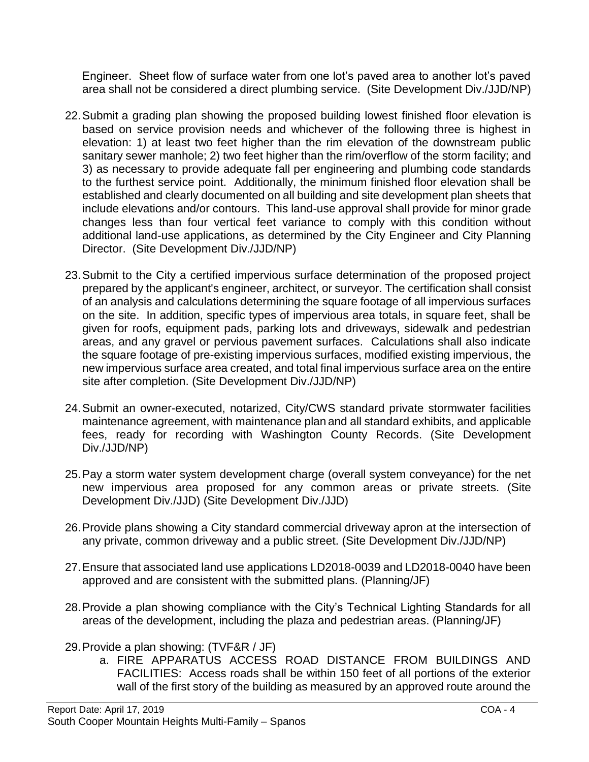Engineer. Sheet flow of surface water from one lot's paved area to another lot's paved area shall not be considered a direct plumbing service. (Site Development Div./JJD/NP)

22. Submit a grading plan showing the proposed building lowest finished floor elevation is based on service provision needs and whichever of the following three is highest in elevation: 1) at least two feet higher than the rim elevation of the downstream public sanitary sewer manhole; 2) two feet higher than the rim/overflow of the storm facility; and 3) as necessary to provide adequate fall per engineering and plumbing code standards to the furthest service point. Additionally, the minimum finished floor elevation shall be established and clearly documented on all building and site development plan sheets that include elevations and/or contours. This land-use approval shall provide for minor grade changes less than four vertical feet variance to comply with this condition without additional land-use applications, as determined by the City Engineer and City Planning Director. (Site Development Div./JJD/NP)

23. Submit to the City a certified impervious surface determination of the proposed project prepared by the applicant's engineer, architect, or surveyor. The certification shall consist of an analysis and calculations determining the square footage of all impervious surfaces on the site. In addition, specific types of impervious area totals, in square feet, shall be given for roofs, equipment pads, parking lots and driveways, sidewalk and pedestrian areas, and any gravel or pervious pavement surfaces. Calculations shall also indicate the square footage of pre-existing impervious surfaces, modified existing impervious, the new impervious surface area created, and total final impervious surface area on the entire site after completion. (Site Development Div./JJD/NP)

24. Submit an owner-executed, notarized, City/CWS standard private stormwater facilities maintenance agreement, with maintenance plan and all standard exhibits, and applicable fees, ready for recording with Washington County Records. (Site Development Div./JJD/NP)

25. Pay a storm water system development charge (overall system conveyance) for the net new impervious area proposed for any common areas or private streets. (Site Development Div./JJD) (Site Development Div./JJD)

26. Provide plans showing a City standard commercial driveway apron at the intersection of any private, common driveway and a public street. (Site Development Div./JJD/NP)

27. Ensure that associated land use applications LD2018-0039 and LD2018-0040 have been approved and are consistent with the submitted plans. (Planning/JF)

28. Provide a plan showing compliance with the City's Technical Lighting Standards for all areas of the development, including the plaza and pedestrian areas. (Planning/JF)

29. Provide a plan showing: (TVF&R / JF)
    a. FIRE APPARATUS ACCESS ROAD DISTANCE FROM BUILDINGS AND FACILITIES: Access roads shall be within 150 feet of all portions of the exterior wall of the first story of the building as measured by an approved route around the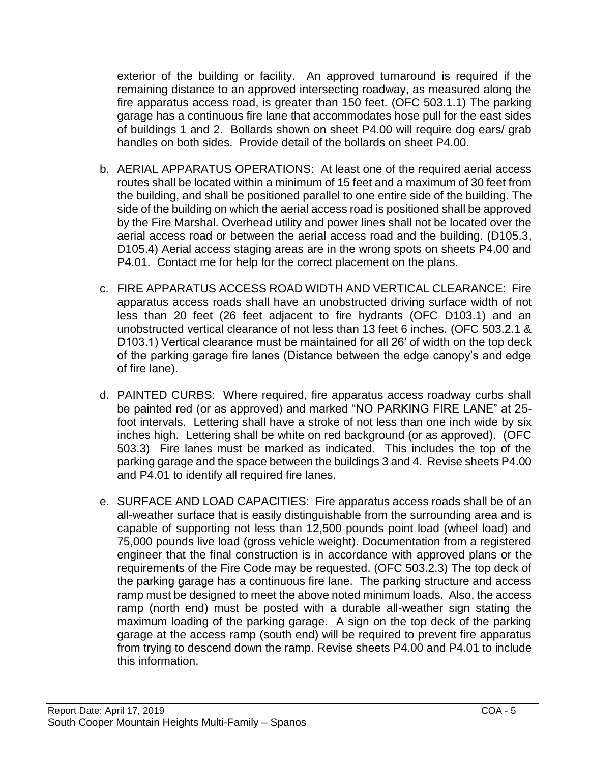exterior of the building or facility. An approved turnaround is required if the remaining distance to an approved intersecting roadway, as measured along the fire apparatus access road, is greater than 150 feet. (OFC 503.1.1) The parking garage has a continuous fire lane that accommodates hose pull for the east sides of buildings 1 and 2. Bollards shown on sheet P4.00 will require dog ears/ grab handles on both sides. Provide detail of the bollards on sheet P4.00.

b. AERIAL APPARATUS OPERATIONS: At least one of the required aerial access routes shall be located within a minimum of 15 feet and a maximum of 30 feet from the building, and shall be positioned parallel to one entire side of the building. The side of the building on which the aerial access road is positioned shall be approved by the Fire Marshal. Overhead utility and power lines shall not be located over the aerial access road or between the aerial access road and the building. (D105.3, D105.4) Aerial access staging areas are in the wrong spots on sheets P4.00 and P4.01. Contact me for help for the correct placement on the plans.

c. FIRE APPARATUS ACCESS ROAD WIDTH AND VERTICAL CLEARANCE: Fire apparatus access roads shall have an unobstructed driving surface width of not less than 20 feet (26 feet adjacent to fire hydrants (OFC D103.1) and an unobstructed vertical clearance of not less than 13 feet 6 inches. (OFC 503.2.1 & D103.1) Vertical clearance must be maintained for all 26' of width on the top deck of the parking garage fire lanes (Distance between the edge canopy's and edge of fire lane).

d. PAINTED CURBS: Where required, fire apparatus access roadway curbs shall be painted red (or as approved) and marked "NO PARKING FIRE LANE" at 25-foot intervals. Lettering shall have a stroke of not less than one inch wide by six inches high. Lettering shall be white on red background (or as approved). (OFC 503.3) Fire lanes must be marked as indicated. This includes the top of the parking garage and the space between the buildings 3 and 4. Revise sheets P4.00 and P4.01 to identify all required fire lanes.

e. SURFACE AND LOAD CAPACITIES: Fire apparatus access roads shall be of an all-weather surface that is easily distinguishable from the surrounding area and is capable of supporting not less than 12,500 pounds point load (wheel load) and 75,000 pounds live load (gross vehicle weight). Documentation from a registered engineer that the final construction is in accordance with approved plans or the requirements of the Fire Code may be requested. (OFC 503.2.3) The top deck of the parking garage has a continuous fire lane. The parking structure and access ramp must be designed to meet the above noted minimum loads. Also, the access ramp (north end) must be posted with a durable all-weather sign stating the maximum loading of the parking garage. A sign on the top deck of the parking garage at the access ramp (south end) will be required to prevent fire apparatus from trying to descend down the ramp. Revise sheets P4.00 and P4.01 to include this information.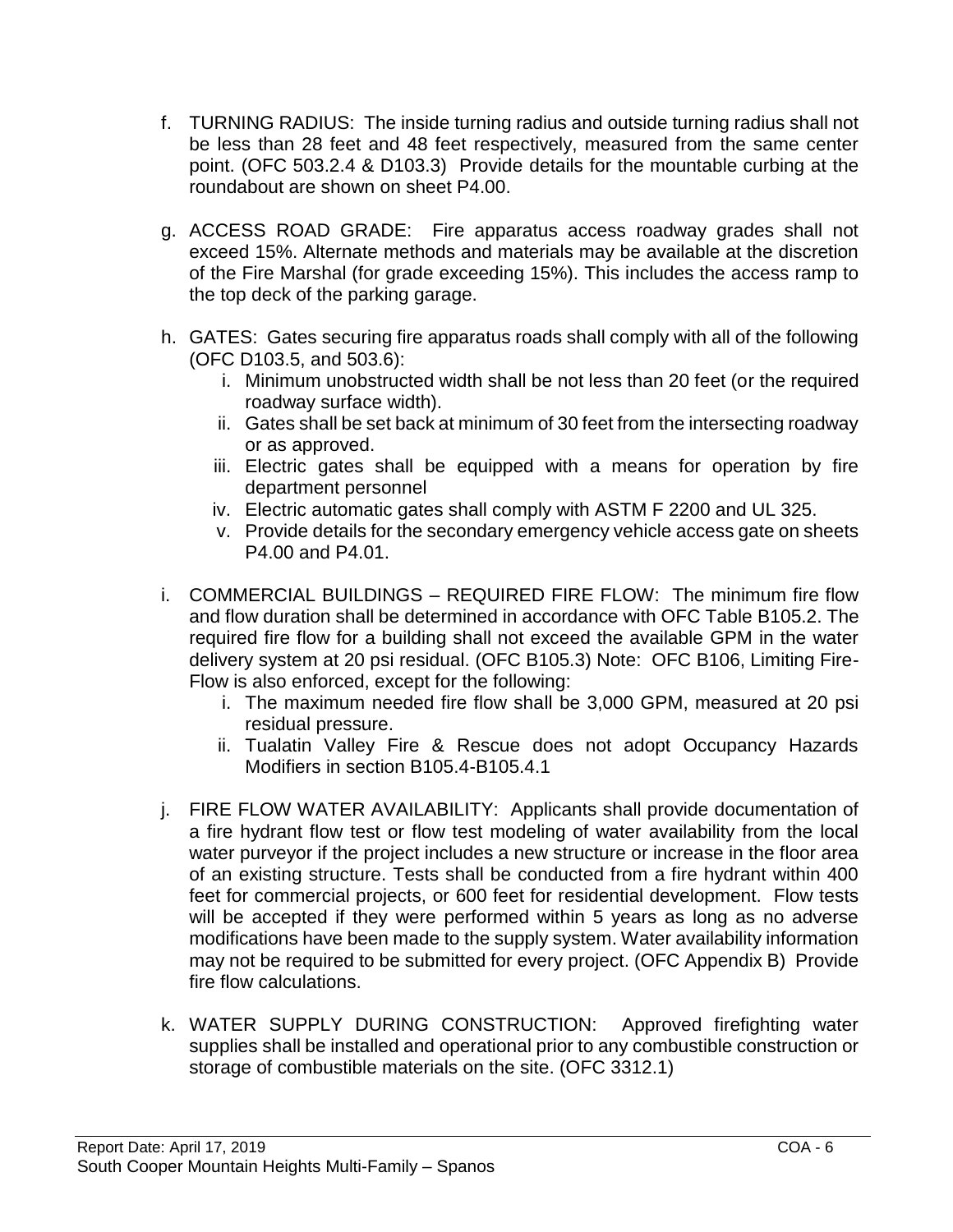f. TURNING RADIUS: The inside turning radius and outside turning radius shall not be less than 28 feet and 48 feet respectively, measured from the same center point. (OFC 503.2.4 & D103.3) Provide details for the mountable curbing at the roundabout are shown on sheet P4.00.

g. ACCESS ROAD GRADE: Fire apparatus access roadway grades shall not exceed 15%. Alternate methods and materials may be available at the discretion of the Fire Marshal (for grade exceeding 15%). This includes the access ramp to the top deck of the parking garage.

h. GATES: Gates securing fire apparatus roads shall comply with all of the following (OFC D103.5, and 503.6):
   i. Minimum unobstructed width shall be not less than 20 feet (or the required roadway surface width).
   ii. Gates shall be set back at minimum of 30 feet from the intersecting roadway or as approved.
   iii. Electric gates shall be equipped with a means for operation by fire department personnel
   iv. Electric automatic gates shall comply with ASTM F 2200 and UL 325.
   v. Provide details for the secondary emergency vehicle access gate on sheets P4.00 and P4.01.

i. COMMERCIAL BUILDINGS – REQUIRED FIRE FLOW: The minimum fire flow and flow duration shall be determined in accordance with OFC Table B105.2. The required fire flow for a building shall not exceed the available GPM in the water delivery system at 20 psi residual. (OFC B105.3) Note: OFC B106, Limiting Fire-Flow is also enforced, except for the following:
   i. The maximum needed fire flow shall be 3,000 GPM, measured at 20 psi residual pressure.
   ii. Tualatin Valley Fire & Rescue does not adopt Occupancy Hazards Modifiers in section B105.4-B105.4.1

j. FIRE FLOW WATER AVAILABILITY: Applicants shall provide documentation of a fire hydrant flow test or flow test modeling of water availability from the local water purveyor if the project includes a new structure or increase in the floor area of an existing structure. Tests shall be conducted from a fire hydrant within 400 feet for commercial projects, or 600 feet for residential development. Flow tests will be accepted if they were performed within 5 years as long as no adverse modifications have been made to the supply system. Water availability information may not be required to be submitted for every project. (OFC Appendix B) Provide fire flow calculations.

k. WATER SUPPLY DURING CONSTRUCTION: Approved firefighting water supplies shall be installed and operational prior to any combustible construction or storage of combustible materials on the site. (OFC 3312.1)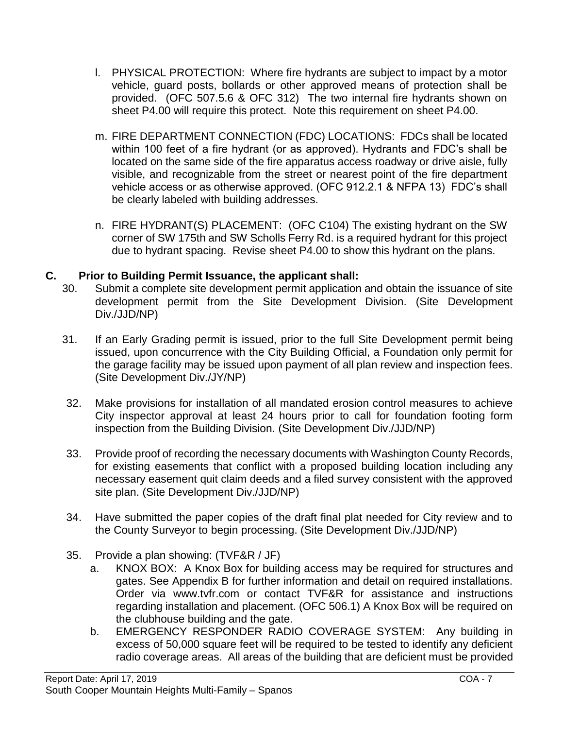l. PHYSICAL PROTECTION: Where fire hydrants are subject to impact by a motor vehicle, guard posts, bollards or other approved means of protection shall be provided. (OFC 507.5.6 & OFC 312) The two internal fire hydrants shown on sheet P4.00 will require this protect. Note this requirement on sheet P4.00.

m. FIRE DEPARTMENT CONNECTION (FDC) LOCATIONS: FDCs shall be located within 100 feet of a fire hydrant (or as approved). Hydrants and FDC's shall be located on the same side of the fire apparatus access roadway or drive aisle, fully visible, and recognizable from the street or nearest point of the fire department vehicle access or as otherwise approved. (OFC 912.2.1 & NFPA 13) FDC's shall be clearly labeled with building addresses.

n. FIRE HYDRANT(S) PLACEMENT: (OFC C104) The existing hydrant on the SW corner of SW 175th and SW Scholls Ferry Rd. is a required hydrant for this project due to hydrant spacing. Revise sheet P4.00 to show this hydrant on the plans.

## C. Prior to Building Permit Issuance, the applicant shall:

30. Submit a complete site development permit application and obtain the issuance of site development permit from the Site Development Division. (Site Development Div./JJD/NP)

31. If an Early Grading permit is issued, prior to the full Site Development permit being issued, upon concurrence with the City Building Official, a Foundation only permit for the garage facility may be issued upon payment of all plan review and inspection fees. (Site Development Div./JY/NP)

32. Make provisions for installation of all mandated erosion control measures to achieve City inspector approval at least 24 hours prior to call for foundation footing form inspection from the Building Division. (Site Development Div./JJD/NP)

33. Provide proof of recording the necessary documents with Washington County Records, for existing easements that conflict with a proposed building location including any necessary easement quit claim deeds and a filed survey consistent with the approved site plan. (Site Development Div./JJD/NP)

34. Have submitted the paper copies of the draft final plat needed for City review and to the County Surveyor to begin processing. (Site Development Div./JJD/NP)

35. Provide a plan showing: (TVF&R / JF)
    a. KNOX BOX: A Knox Box for building access may be required for structures and gates. See Appendix B for further information and detail on required installations. Order via www.tvfr.com or contact TVF&R for assistance and instructions regarding installation and placement. (OFC 506.1) A Knox Box will be required on the clubhouse building and the gate.
    b. EMERGENCY RESPONDER RADIO COVERAGE SYSTEM: Any building in excess of 50,000 square feet will be required to be tested to identify any deficient radio coverage areas. All areas of the building that are deficient must be provided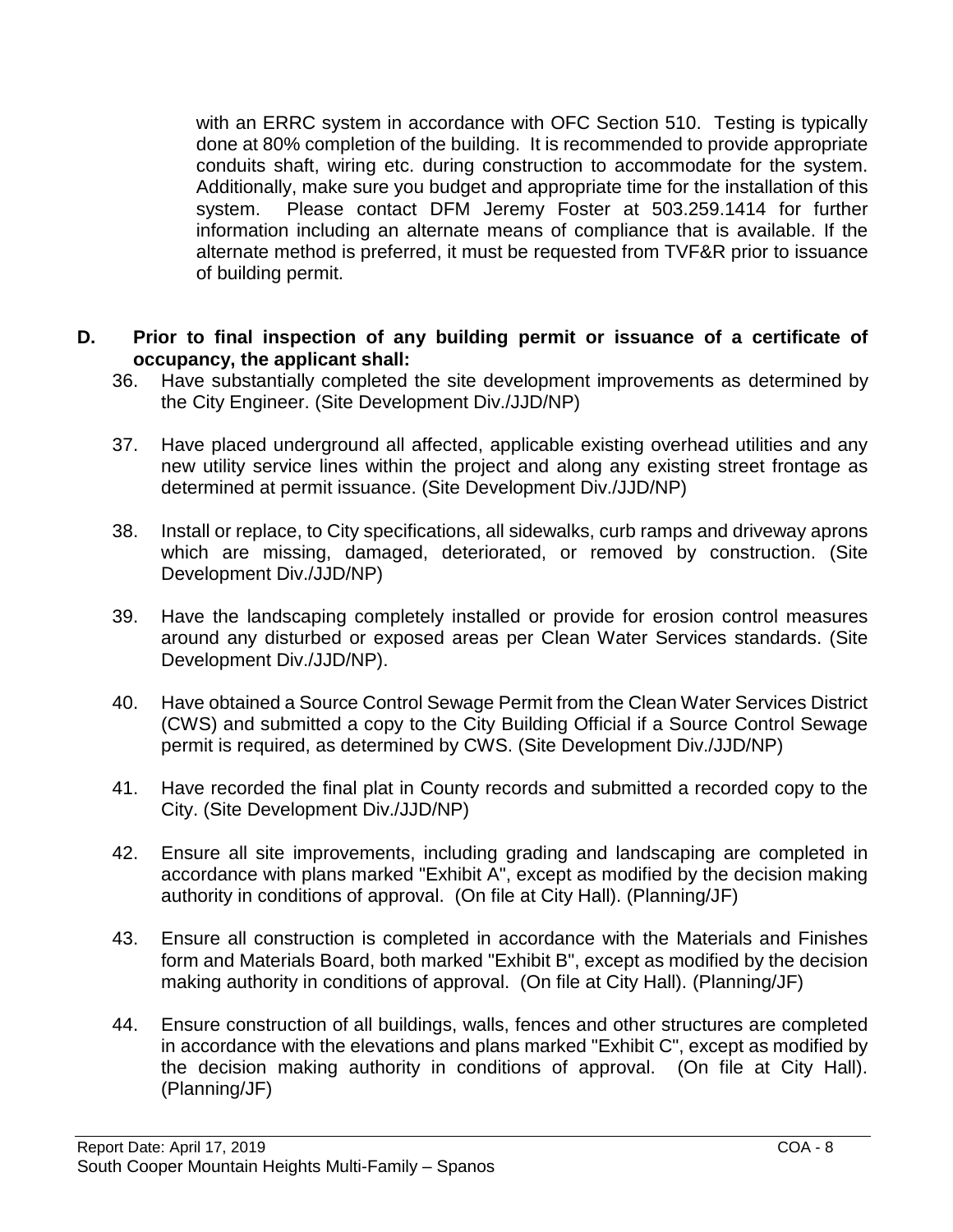with an ERRC system in accordance with OFC Section 510. Testing is typically done at 80% completion of the building. It is recommended to provide appropriate conduits shaft, wiring etc. during construction to accommodate for the system. Additionally, make sure you budget and appropriate time for the installation of this system. Please contact DFM Jeremy Foster at 503.259.1414 for further information including an alternate means of compliance that is available. If the alternate method is preferred, it must be requested from TVF&R prior to issuance of building permit.

**D. Prior to final inspection of any building permit or issuance of a certificate of occupancy, the applicant shall:**

36. Have substantially completed the site development improvements as determined by the City Engineer. (Site Development Div./JJD/NP)

37. Have placed underground all affected, applicable existing overhead utilities and any new utility service lines within the project and along any existing street frontage as determined at permit issuance. (Site Development Div./JJD/NP)

38. Install or replace, to City specifications, all sidewalks, curb ramps and driveway aprons which are missing, damaged, deteriorated, or removed by construction. (Site Development Div./JJD/NP)

39. Have the landscaping completely installed or provide for erosion control measures around any disturbed or exposed areas per Clean Water Services standards. (Site Development Div./JJD/NP).

40. Have obtained a Source Control Sewage Permit from the Clean Water Services District (CWS) and submitted a copy to the City Building Official if a Source Control Sewage permit is required, as determined by CWS. (Site Development Div./JJD/NP)

41. Have recorded the final plat in County records and submitted a recorded copy to the City. (Site Development Div./JJD/NP)

42. Ensure all site improvements, including grading and landscaping are completed in accordance with plans marked "Exhibit A", except as modified by the decision making authority in conditions of approval. (On file at City Hall). (Planning/JF)

43. Ensure all construction is completed in accordance with the Materials and Finishes form and Materials Board, both marked "Exhibit B", except as modified by the decision making authority in conditions of approval. (On file at City Hall). (Planning/JF)

44. Ensure construction of all buildings, walls, fences and other structures are completed in accordance with the elevations and plans marked "Exhibit C", except as modified by the decision making authority in conditions of approval. (On file at City Hall). (Planning/JF)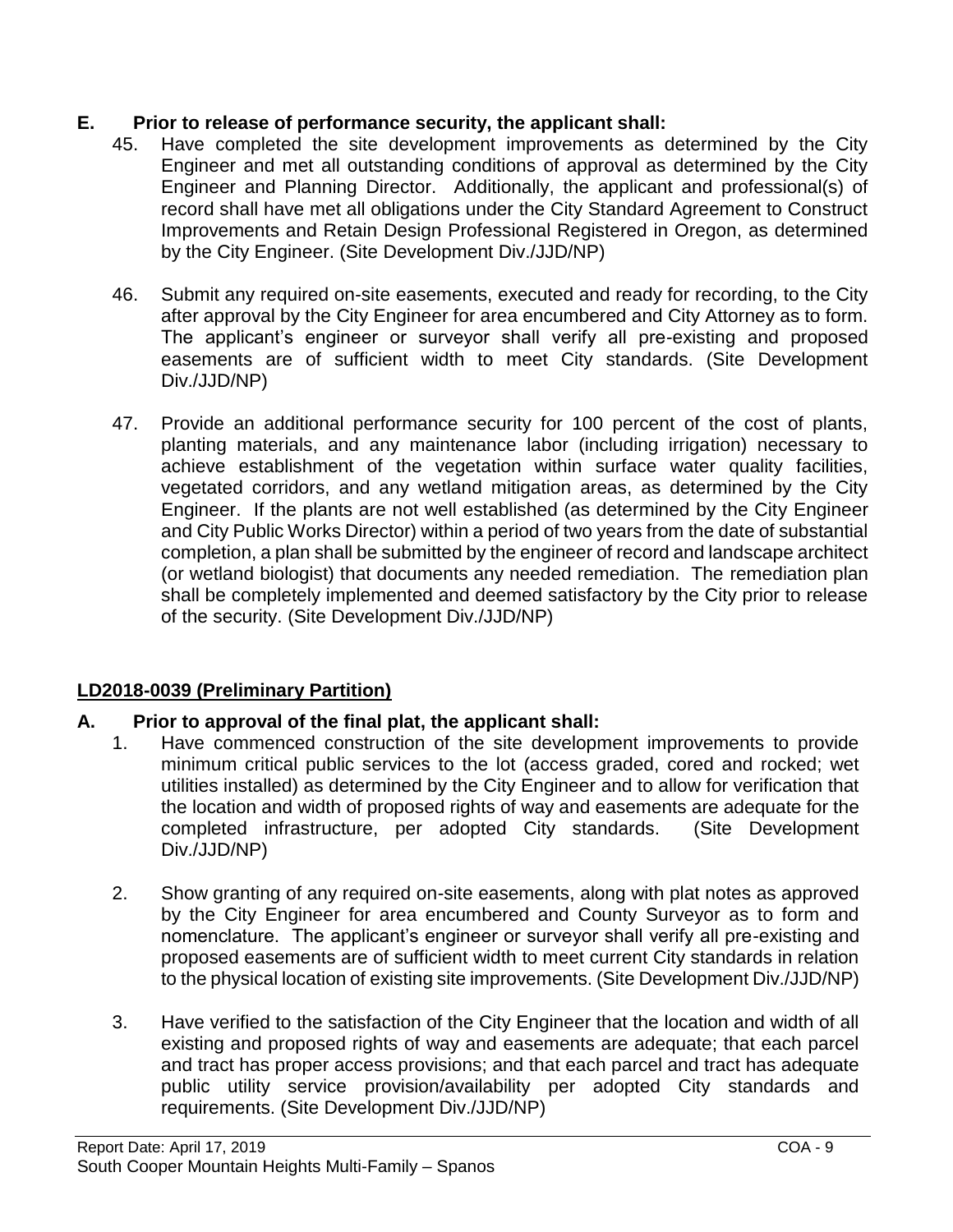**E. Prior to release of performance security, the applicant shall:**

45. Have completed the site development improvements as determined by the City Engineer and met all outstanding conditions of approval as determined by the City Engineer and Planning Director. Additionally, the applicant and professional(s) of record shall have met all obligations under the City Standard Agreement to Construct Improvements and Retain Design Professional Registered in Oregon, as determined by the City Engineer. (Site Development Div./JJD/NP)

46. Submit any required on-site easements, executed and ready for recording, to the City after approval by the City Engineer for area encumbered and City Attorney as to form. The applicant's engineer or surveyor shall verify all pre-existing and proposed easements are of sufficient width to meet City standards. (Site Development Div./JJD/NP)

47. Provide an additional performance security for 100 percent of the cost of plants, planting materials, and any maintenance labor (including irrigation) necessary to achieve establishment of the vegetation within surface water quality facilities, vegetated corridors, and any wetland mitigation areas, as determined by the City Engineer. If the plants are not well established (as determined by the City Engineer and City Public Works Director) within a period of two years from the date of substantial completion, a plan shall be submitted by the engineer of record and landscape architect (or wetland biologist) that documents any needed remediation. The remediation plan shall be completely implemented and deemed satisfactory by the City prior to release of the security. (Site Development Div./JJD/NP)

**<u>LD2018-0039 (Preliminary Partition)</u>**

**A. Prior to approval of the final plat, the applicant shall:**

1. Have commenced construction of the site development improvements to provide minimum critical public services to the lot (access graded, cored and rocked; wet utilities installed) as determined by the City Engineer and to allow for verification that the location and width of proposed rights of way and easements are adequate for the completed infrastructure, per adopted City standards. (Site Development Div./JJD/NP)

2. Show granting of any required on-site easements, along with plat notes as approved by the City Engineer for area encumbered and County Surveyor as to form and nomenclature. The applicant's engineer or surveyor shall verify all pre-existing and proposed easements are of sufficient width to meet current City standards in relation to the physical location of existing site improvements. (Site Development Div./JJD/NP)

3. Have verified to the satisfaction of the City Engineer that the location and width of all existing and proposed rights of way and easements are adequate; that each parcel and tract has proper access provisions; and that each parcel and tract has adequate public utility service provision/availability per adopted City standards and requirements. (Site Development Div./JJD/NP)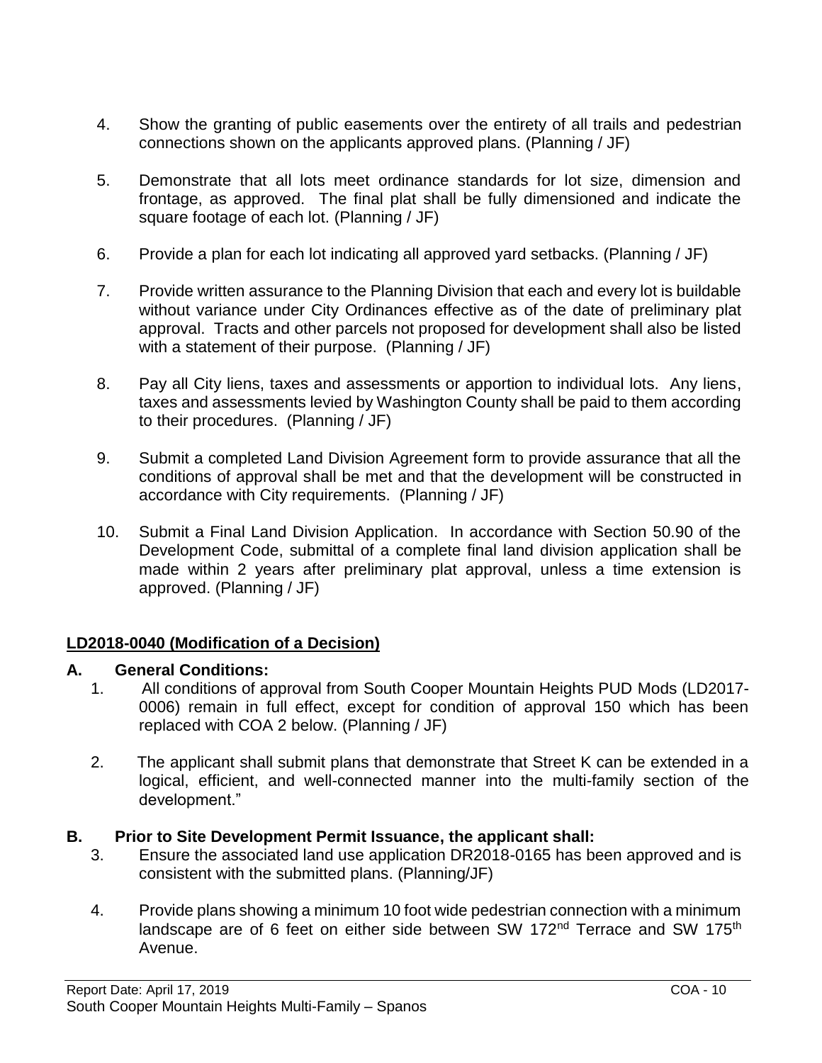4. Show the granting of public easements over the entirety of all trails and pedestrian connections shown on the applicants approved plans. (Planning / JF)

5. Demonstrate that all lots meet ordinance standards for lot size, dimension and frontage, as approved. The final plat shall be fully dimensioned and indicate the square footage of each lot. (Planning / JF)

6. Provide a plan for each lot indicating all approved yard setbacks. (Planning / JF)

7. Provide written assurance to the Planning Division that each and every lot is buildable without variance under City Ordinances effective as of the date of preliminary plat approval. Tracts and other parcels not proposed for development shall also be listed with a statement of their purpose. (Planning / JF)

8. Pay all City liens, taxes and assessments or apportion to individual lots. Any liens, taxes and assessments levied by Washington County shall be paid to them according to their procedures. (Planning / JF)

9. Submit a completed Land Division Agreement form to provide assurance that all the conditions of approval shall be met and that the development will be constructed in accordance with City requirements. (Planning / JF)

10. Submit a Final Land Division Application. In accordance with Section 50.90 of the Development Code, submittal of a complete final land division application shall be made within 2 years after preliminary plat approval, unless a time extension is approved. (Planning / JF)

**LD2018-0040 (Modification of a Decision)**

**A. General Conditions:**

1. All conditions of approval from South Cooper Mountain Heights PUD Mods (LD2017-0006) remain in full effect, except for condition of approval 150 which has been replaced with COA 2 below. (Planning / JF)

2. The applicant shall submit plans that demonstrate that Street K can be extended in a logical, efficient, and well-connected manner into the multi-family section of the development."

**B. Prior to Site Development Permit Issuance, the applicant shall:**

3. Ensure the associated land use application DR2018-0165 has been approved and is consistent with the submitted plans. (Planning/JF)

4. Provide plans showing a minimum 10 foot wide pedestrian connection with a minimum landscape are of 6 feet on either side between SW 172nd Terrace and SW 175th Avenue.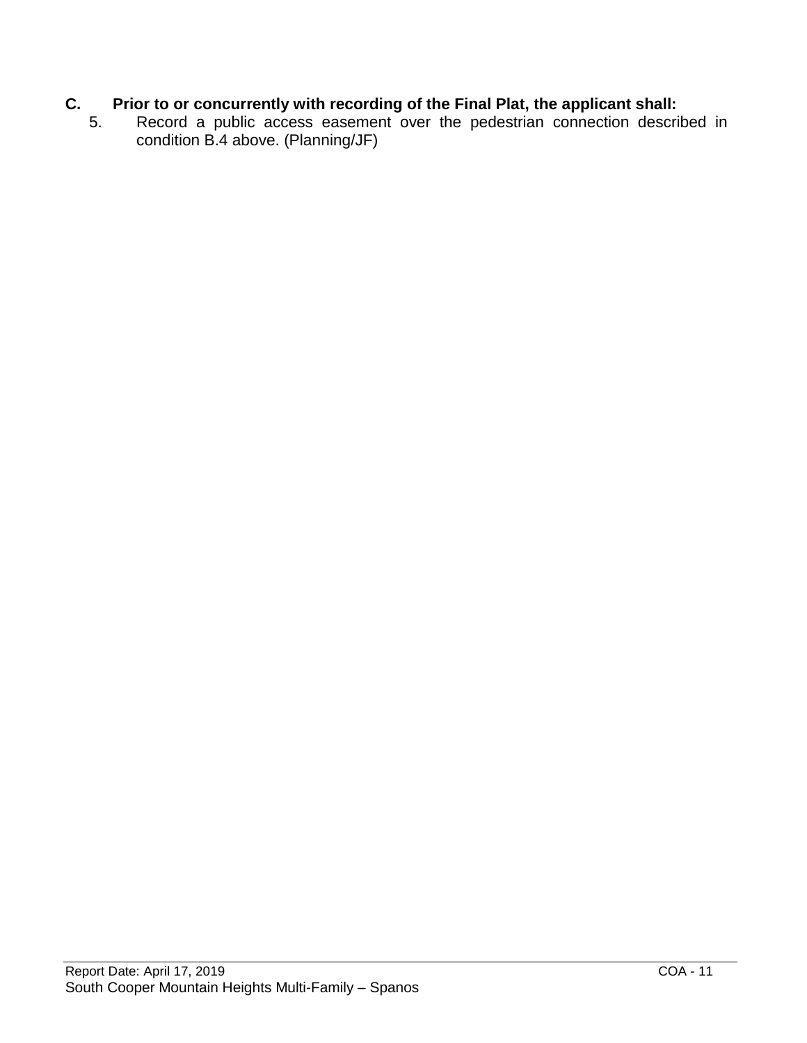**C. Prior to or concurrently with recording of the Final Plat, the applicant shall:**

5. Record a public access easement over the pedestrian connection described in condition B.4 above. (Planning/JF)